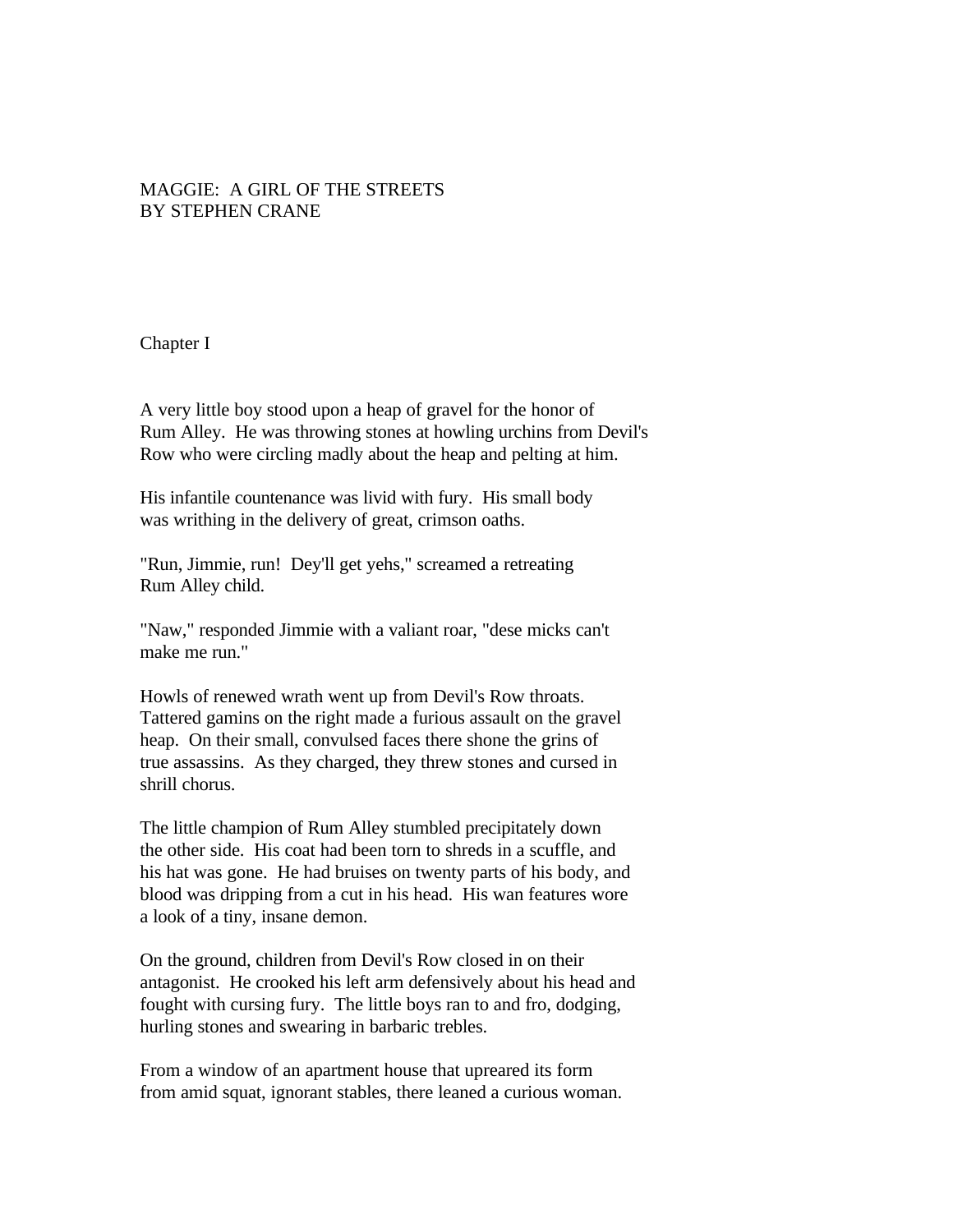# MAGGIE: A GIRL OF THE STREETS
## BY STEPHEN CRANE

### Chapter I

A very little boy stood upon a heap of gravel for the honor of Rum Alley. He was throwing stones at howling urchins from Devil's Row who were circling madly about the heap and pelting at him.

His infantile countenance was livid with fury. His small body was writhing in the delivery of great, crimson oaths.

"Run, Jimmie, run! Dey'll get yehs," screamed a retreating Rum Alley child.

"Naw," responded Jimmie with a valiant roar, "dese micks can't make me run."

Howls of renewed wrath went up from Devil's Row throats. Tattered gamins on the right made a furious assault on the gravel heap. On their small, convulsed faces there shone the grins of true assassins. As they charged, they threw stones and cursed in shrill chorus.

The little champion of Rum Alley stumbled precipitately down the other side. His coat had been torn to shreds in a scuffle, and his hat was gone. He had bruises on twenty parts of his body, and blood was dripping from a cut in his head. His wan features wore a look of a tiny, insane demon.

On the ground, children from Devil's Row closed in on their antagonist. He crooked his left arm defensively about his head and fought with cursing fury. The little boys ran to and fro, dodging, hurling stones and swearing in barbaric trebles.

From a window of an apartment house that upreared its form from amid squat, ignorant stables, there leaned a curious woman.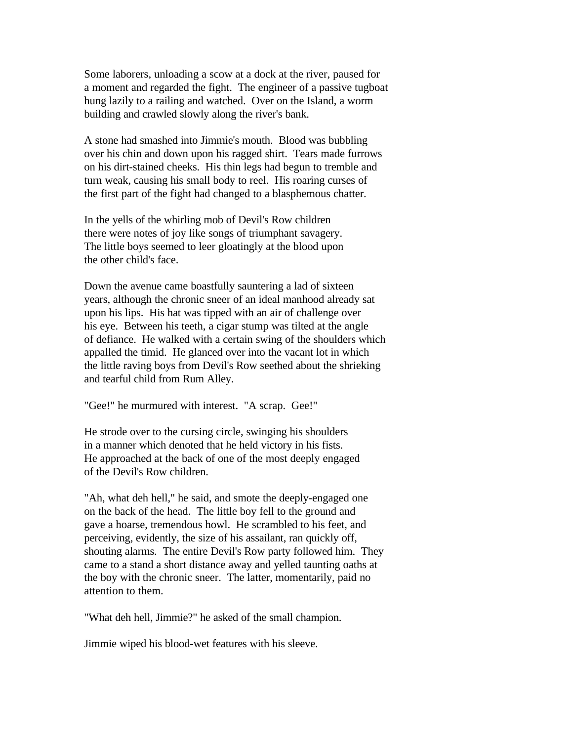Some laborers, unloading a scow at a dock at the river, paused for a moment and regarded the fight. The engineer of a passive tugboat hung lazily to a railing and watched. Over on the Island, a worm building and crawled slowly along the river's bank.

A stone had smashed into Jimmie's mouth. Blood was bubbling over his chin and down upon his ragged shirt. Tears made furrows on his dirt-stained cheeks. His thin legs had begun to tremble and turn weak, causing his small body to reel. His roaring curses of the first part of the fight had changed to a blasphemous chatter.

In the yells of the whirling mob of Devil's Row children there were notes of joy like songs of triumphant savagery. The little boys seemed to leer gloatingly at the blood upon the other child's face.

Down the avenue came boastfully sauntering a lad of sixteen years, although the chronic sneer of an ideal manhood already sat upon his lips. His hat was tipped with an air of challenge over his eye. Between his teeth, a cigar stump was tilted at the angle of defiance. He walked with a certain swing of the shoulders which appalled the timid. He glanced over into the vacant lot in which the little raving boys from Devil's Row seethed about the shrieking and tearful child from Rum Alley.

"Gee!" he murmured with interest. "A scrap. Gee!"

He strode over to the cursing circle, swinging his shoulders in a manner which denoted that he held victory in his fists. He approached at the back of one of the most deeply engaged of the Devil's Row children.

"Ah, what deh hell," he said, and smote the deeply-engaged one on the back of the head. The little boy fell to the ground and gave a hoarse, tremendous howl. He scrambled to his feet, and perceiving, evidently, the size of his assailant, ran quickly off, shouting alarms. The entire Devil's Row party followed him. They came to a stand a short distance away and yelled taunting oaths at the boy with the chronic sneer. The latter, momentarily, paid no attention to them.

"What deh hell, Jimmie?" he asked of the small champion.

Jimmie wiped his blood-wet features with his sleeve.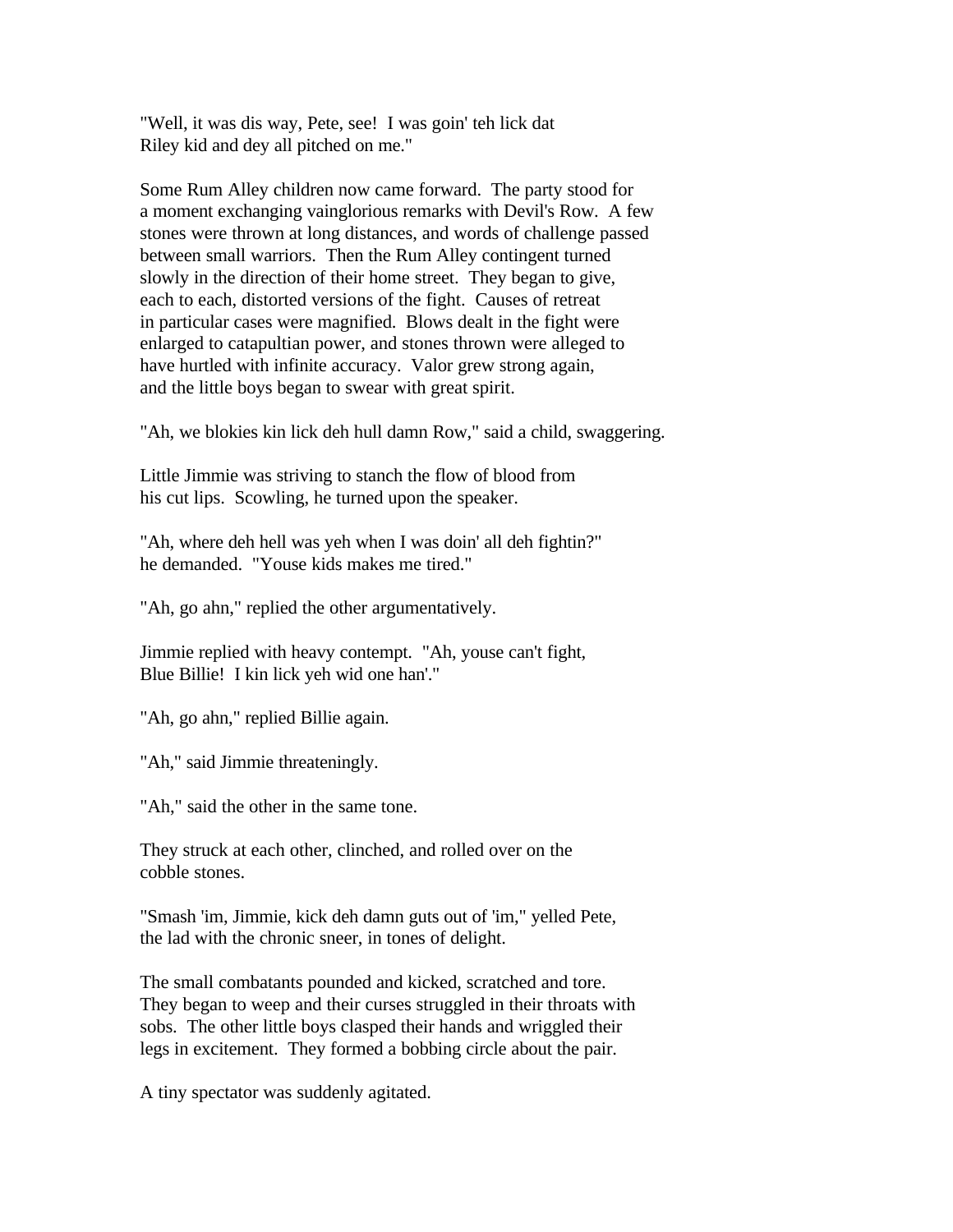"Well, it was dis way, Pete, see! I was goin' teh lick dat Riley kid and dey all pitched on me."

Some Rum Alley children now came forward. The party stood for a moment exchanging vainglorious remarks with Devil's Row. A few stones were thrown at long distances, and words of challenge passed between small warriors. Then the Rum Alley contingent turned slowly in the direction of their home street. They began to give, each to each, distorted versions of the fight. Causes of retreat in particular cases were magnified. Blows dealt in the fight were enlarged to catapultian power, and stones thrown were alleged to have hurtled with infinite accuracy. Valor grew strong again, and the little boys began to swear with great spirit.

"Ah, we blokies kin lick deh hull damn Row," said a child, swaggering.

Little Jimmie was striving to stanch the flow of blood from his cut lips. Scowling, he turned upon the speaker.

"Ah, where deh hell was yeh when I was doin' all deh fightin?" he demanded. "Youse kids makes me tired."

"Ah, go ahn," replied the other argumentatively.

Jimmie replied with heavy contempt. "Ah, youse can't fight, Blue Billie! I kin lick yeh wid one han'."

"Ah, go ahn," replied Billie again.

"Ah," said Jimmie threateningly.

"Ah," said the other in the same tone.

They struck at each other, clinched, and rolled over on the cobble stones.

"Smash 'im, Jimmie, kick deh damn guts out of 'im," yelled Pete, the lad with the chronic sneer, in tones of delight.

The small combatants pounded and kicked, scratched and tore. They began to weep and their curses struggled in their throats with sobs. The other little boys clasped their hands and wriggled their legs in excitement. They formed a bobbing circle about the pair.

A tiny spectator was suddenly agitated.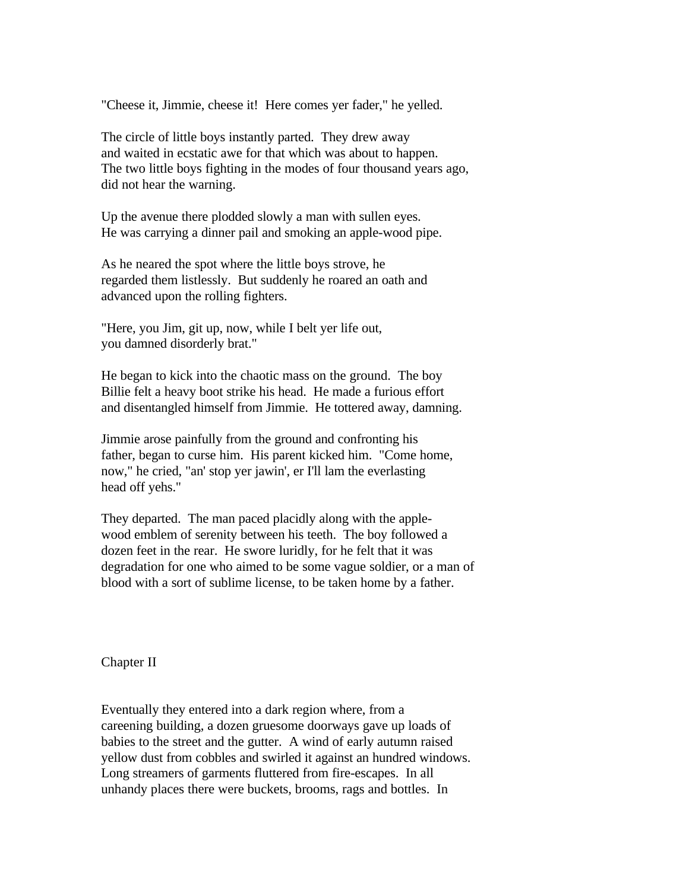"Cheese it, Jimmie, cheese it! Here comes yer fader," he yelled.

The circle of little boys instantly parted. They drew away and waited in ecstatic awe for that which was about to happen. The two little boys fighting in the modes of four thousand years ago, did not hear the warning.

Up the avenue there plodded slowly a man with sullen eyes. He was carrying a dinner pail and smoking an apple-wood pipe.

As he neared the spot where the little boys strove, he regarded them listlessly. But suddenly he roared an oath and advanced upon the rolling fighters.

"Here, you Jim, git up, now, while I belt yer life out, you damned disorderly brat."

He began to kick into the chaotic mass on the ground. The boy Billie felt a heavy boot strike his head. He made a furious effort and disentangled himself from Jimmie. He tottered away, damning.

Jimmie arose painfully from the ground and confronting his father, began to curse him. His parent kicked him. "Come home, now," he cried, "an' stop yer jawin', er I'll lam the everlasting head off yehs."

They departed. The man paced placidly along with the apple-wood emblem of serenity between his teeth. The boy followed a dozen feet in the rear. He swore luridly, for he felt that it was degradation for one who aimed to be some vague soldier, or a man of blood with a sort of sublime license, to be taken home by a father.

## Chapter II

Eventually they entered into a dark region where, from a careening building, a dozen gruesome doorways gave up loads of babies to the street and the gutter. A wind of early autumn raised yellow dust from cobbles and swirled it against an hundred windows. Long streamers of garments fluttered from fire-escapes. In all unhandy places there were buckets, brooms, rags and bottles. In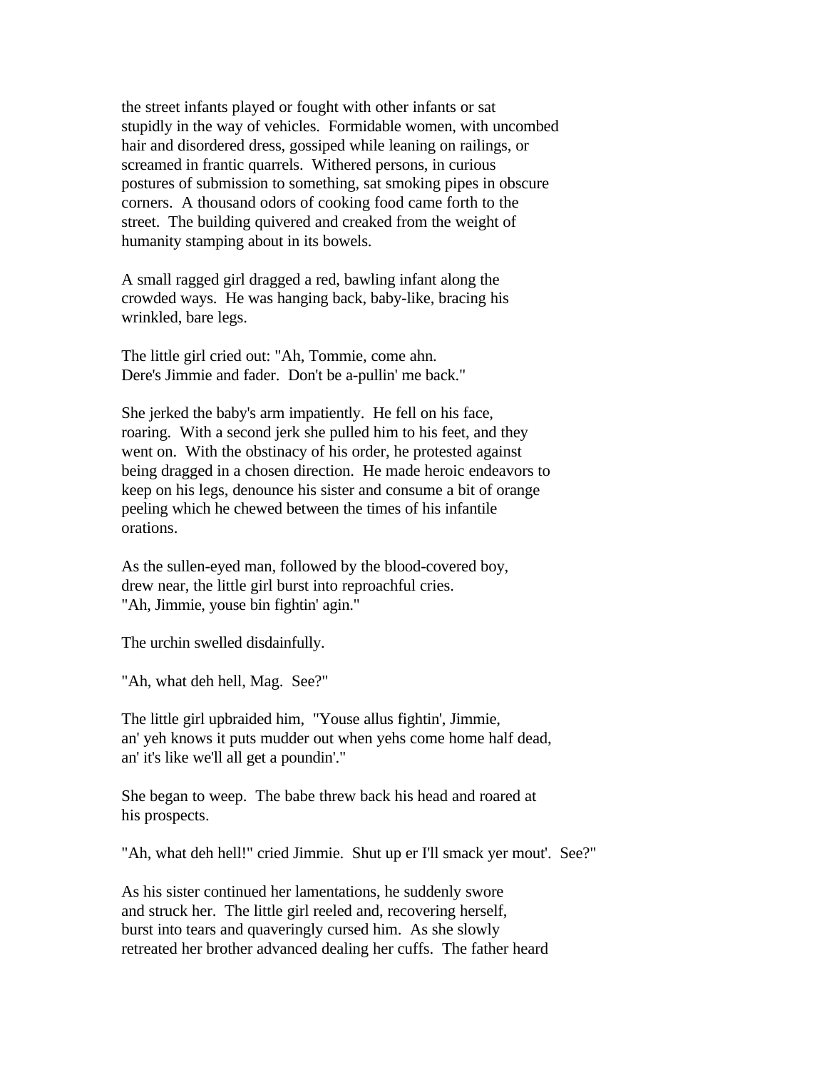the street infants played or fought with other infants or sat stupidly in the way of vehicles. Formidable women, with uncombed hair and disordered dress, gossiped while leaning on railings, or screamed in frantic quarrels. Withered persons, in curious postures of submission to something, sat smoking pipes in obscure corners. A thousand odors of cooking food came forth to the street. The building quivered and creaked from the weight of humanity stamping about in its bowels.

A small ragged girl dragged a red, bawling infant along the crowded ways. He was hanging back, baby-like, bracing his wrinkled, bare legs.

The little girl cried out: "Ah, Tommie, come ahn. Dere's Jimmie and fader. Don't be a-pullin' me back."

She jerked the baby's arm impatiently. He fell on his face, roaring. With a second jerk she pulled him to his feet, and they went on. With the obstinacy of his order, he protested against being dragged in a chosen direction. He made heroic endeavors to keep on his legs, denounce his sister and consume a bit of orange peeling which he chewed between the times of his infantile orations.

As the sullen-eyed man, followed by the blood-covered boy, drew near, the little girl burst into reproachful cries. "Ah, Jimmie, youse bin fightin' agin."

The urchin swelled disdainfully.

"Ah, what deh hell, Mag. See?"

The little girl upbraided him, "Youse allus fightin', Jimmie, an' yeh knows it puts mudder out when yehs come home half dead, an' it's like we'll all get a poundin'."

She began to weep. The babe threw back his head and roared at his prospects.

"Ah, what deh hell!" cried Jimmie. Shut up er I'll smack yer mout'. See?"

As his sister continued her lamentations, he suddenly swore and struck her. The little girl reeled and, recovering herself, burst into tears and quaveringly cursed him. As she slowly retreated her brother advanced dealing her cuffs. The father heard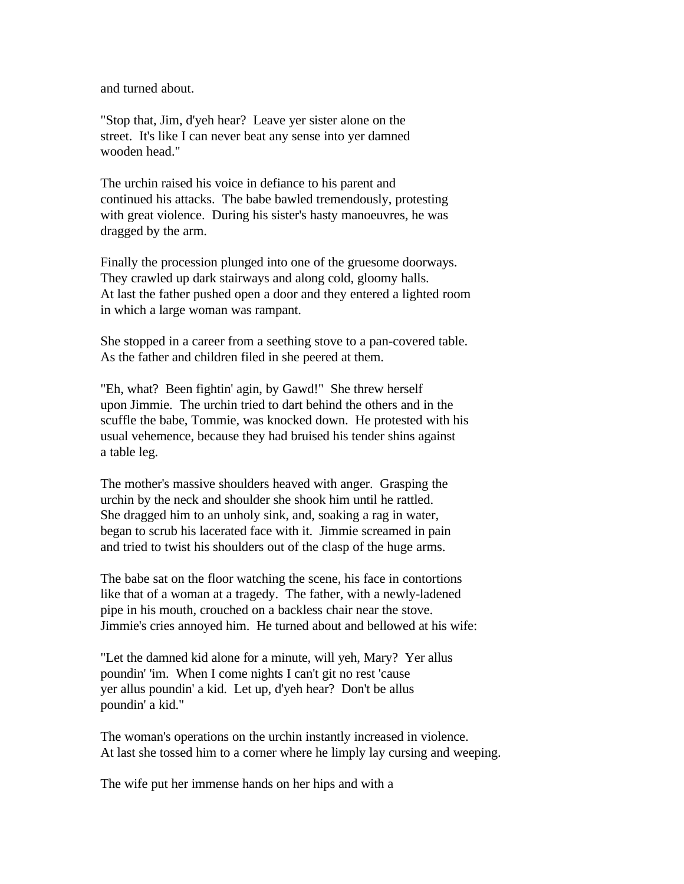and turned about.

"Stop that, Jim, d'yeh hear? Leave yer sister alone on the street. It's like I can never beat any sense into yer damned wooden head."

The urchin raised his voice in defiance to his parent and continued his attacks. The babe bawled tremendously, protesting with great violence. During his sister's hasty manoeuvres, he was dragged by the arm.

Finally the procession plunged into one of the gruesome doorways. They crawled up dark stairways and along cold, gloomy halls. At last the father pushed open a door and they entered a lighted room in which a large woman was rampant.

She stopped in a career from a seething stove to a pan-covered table. As the father and children filed in she peered at them.

"Eh, what? Been fightin' agin, by Gawd!" She threw herself upon Jimmie. The urchin tried to dart behind the others and in the scuffle the babe, Tommie, was knocked down. He protested with his usual vehemence, because they had bruised his tender shins against a table leg.

The mother's massive shoulders heaved with anger. Grasping the urchin by the neck and shoulder she shook him until he rattled. She dragged him to an unholy sink, and, soaking a rag in water, began to scrub his lacerated face with it. Jimmie screamed in pain and tried to twist his shoulders out of the clasp of the huge arms.

The babe sat on the floor watching the scene, his face in contortions like that of a woman at a tragedy. The father, with a newly-ladened pipe in his mouth, crouched on a backless chair near the stove. Jimmie's cries annoyed him. He turned about and bellowed at his wife:

"Let the damned kid alone for a minute, will yeh, Mary? Yer allus poundin' 'im. When I come nights I can't git no rest 'cause yer allus poundin' a kid. Let up, d'yeh hear? Don't be allus poundin' a kid."

The woman's operations on the urchin instantly increased in violence. At last she tossed him to a corner where he limply lay cursing and weeping.

The wife put her immense hands on her hips and with a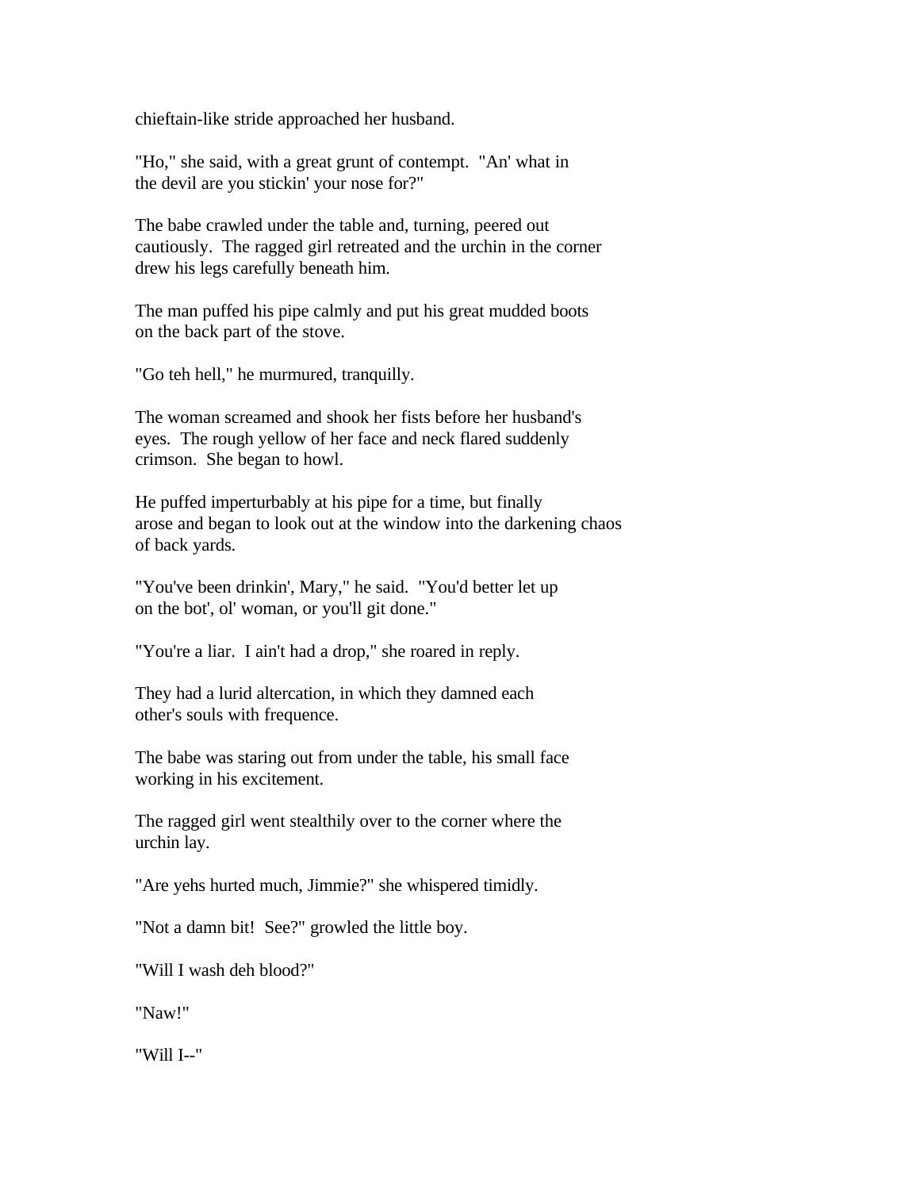chieftain-like stride approached her husband.

"Ho," she said, with a great grunt of contempt. "An' what in the devil are you stickin' your nose for?"

The babe crawled under the table and, turning, peered out cautiously. The ragged girl retreated and the urchin in the corner drew his legs carefully beneath him.

The man puffed his pipe calmly and put his great mudded boots on the back part of the stove.

"Go teh hell," he murmured, tranquilly.

The woman screamed and shook her fists before her husband's eyes. The rough yellow of her face and neck flared suddenly crimson. She began to howl.

He puffed imperturbably at his pipe for a time, but finally arose and began to look out at the window into the darkening chaos of back yards.

"You've been drinkin', Mary," he said. "You'd better let up on the bot', ol' woman, or you'll git done."

"You're a liar. I ain't had a drop," she roared in reply.

They had a lurid altercation, in which they damned each other's souls with frequence.

The babe was staring out from under the table, his small face working in his excitement.

The ragged girl went stealthily over to the corner where the urchin lay.

"Are yehs hurted much, Jimmie?" she whispered timidly.

"Not a damn bit! See?" growled the little boy.

"Will I wash deh blood?"

"Naw!"

"Will I--"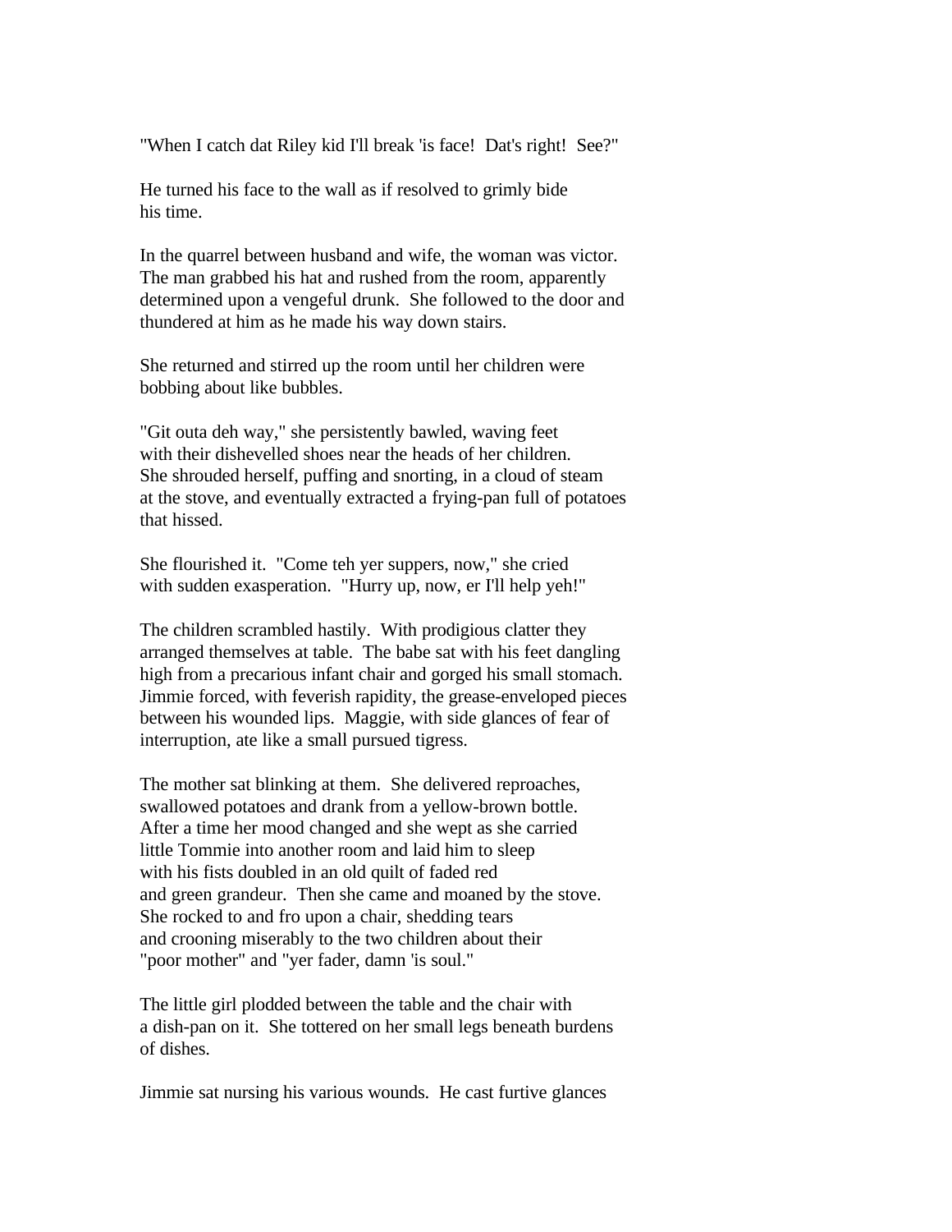"When I catch dat Riley kid I'll break 'is face!  Dat's right!  See?"

He turned his face to the wall as if resolved to grimly bide his time.

In the quarrel between husband and wife, the woman was victor. The man grabbed his hat and rushed from the room, apparently determined upon a vengeful drunk.  She followed to the door and thundered at him as he made his way down stairs.

She returned and stirred up the room until her children were bobbing about like bubbles.

"Git outa deh way," she persistently bawled, waving feet with their dishevelled shoes near the heads of her children. She shrouded herself, puffing and snorting, in a cloud of steam at the stove, and eventually extracted a frying-pan full of potatoes that hissed.

She flourished it.  "Come teh yer suppers, now," she cried with sudden exasperation.  "Hurry up, now, er I'll help yeh!"

The children scrambled hastily.  With prodigious clatter they arranged themselves at table.  The babe sat with his feet dangling high from a precarious infant chair and gorged his small stomach. Jimmie forced, with feverish rapidity, the grease-enveloped pieces between his wounded lips.  Maggie, with side glances of fear of interruption, ate like a small pursued tigress.

The mother sat blinking at them.  She delivered reproaches, swallowed potatoes and drank from a yellow-brown bottle. After a time her mood changed and she wept as she carried little Tommie into another room and laid him to sleep with his fists doubled in an old quilt of faded red and green grandeur.  Then she came and moaned by the stove. She rocked to and fro upon a chair, shedding tears and crooning miserably to the two children about their "poor mother" and "yer fader, damn 'is soul."

The little girl plodded between the table and the chair with a dish-pan on it.  She tottered on her small legs beneath burdens of dishes.

Jimmie sat nursing his various wounds.  He cast furtive glances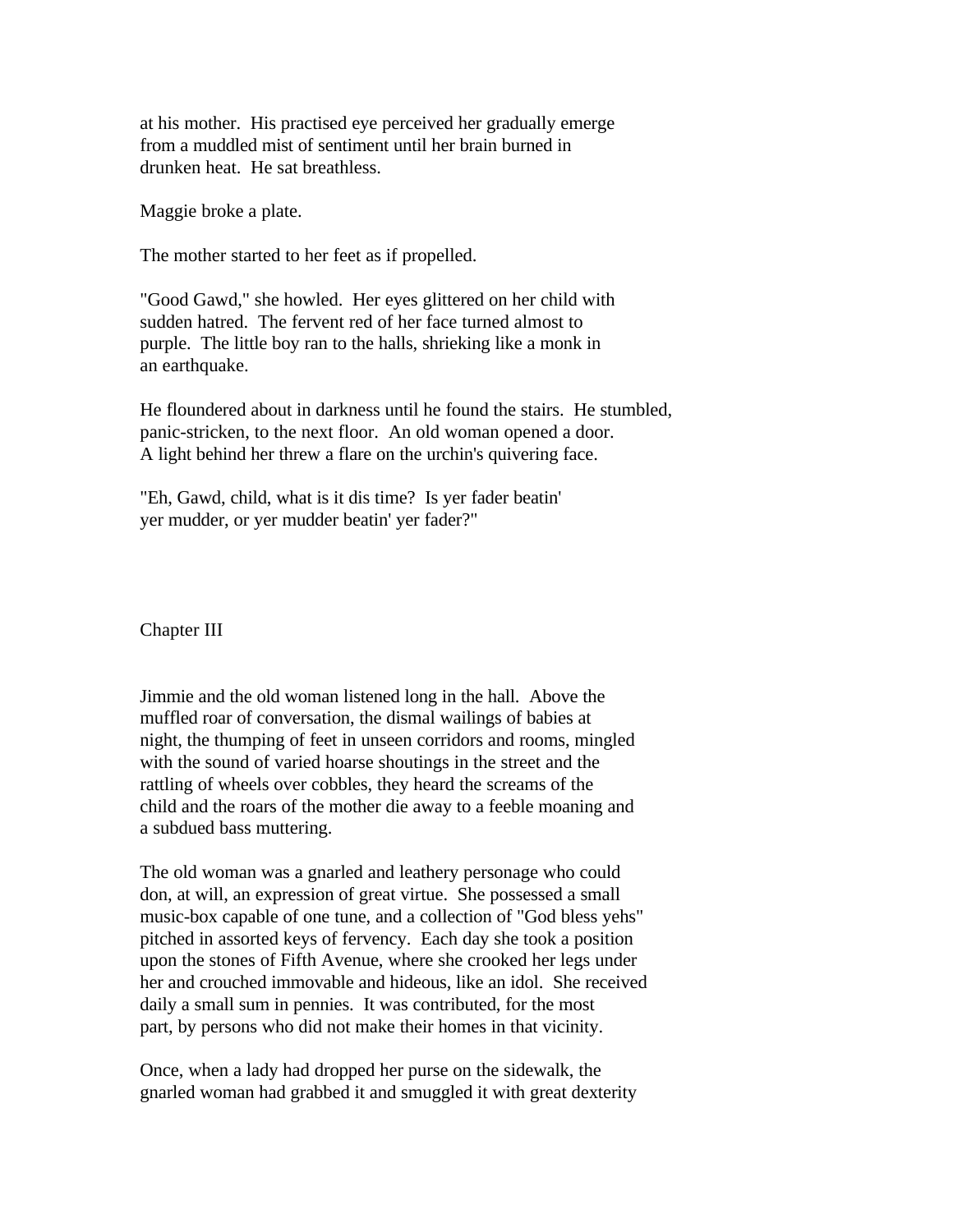at his mother. His practised eye perceived her gradually emerge from a muddled mist of sentiment until her brain burned in drunken heat. He sat breathless.

Maggie broke a plate.

The mother started to her feet as if propelled.

"Good Gawd," she howled. Her eyes glittered on her child with sudden hatred. The fervent red of her face turned almost to purple. The little boy ran to the halls, shrieking like a monk in an earthquake.

He floundered about in darkness until he found the stairs. He stumbled, panic-stricken, to the next floor. An old woman opened a door. A light behind her threw a flare on the urchin's quivering face.

"Eh, Gawd, child, what is it dis time? Is yer fader beatin' yer mudder, or yer mudder beatin' yer fader?"

## Chapter III

Jimmie and the old woman listened long in the hall. Above the muffled roar of conversation, the dismal wailings of babies at night, the thumping of feet in unseen corridors and rooms, mingled with the sound of varied hoarse shoutings in the street and the rattling of wheels over cobbles, they heard the screams of the child and the roars of the mother die away to a feeble moaning and a subdued bass muttering.

The old woman was a gnarled and leathery personage who could don, at will, an expression of great virtue. She possessed a small music-box capable of one tune, and a collection of "God bless yehs" pitched in assorted keys of fervency. Each day she took a position upon the stones of Fifth Avenue, where she crooked her legs under her and crouched immovable and hideous, like an idol. She received daily a small sum in pennies. It was contributed, for the most part, by persons who did not make their homes in that vicinity.

Once, when a lady had dropped her purse on the sidewalk, the gnarled woman had grabbed it and smuggled it with great dexterity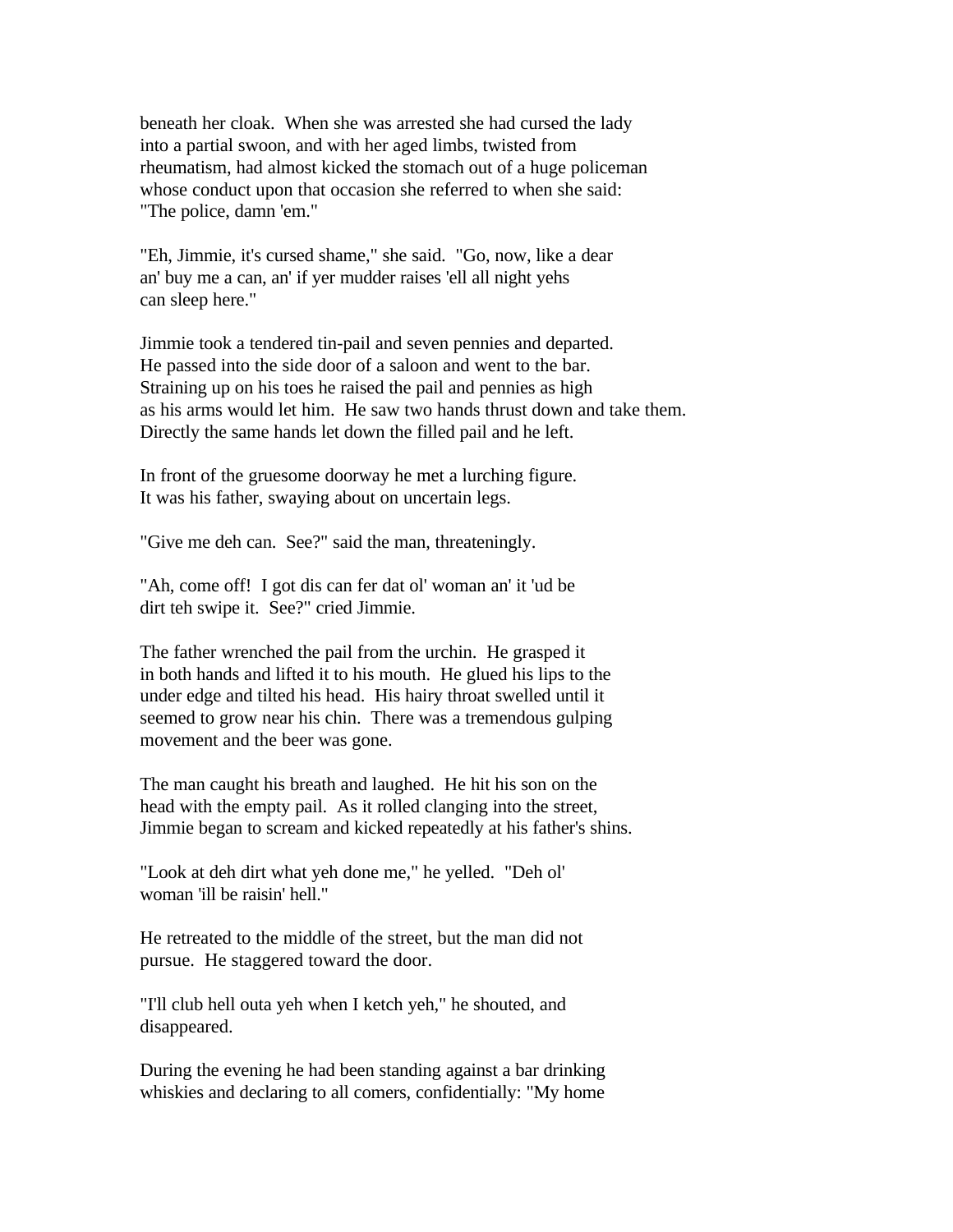beneath her cloak. When she was arrested she had cursed the lady into a partial swoon, and with her aged limbs, twisted from rheumatism, had almost kicked the stomach out of a huge policeman whose conduct upon that occasion she referred to when she said: "The police, damn 'em."

"Eh, Jimmie, it's cursed shame," she said. "Go, now, like a dear an' buy me a can, an' if yer mudder raises 'ell all night yehs can sleep here."

Jimmie took a tendered tin-pail and seven pennies and departed. He passed into the side door of a saloon and went to the bar. Straining up on his toes he raised the pail and pennies as high as his arms would let him. He saw two hands thrust down and take them. Directly the same hands let down the filled pail and he left.

In front of the gruesome doorway he met a lurching figure. It was his father, swaying about on uncertain legs.

"Give me deh can. See?" said the man, threateningly.

"Ah, come off! I got dis can fer dat ol' woman an' it 'ud be dirt teh swipe it. See?" cried Jimmie.

The father wrenched the pail from the urchin. He grasped it in both hands and lifted it to his mouth. He glued his lips to the under edge and tilted his head. His hairy throat swelled until it seemed to grow near his chin. There was a tremendous gulping movement and the beer was gone.

The man caught his breath and laughed. He hit his son on the head with the empty pail. As it rolled clanging into the street, Jimmie began to scream and kicked repeatedly at his father's shins.

"Look at deh dirt what yeh done me," he yelled. "Deh ol' woman 'ill be raisin' hell."

He retreated to the middle of the street, but the man did not pursue. He staggered toward the door.

"I'll club hell outa yeh when I ketch yeh," he shouted, and disappeared.

During the evening he had been standing against a bar drinking whiskies and declaring to all comers, confidentially: "My home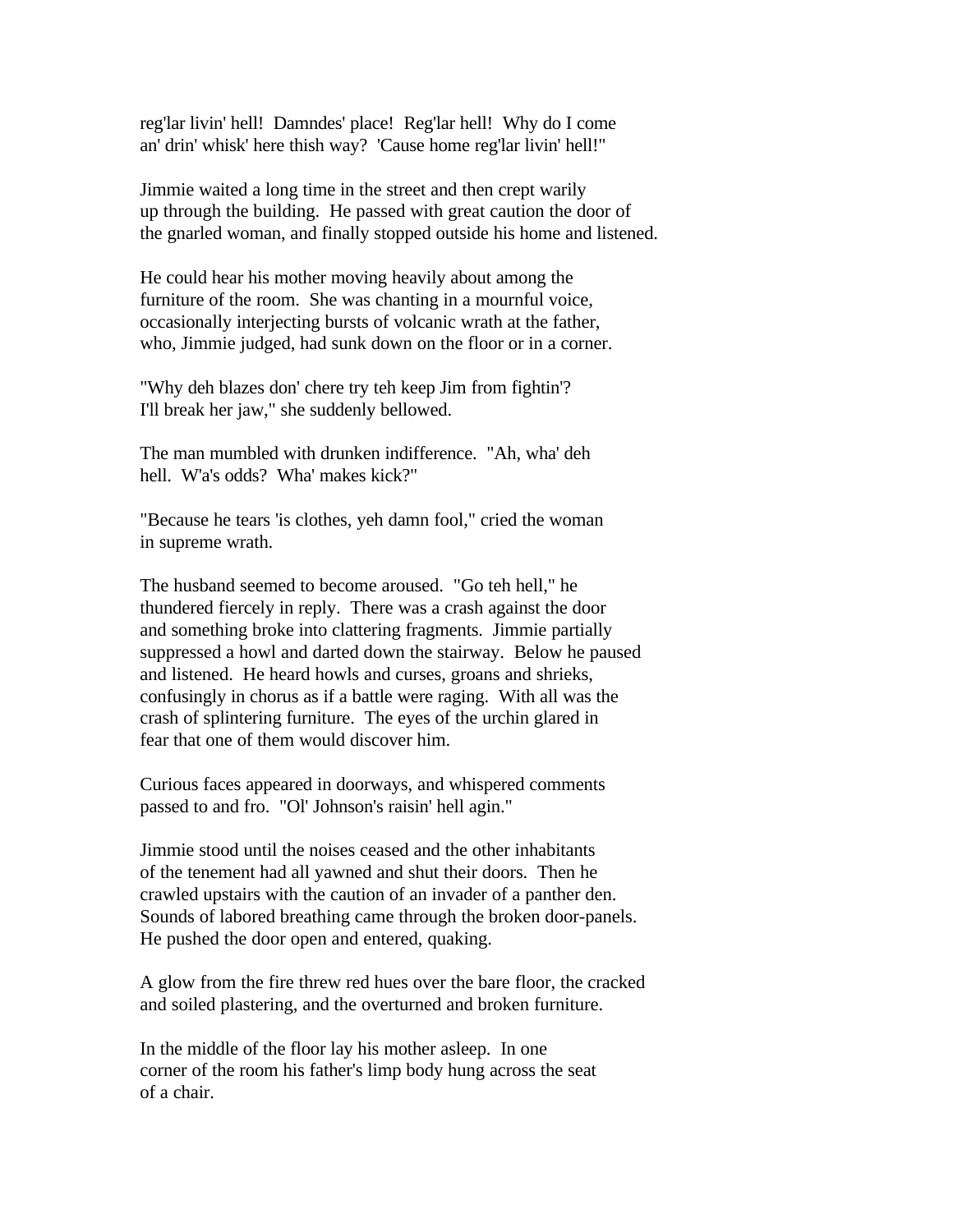reg'lar livin' hell! Damndes' place! Reg'lar hell! Why do I come an' drin' whisk' here thish way? 'Cause home reg'lar livin' hell!"

Jimmie waited a long time in the street and then crept warily up through the building. He passed with great caution the door of the gnarled woman, and finally stopped outside his home and listened.

He could hear his mother moving heavily about among the furniture of the room. She was chanting in a mournful voice, occasionally interjecting bursts of volcanic wrath at the father, who, Jimmie judged, had sunk down on the floor or in a corner.

"Why deh blazes don' chere try teh keep Jim from fightin'? I'll break her jaw," she suddenly bellowed.

The man mumbled with drunken indifference. "Ah, wha' deh hell. W'a's odds? Wha' makes kick?"

"Because he tears 'is clothes, yeh damn fool," cried the woman in supreme wrath.

The husband seemed to become aroused. "Go teh hell," he thundered fiercely in reply. There was a crash against the door and something broke into clattering fragments. Jimmie partially suppressed a howl and darted down the stairway. Below he paused and listened. He heard howls and curses, groans and shrieks, confusingly in chorus as if a battle were raging. With all was the crash of splintering furniture. The eyes of the urchin glared in fear that one of them would discover him.

Curious faces appeared in doorways, and whispered comments passed to and fro. "Ol' Johnson's raisin' hell agin."

Jimmie stood until the noises ceased and the other inhabitants of the tenement had all yawned and shut their doors. Then he crawled upstairs with the caution of an invader of a panther den. Sounds of labored breathing came through the broken door-panels. He pushed the door open and entered, quaking.

A glow from the fire threw red hues over the bare floor, the cracked and soiled plastering, and the overturned and broken furniture.

In the middle of the floor lay his mother asleep. In one corner of the room his father's limp body hung across the seat of a chair.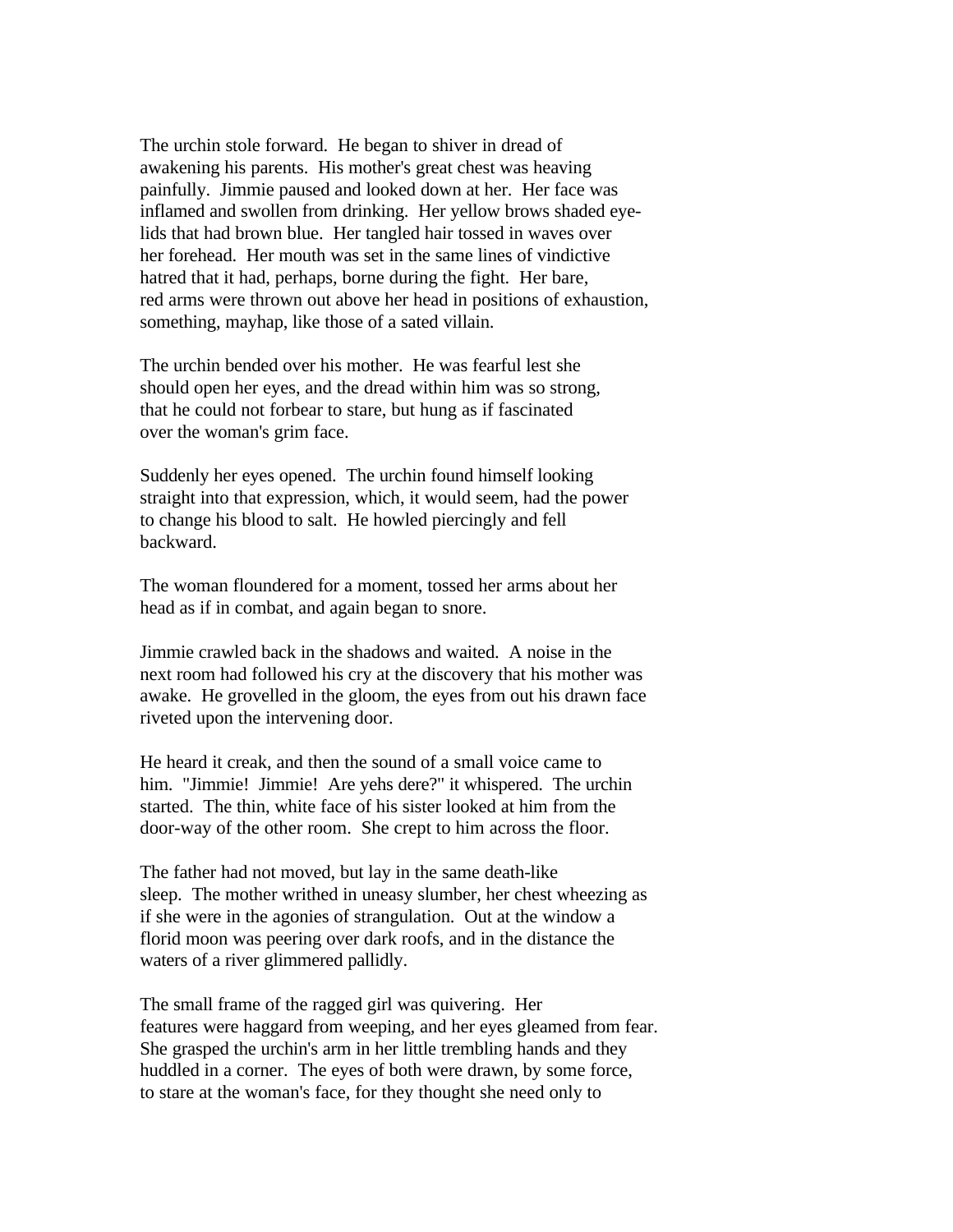The urchin stole forward. He began to shiver in dread of awakening his parents. His mother's great chest was heaving painfully. Jimmie paused and looked down at her. Her face was inflamed and swollen from drinking. Her yellow brows shaded eye-lids that had brown blue. Her tangled hair tossed in waves over her forehead. Her mouth was set in the same lines of vindictive hatred that it had, perhaps, borne during the fight. Her bare, red arms were thrown out above her head in positions of exhaustion, something, mayhap, like those of a sated villain.

The urchin bended over his mother. He was fearful lest she should open her eyes, and the dread within him was so strong, that he could not forbear to stare, but hung as if fascinated over the woman's grim face.

Suddenly her eyes opened. The urchin found himself looking straight into that expression, which, it would seem, had the power to change his blood to salt. He howled piercingly and fell backward.

The woman floundered for a moment, tossed her arms about her head as if in combat, and again began to snore.

Jimmie crawled back in the shadows and waited. A noise in the next room had followed his cry at the discovery that his mother was awake. He grovelled in the gloom, the eyes from out his drawn face riveted upon the intervening door.

He heard it creak, and then the sound of a small voice came to him. "Jimmie! Jimmie! Are yehs dere?" it whispered. The urchin started. The thin, white face of his sister looked at him from the door-way of the other room. She crept to him across the floor.

The father had not moved, but lay in the same death-like sleep. The mother writhed in uneasy slumber, her chest wheezing as if she were in the agonies of strangulation. Out at the window a florid moon was peering over dark roofs, and in the distance the waters of a river glimmered pallidly.

The small frame of the ragged girl was quivering. Her features were haggard from weeping, and her eyes gleamed from fear. She grasped the urchin's arm in her little trembling hands and they huddled in a corner. The eyes of both were drawn, by some force, to stare at the woman's face, for they thought she need only to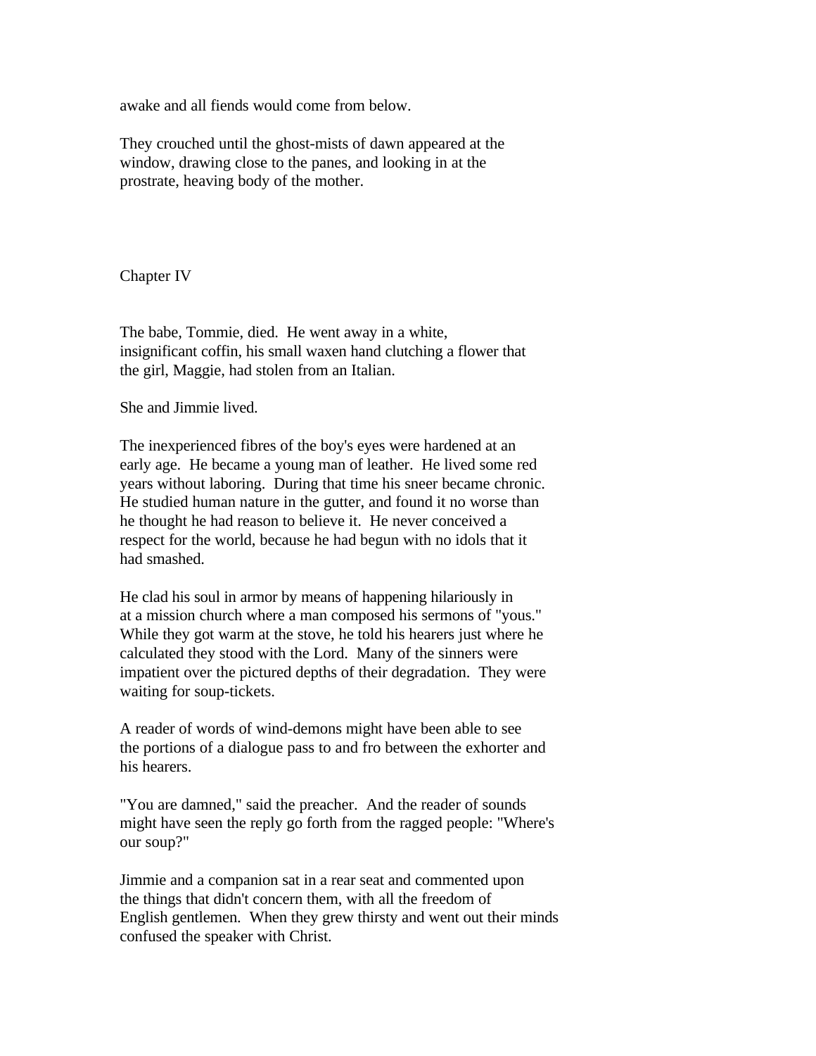awake and all fiends would come from below.

They crouched until the ghost-mists of dawn appeared at the window, drawing close to the panes, and looking in at the prostrate, heaving body of the mother.

## Chapter IV

The babe, Tommie, died. He went away in a white, insignificant coffin, his small waxen hand clutching a flower that the girl, Maggie, had stolen from an Italian.

She and Jimmie lived.

The inexperienced fibres of the boy's eyes were hardened at an early age. He became a young man of leather. He lived some red years without laboring. During that time his sneer became chronic. He studied human nature in the gutter, and found it no worse than he thought he had reason to believe it. He never conceived a respect for the world, because he had begun with no idols that it had smashed.

He clad his soul in armor by means of happening hilariously in at a mission church where a man composed his sermons of "yous." While they got warm at the stove, he told his hearers just where he calculated they stood with the Lord. Many of the sinners were impatient over the pictured depths of their degradation. They were waiting for soup-tickets.

A reader of words of wind-demons might have been able to see the portions of a dialogue pass to and fro between the exhorter and his hearers.

"You are damned," said the preacher. And the reader of sounds might have seen the reply go forth from the ragged people: "Where's our soup?"

Jimmie and a companion sat in a rear seat and commented upon the things that didn't concern them, with all the freedom of English gentlemen. When they grew thirsty and went out their minds confused the speaker with Christ.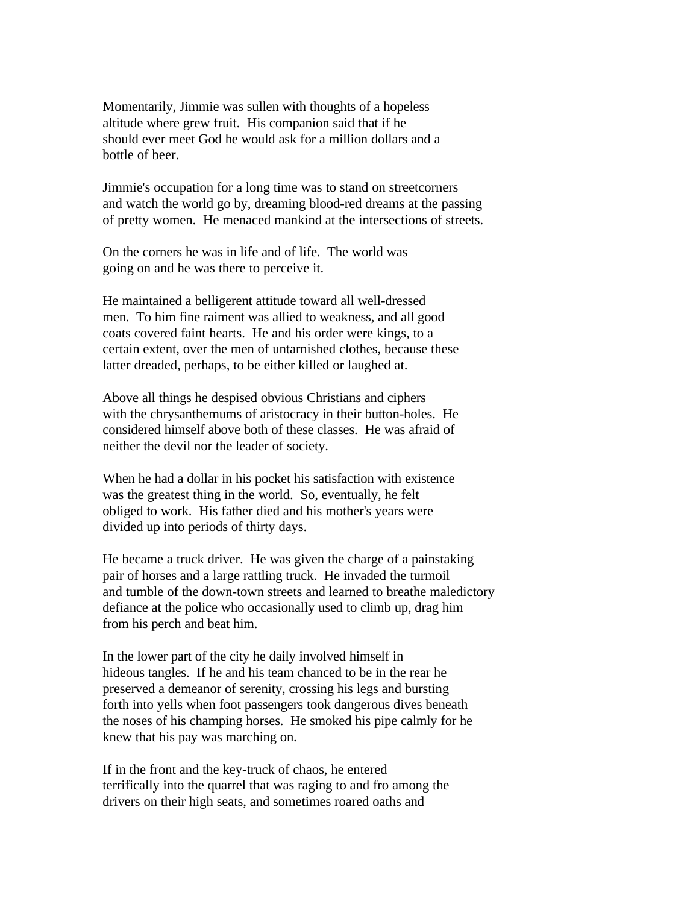Momentarily, Jimmie was sullen with thoughts of a hopeless altitude where grew fruit. His companion said that if he should ever meet God he would ask for a million dollars and a bottle of beer.

Jimmie's occupation for a long time was to stand on streetcorners and watch the world go by, dreaming blood-red dreams at the passing of pretty women. He menaced mankind at the intersections of streets.

On the corners he was in life and of life. The world was going on and he was there to perceive it.

He maintained a belligerent attitude toward all well-dressed men. To him fine raiment was allied to weakness, and all good coats covered faint hearts. He and his order were kings, to a certain extent, over the men of untarnished clothes, because these latter dreaded, perhaps, to be either killed or laughed at.

Above all things he despised obvious Christians and ciphers with the chrysanthemums of aristocracy in their button-holes. He considered himself above both of these classes. He was afraid of neither the devil nor the leader of society.

When he had a dollar in his pocket his satisfaction with existence was the greatest thing in the world. So, eventually, he felt obliged to work. His father died and his mother's years were divided up into periods of thirty days.

He became a truck driver. He was given the charge of a painstaking pair of horses and a large rattling truck. He invaded the turmoil and tumble of the down-town streets and learned to breathe maledictory defiance at the police who occasionally used to climb up, drag him from his perch and beat him.

In the lower part of the city he daily involved himself in hideous tangles. If he and his team chanced to be in the rear he preserved a demeanor of serenity, crossing his legs and bursting forth into yells when foot passengers took dangerous dives beneath the noses of his champing horses. He smoked his pipe calmly for he knew that his pay was marching on.

If in the front and the key-truck of chaos, he entered terrifically into the quarrel that was raging to and fro among the drivers on their high seats, and sometimes roared oaths and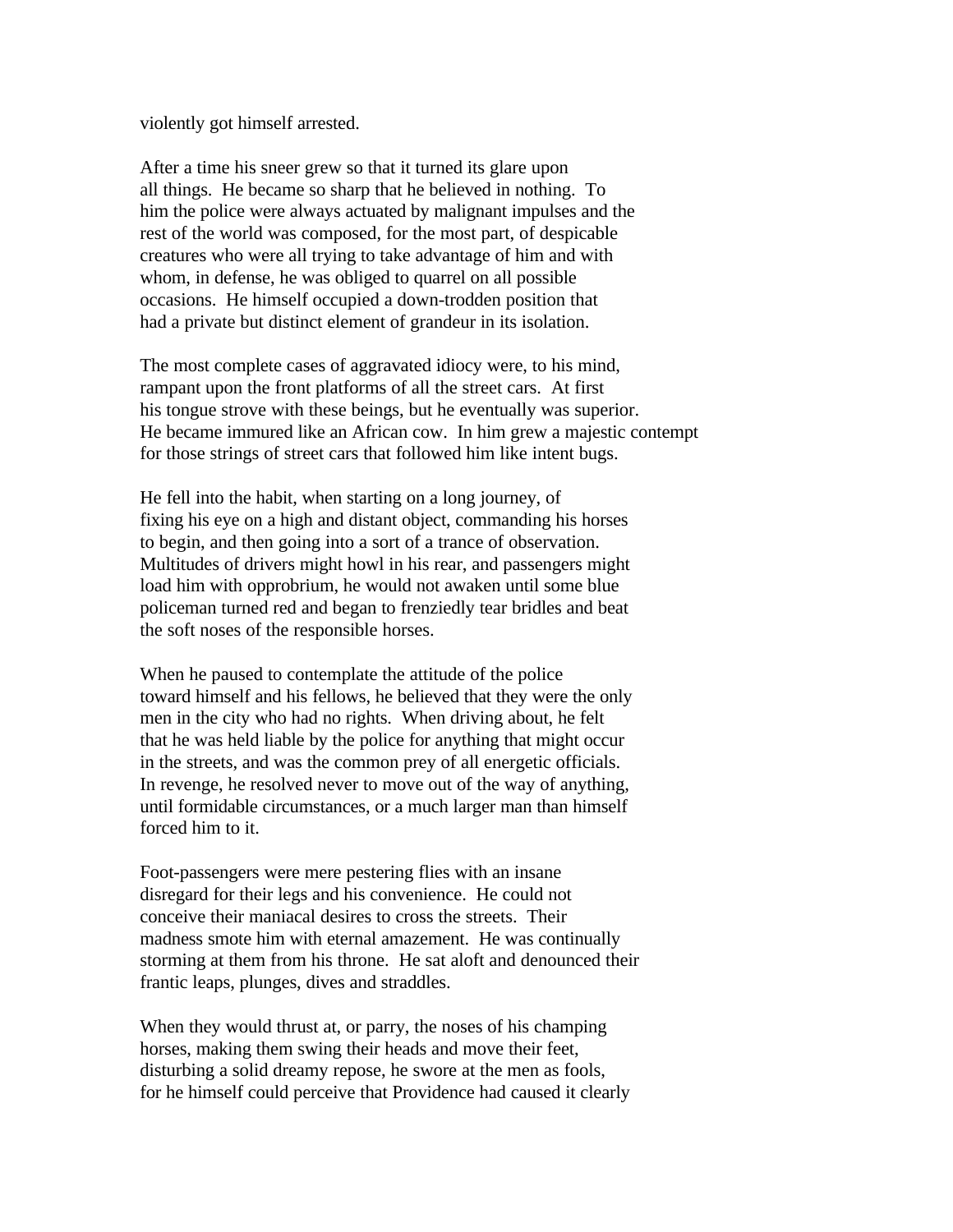violently got himself arrested.

After a time his sneer grew so that it turned its glare upon all things. He became so sharp that he believed in nothing. To him the police were always actuated by malignant impulses and the rest of the world was composed, for the most part, of despicable creatures who were all trying to take advantage of him and with whom, in defense, he was obliged to quarrel on all possible occasions. He himself occupied a down-trodden position that had a private but distinct element of grandeur in its isolation.

The most complete cases of aggravated idiocy were, to his mind, rampant upon the front platforms of all the street cars. At first his tongue strove with these beings, but he eventually was superior. He became immured like an African cow. In him grew a majestic contempt for those strings of street cars that followed him like intent bugs.

He fell into the habit, when starting on a long journey, of fixing his eye on a high and distant object, commanding his horses to begin, and then going into a sort of a trance of observation. Multitudes of drivers might howl in his rear, and passengers might load him with opprobrium, he would not awaken until some blue policeman turned red and began to frenziedly tear bridles and beat the soft noses of the responsible horses.

When he paused to contemplate the attitude of the police toward himself and his fellows, he believed that they were the only men in the city who had no rights. When driving about, he felt that he was held liable by the police for anything that might occur in the streets, and was the common prey of all energetic officials. In revenge, he resolved never to move out of the way of anything, until formidable circumstances, or a much larger man than himself forced him to it.

Foot-passengers were mere pestering flies with an insane disregard for their legs and his convenience. He could not conceive their maniacal desires to cross the streets. Their madness smote him with eternal amazement. He was continually storming at them from his throne. He sat aloft and denounced their frantic leaps, plunges, dives and straddles.

When they would thrust at, or parry, the noses of his champing horses, making them swing their heads and move their feet, disturbing a solid dreamy repose, he swore at the men as fools, for he himself could perceive that Providence had caused it clearly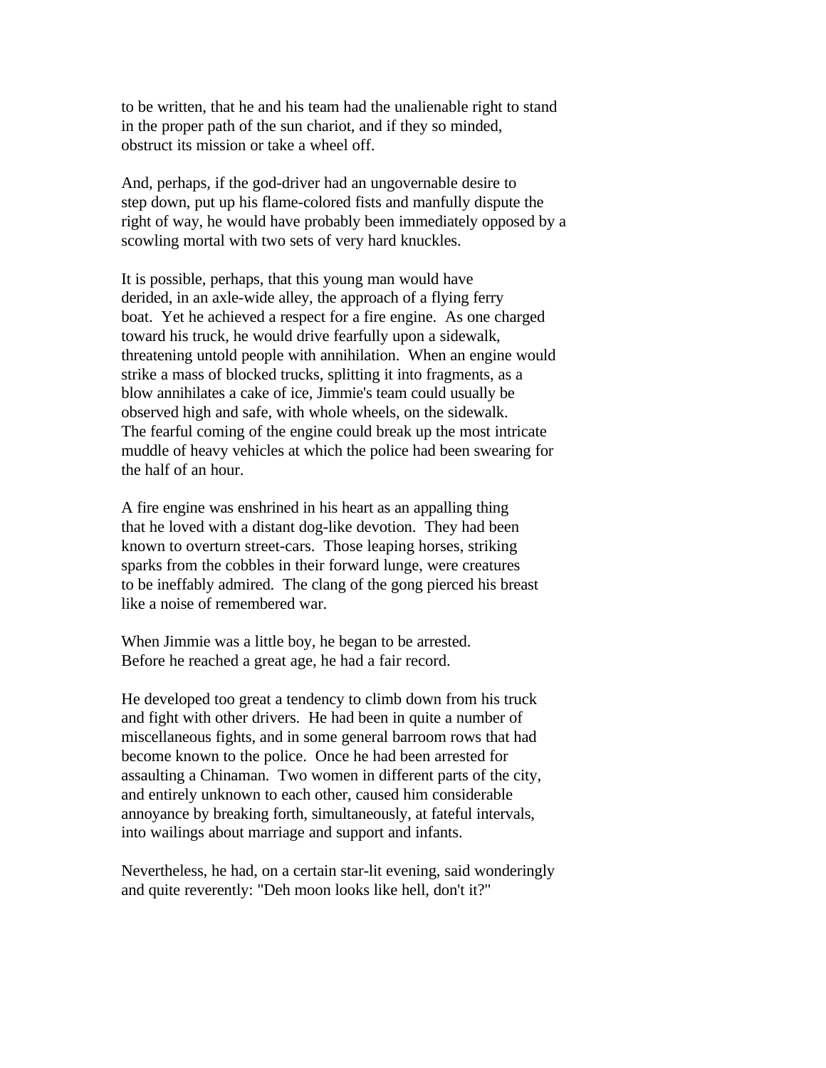to be written, that he and his team had the unalienable right to stand in the proper path of the sun chariot, and if they so minded, obstruct its mission or take a wheel off.

And, perhaps, if the god-driver had an ungovernable desire to step down, put up his flame-colored fists and manfully dispute the right of way, he would have probably been immediately opposed by a scowling mortal with two sets of very hard knuckles.

It is possible, perhaps, that this young man would have derided, in an axle-wide alley, the approach of a flying ferry boat. Yet he achieved a respect for a fire engine. As one charged toward his truck, he would drive fearfully upon a sidewalk, threatening untold people with annihilation. When an engine would strike a mass of blocked trucks, splitting it into fragments, as a blow annihilates a cake of ice, Jimmie's team could usually be observed high and safe, with whole wheels, on the sidewalk. The fearful coming of the engine could break up the most intricate muddle of heavy vehicles at which the police had been swearing for the half of an hour.

A fire engine was enshrined in his heart as an appalling thing that he loved with a distant dog-like devotion. They had been known to overturn street-cars. Those leaping horses, striking sparks from the cobbles in their forward lunge, were creatures to be ineffably admired. The clang of the gong pierced his breast like a noise of remembered war.

When Jimmie was a little boy, he began to be arrested. Before he reached a great age, he had a fair record.

He developed too great a tendency to climb down from his truck and fight with other drivers. He had been in quite a number of miscellaneous fights, and in some general barroom rows that had become known to the police. Once he had been arrested for assaulting a Chinaman. Two women in different parts of the city, and entirely unknown to each other, caused him considerable annoyance by breaking forth, simultaneously, at fateful intervals, into wailings about marriage and support and infants.

Nevertheless, he had, on a certain star-lit evening, said wonderingly and quite reverently: "Deh moon looks like hell, don't it?"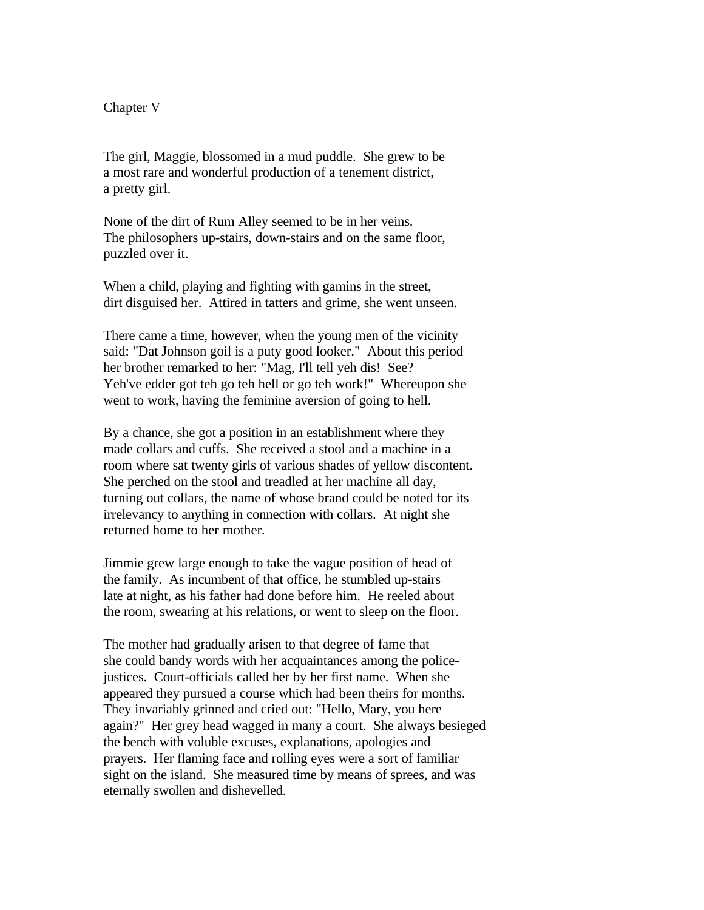## Chapter V

The girl, Maggie, blossomed in a mud puddle. She grew to be a most rare and wonderful production of a tenement district, a pretty girl.

None of the dirt of Rum Alley seemed to be in her veins. The philosophers up-stairs, down-stairs and on the same floor, puzzled over it.

When a child, playing and fighting with gamins in the street, dirt disguised her. Attired in tatters and grime, she went unseen.

There came a time, however, when the young men of the vicinity said: "Dat Johnson goil is a puty good looker." About this period her brother remarked to her: "Mag, I'll tell yeh dis! See? Yeh've edder got teh go teh hell or go teh work!" Whereupon she went to work, having the feminine aversion of going to hell.

By a chance, she got a position in an establishment where they made collars and cuffs. She received a stool and a machine in a room where sat twenty girls of various shades of yellow discontent. She perched on the stool and treadled at her machine all day, turning out collars, the name of whose brand could be noted for its irrelevancy to anything in connection with collars. At night she returned home to her mother.

Jimmie grew large enough to take the vague position of head of the family. As incumbent of that office, he stumbled up-stairs late at night, as his father had done before him. He reeled about the room, swearing at his relations, or went to sleep on the floor.

The mother had gradually arisen to that degree of fame that she could bandy words with her acquaintances among the police-justices. Court-officials called her by her first name. When she appeared they pursued a course which had been theirs for months. They invariably grinned and cried out: "Hello, Mary, you here again?" Her grey head wagged in many a court. She always besieged the bench with voluble excuses, explanations, apologies and prayers. Her flaming face and rolling eyes were a sort of familiar sight on the island. She measured time by means of sprees, and was eternally swollen and dishevelled.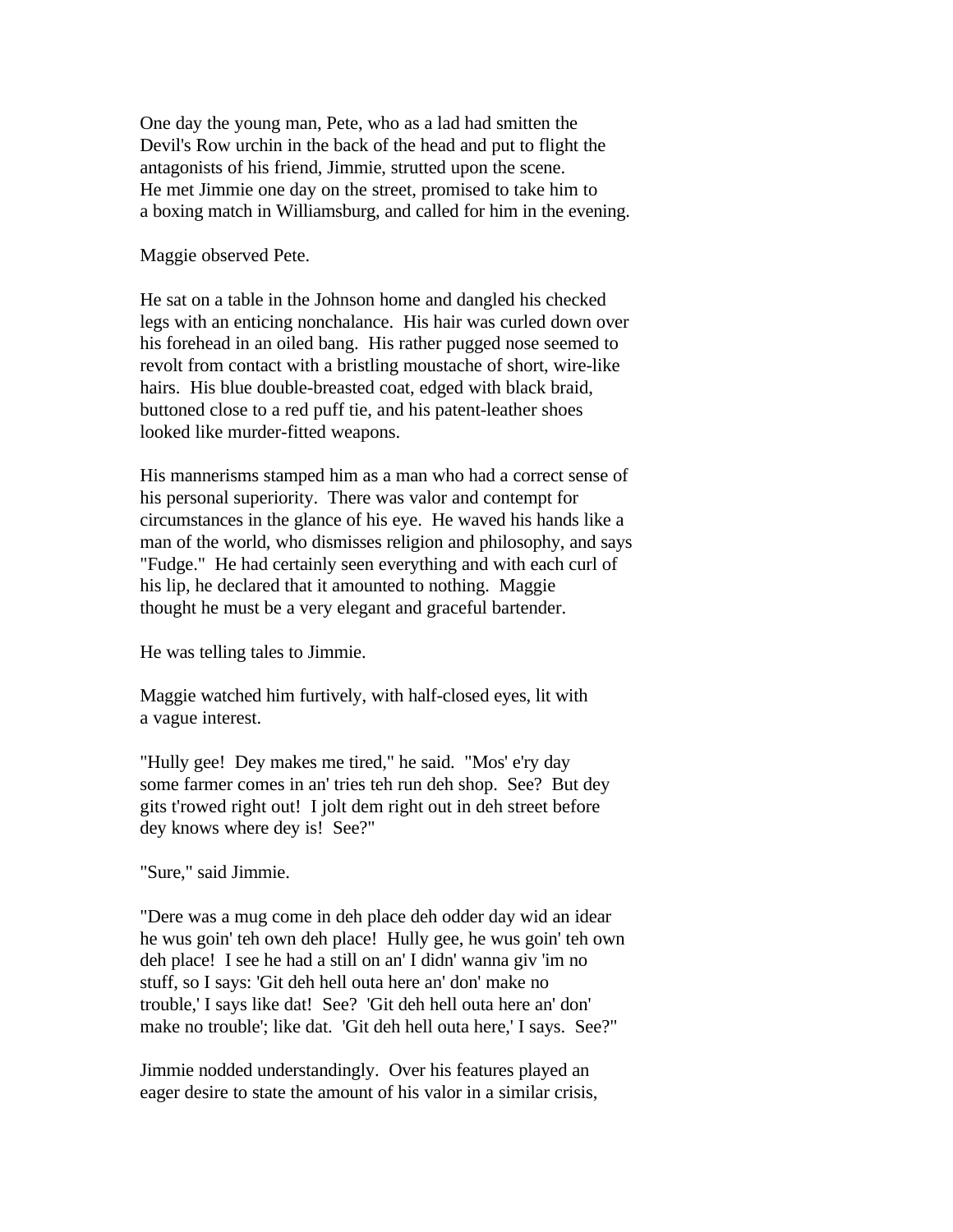One day the young man, Pete, who as a lad had smitten the Devil's Row urchin in the back of the head and put to flight the antagonists of his friend, Jimmie, strutted upon the scene. He met Jimmie one day on the street, promised to take him to a boxing match in Williamsburg, and called for him in the evening.

Maggie observed Pete.

He sat on a table in the Johnson home and dangled his checked legs with an enticing nonchalance. His hair was curled down over his forehead in an oiled bang. His rather pugged nose seemed to revolt from contact with a bristling moustache of short, wire-like hairs. His blue double-breasted coat, edged with black braid, buttoned close to a red puff tie, and his patent-leather shoes looked like murder-fitted weapons.

His mannerisms stamped him as a man who had a correct sense of his personal superiority. There was valor and contempt for circumstances in the glance of his eye. He waved his hands like a man of the world, who dismisses religion and philosophy, and says "Fudge." He had certainly seen everything and with each curl of his lip, he declared that it amounted to nothing. Maggie thought he must be a very elegant and graceful bartender.

He was telling tales to Jimmie.

Maggie watched him furtively, with half-closed eyes, lit with a vague interest.

"Hully gee! Dey makes me tired," he said. "Mos' e'ry day some farmer comes in an' tries teh run deh shop. See? But dey gits t'rowed right out! I jolt dem right out in deh street before dey knows where dey is! See?"

"Sure," said Jimmie.

"Dere was a mug come in deh place deh odder day wid an idear he wus goin' teh own deh place! Hully gee, he wus goin' teh own deh place! I see he had a still on an' I didn' wanna giv 'im no stuff, so I says: 'Git deh hell outa here an' don' make no trouble,' I says like dat! See? 'Git deh hell outa here an' don' make no trouble'; like dat. 'Git deh hell outa here,' I says. See?"

Jimmie nodded understandingly. Over his features played an eager desire to state the amount of his valor in a similar crisis,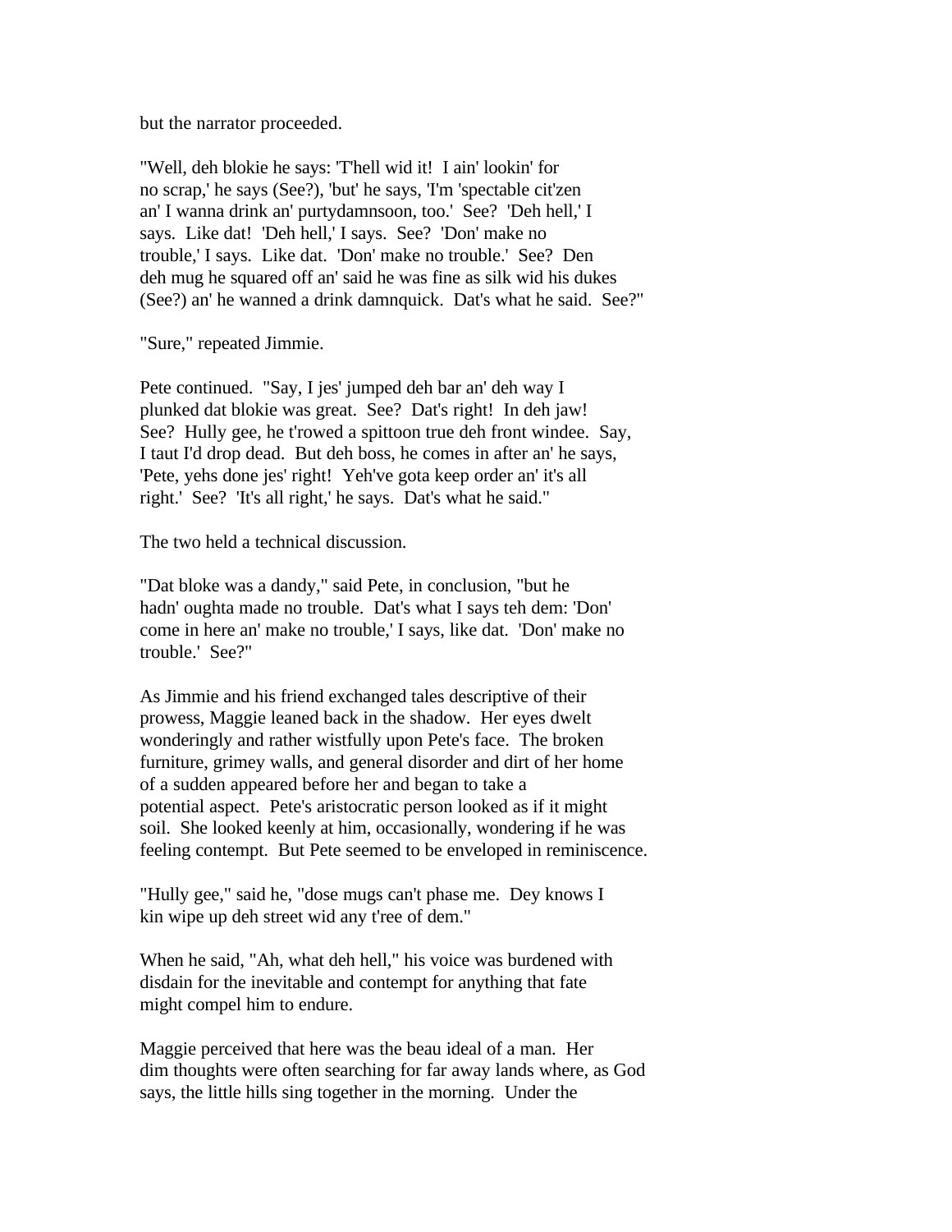but the narrator proceeded.

"Well, deh blokie he says: 'T'hell wid it! I ain' lookin' for no scrap,' he says (See?), 'but' he says, 'I'm 'spectable cit'zen an' I wanna drink an' purtydamnsoon, too.' See? 'Deh hell,' I says. Like dat! 'Deh hell,' I says. See? 'Don' make no trouble,' I says. Like dat. 'Don' make no trouble.' See? Den deh mug he squared off an' said he was fine as silk wid his dukes (See?) an' he wanned a drink damnquick. Dat's what he said. See?"

"Sure," repeated Jimmie.

Pete continued. "Say, I jes' jumped deh bar an' deh way I plunked dat blokie was great. See? Dat's right! In deh jaw! See? Hully gee, he t'rowed a spittoon true deh front windee. Say, I taut I'd drop dead. But deh boss, he comes in after an' he says, 'Pete, yehs done jes' right! Yeh've gota keep order an' it's all right.' See? 'It's all right,' he says. Dat's what he said."

The two held a technical discussion.

"Dat bloke was a dandy," said Pete, in conclusion, "but he hadn' oughta made no trouble. Dat's what I says teh dem: 'Don' come in here an' make no trouble,' I says, like dat. 'Don' make no trouble.' See?"

As Jimmie and his friend exchanged tales descriptive of their prowess, Maggie leaned back in the shadow. Her eyes dwelt wonderingly and rather wistfully upon Pete's face. The broken furniture, grimey walls, and general disorder and dirt of her home of a sudden appeared before her and began to take a potential aspect. Pete's aristocratic person looked as if it might soil. She looked keenly at him, occasionally, wondering if he was feeling contempt. But Pete seemed to be enveloped in reminiscence.

"Hully gee," said he, "dose mugs can't phase me. Dey knows I kin wipe up deh street wid any t'ree of dem."

When he said, "Ah, what deh hell," his voice was burdened with disdain for the inevitable and contempt for anything that fate might compel him to endure.

Maggie perceived that here was the beau ideal of a man. Her dim thoughts were often searching for far away lands where, as God says, the little hills sing together in the morning. Under the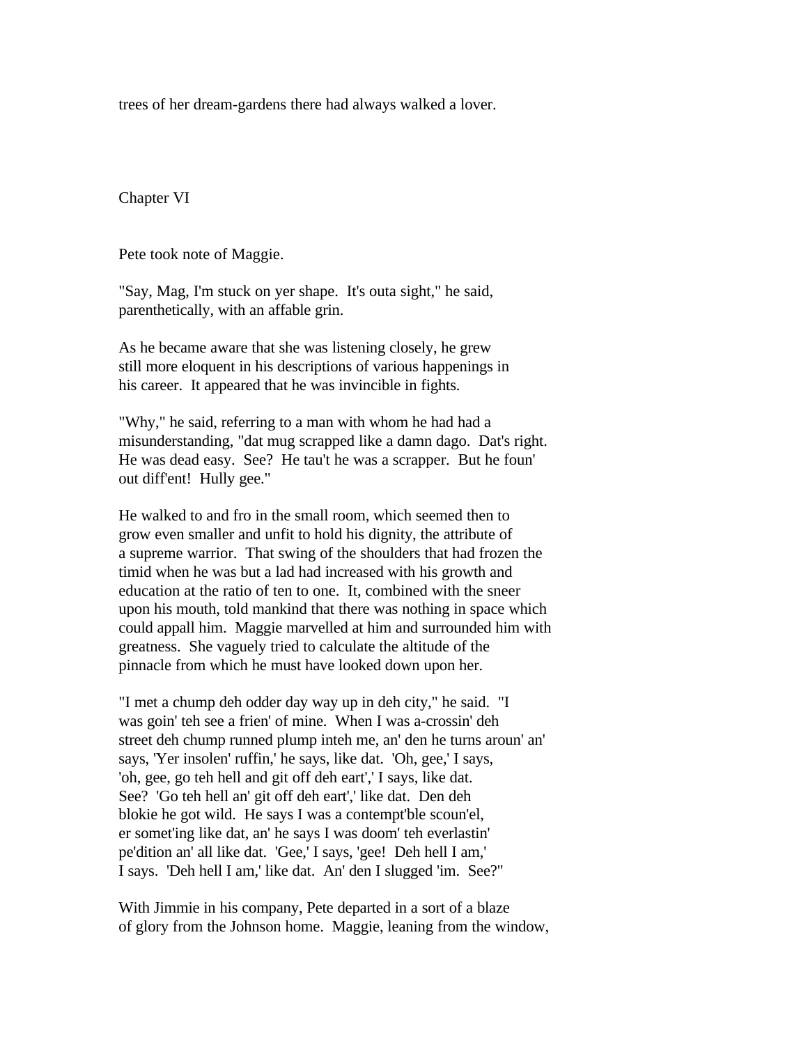trees of her dream-gardens there had always walked a lover.

## Chapter VI

Pete took note of Maggie.

"Say, Mag, I'm stuck on yer shape. It's outa sight," he said, parenthetically, with an affable grin.

As he became aware that she was listening closely, he grew still more eloquent in his descriptions of various happenings in his career. It appeared that he was invincible in fights.

"Why," he said, referring to a man with whom he had had a misunderstanding, "dat mug scrapped like a damn dago. Dat's right. He was dead easy. See? He tau't he was a scrapper. But he foun' out diff'ent! Hully gee."

He walked to and fro in the small room, which seemed then to grow even smaller and unfit to hold his dignity, the attribute of a supreme warrior. That swing of the shoulders that had frozen the timid when he was but a lad had increased with his growth and education at the ratio of ten to one. It, combined with the sneer upon his mouth, told mankind that there was nothing in space which could appall him. Maggie marvelled at him and surrounded him with greatness. She vaguely tried to calculate the altitude of the pinnacle from which he must have looked down upon her.

"I met a chump deh odder day way up in deh city," he said. "I was goin' teh see a frien' of mine. When I was a-crossin' deh street deh chump runned plump inteh me, an' den he turns aroun' an' says, 'Yer insolen' ruffin,' he says, like dat. 'Oh, gee,' I says, 'oh, gee, go teh hell and git off deh eart',' I says, like dat. See? 'Go teh hell an' git off deh eart',' like dat. Den deh blokie he got wild. He says I was a contempt'ble scoun'el, er somet'ing like dat, an' he says I was doom' teh everlastin' pe'dition an' all like dat. 'Gee,' I says, 'gee! Deh hell I am,' I says. 'Deh hell I am,' like dat. An' den I slugged 'im. See?"

With Jimmie in his company, Pete departed in a sort of a blaze of glory from the Johnson home. Maggie, leaning from the window,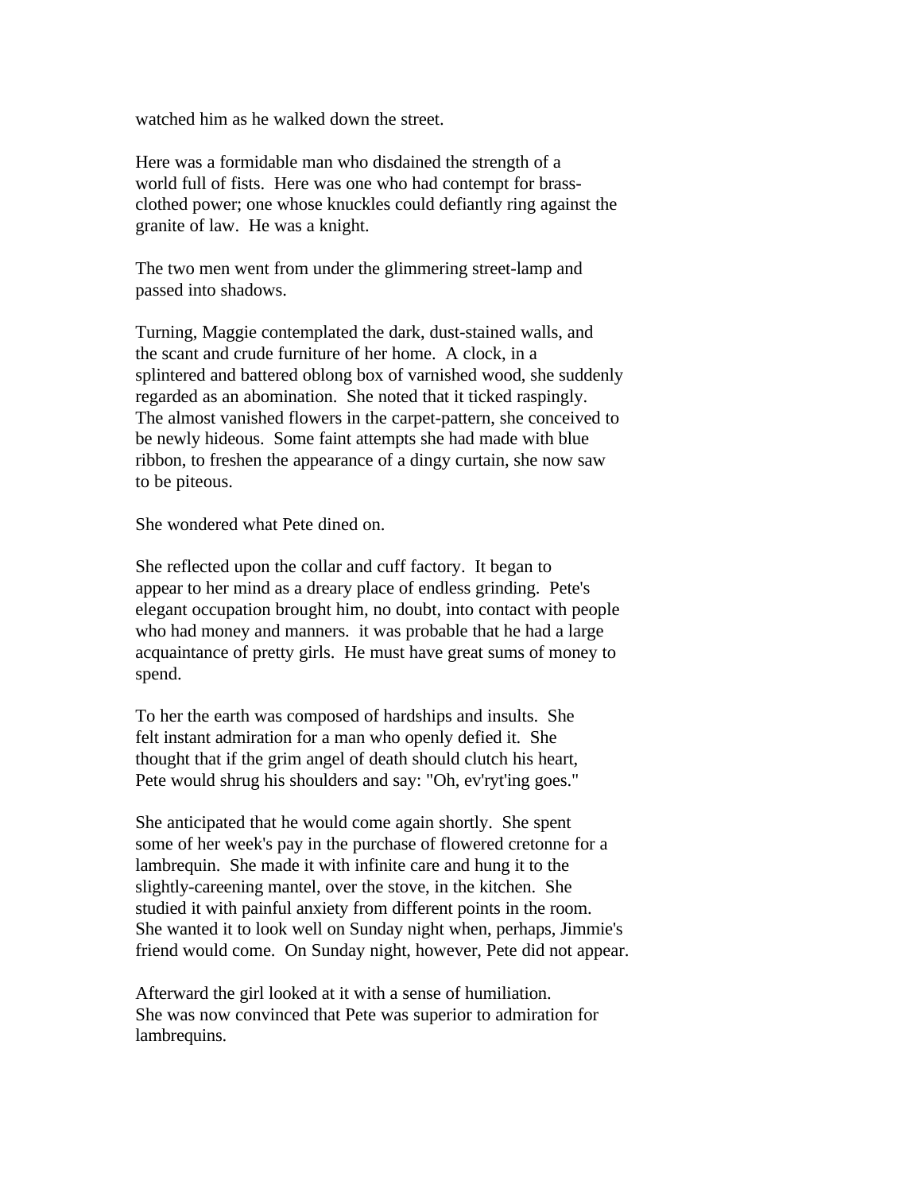watched him as he walked down the street.

Here was a formidable man who disdained the strength of a world full of fists. Here was one who had contempt for brass-clothed power; one whose knuckles could defiantly ring against the granite of law. He was a knight.

The two men went from under the glimmering street-lamp and passed into shadows.

Turning, Maggie contemplated the dark, dust-stained walls, and the scant and crude furniture of her home. A clock, in a splintered and battered oblong box of varnished wood, she suddenly regarded as an abomination. She noted that it ticked raspingly. The almost vanished flowers in the carpet-pattern, she conceived to be newly hideous. Some faint attempts she had made with blue ribbon, to freshen the appearance of a dingy curtain, she now saw to be piteous.

She wondered what Pete dined on.

She reflected upon the collar and cuff factory. It began to appear to her mind as a dreary place of endless grinding. Pete's elegant occupation brought him, no doubt, into contact with people who had money and manners. it was probable that he had a large acquaintance of pretty girls. He must have great sums of money to spend.

To her the earth was composed of hardships and insults. She felt instant admiration for a man who openly defied it. She thought that if the grim angel of death should clutch his heart, Pete would shrug his shoulders and say: "Oh, ev'ryt'ing goes."

She anticipated that he would come again shortly. She spent some of her week's pay in the purchase of flowered cretonne for a lambrequin. She made it with infinite care and hung it to the slightly-careening mantel, over the stove, in the kitchen. She studied it with painful anxiety from different points in the room. She wanted it to look well on Sunday night when, perhaps, Jimmie's friend would come. On Sunday night, however, Pete did not appear.

Afterward the girl looked at it with a sense of humiliation. She was now convinced that Pete was superior to admiration for lambrequins.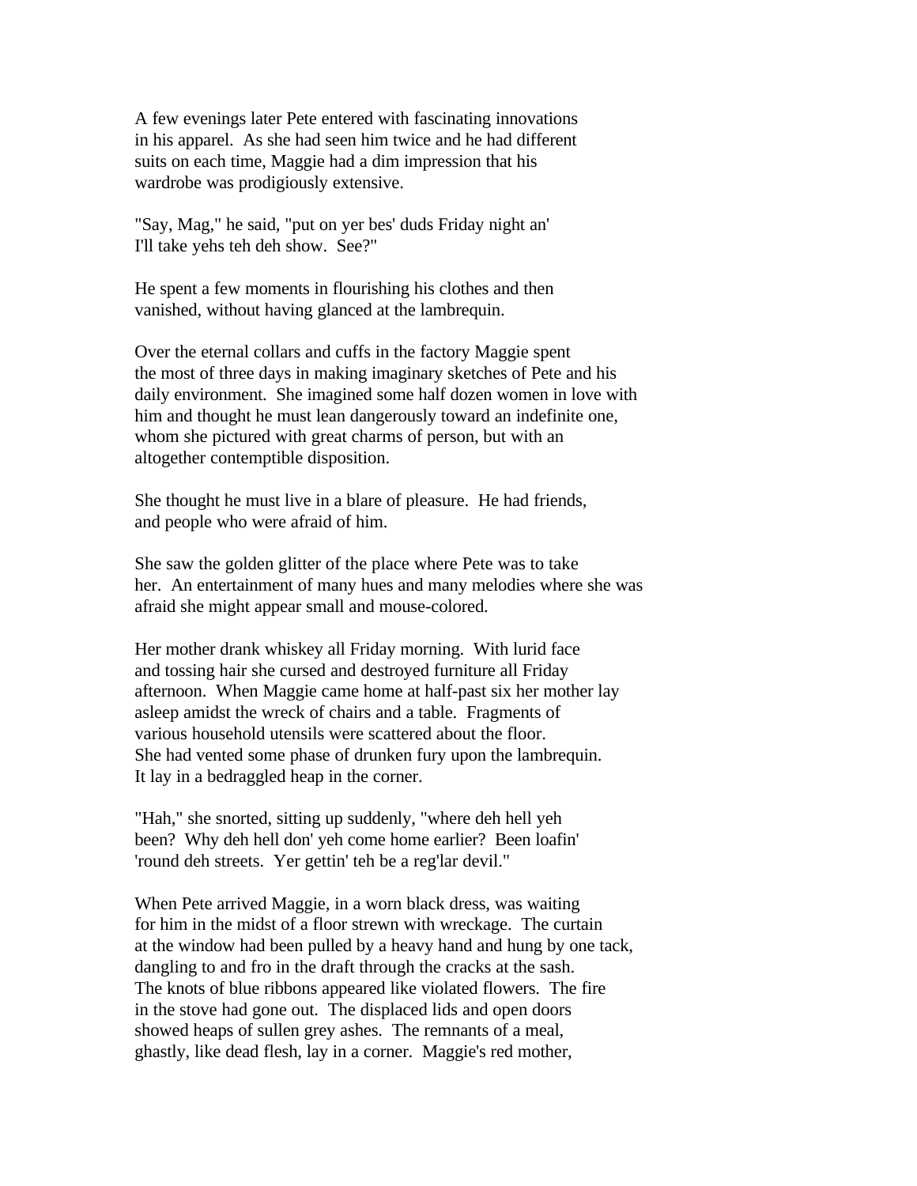A few evenings later Pete entered with fascinating innovations in his apparel. As she had seen him twice and he had different suits on each time, Maggie had a dim impression that his wardrobe was prodigiously extensive.

"Say, Mag," he said, "put on yer bes' duds Friday night an' I'll take yehs teh deh show. See?"

He spent a few moments in flourishing his clothes and then vanished, without having glanced at the lambrequin.

Over the eternal collars and cuffs in the factory Maggie spent the most of three days in making imaginary sketches of Pete and his daily environment. She imagined some half dozen women in love with him and thought he must lean dangerously toward an indefinite one, whom she pictured with great charms of person, but with an altogether contemptible disposition.

She thought he must live in a blare of pleasure. He had friends, and people who were afraid of him.

She saw the golden glitter of the place where Pete was to take her. An entertainment of many hues and many melodies where she was afraid she might appear small and mouse-colored.

Her mother drank whiskey all Friday morning. With lurid face and tossing hair she cursed and destroyed furniture all Friday afternoon. When Maggie came home at half-past six her mother lay asleep amidst the wreck of chairs and a table. Fragments of various household utensils were scattered about the floor. She had vented some phase of drunken fury upon the lambrequin. It lay in a bedraggled heap in the corner.

"Hah," she snorted, sitting up suddenly, "where deh hell yeh been? Why deh hell don' yeh come home earlier? Been loafin' 'round deh streets. Yer gettin' teh be a reg'lar devil."

When Pete arrived Maggie, in a worn black dress, was waiting for him in the midst of a floor strewn with wreckage. The curtain at the window had been pulled by a heavy hand and hung by one tack, dangling to and fro in the draft through the cracks at the sash. The knots of blue ribbons appeared like violated flowers. The fire in the stove had gone out. The displaced lids and open doors showed heaps of sullen grey ashes. The remnants of a meal, ghastly, like dead flesh, lay in a corner. Maggie's red mother,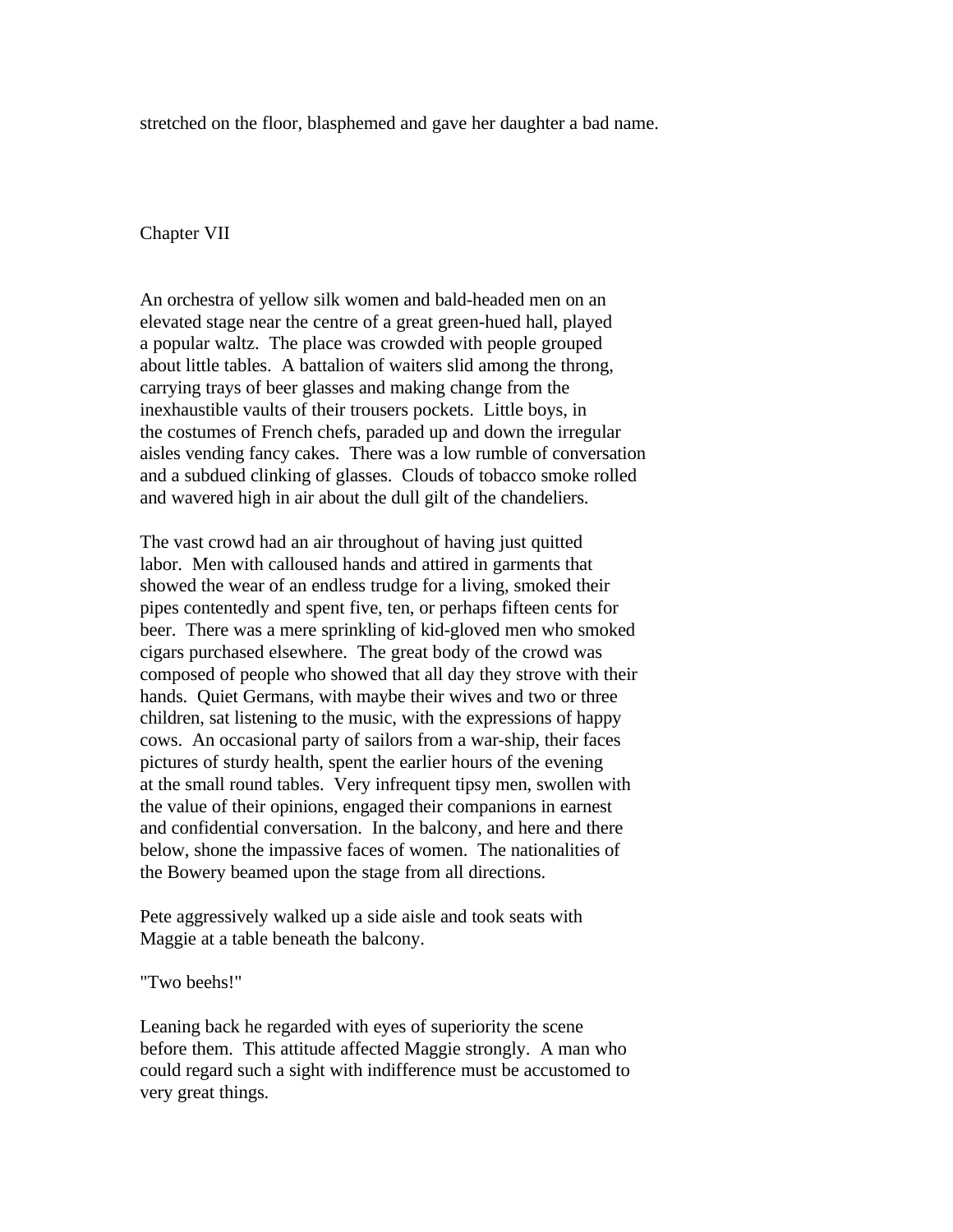stretched on the floor, blasphemed and gave her daughter a bad name.

## Chapter VII

An orchestra of yellow silk women and bald-headed men on an elevated stage near the centre of a great green-hued hall, played a popular waltz. The place was crowded with people grouped about little tables. A battalion of waiters slid among the throng, carrying trays of beer glasses and making change from the inexhaustible vaults of their trousers pockets. Little boys, in the costumes of French chefs, paraded up and down the irregular aisles vending fancy cakes. There was a low rumble of conversation and a subdued clinking of glasses. Clouds of tobacco smoke rolled and wavered high in air about the dull gilt of the chandeliers.

The vast crowd had an air throughout of having just quitted labor. Men with calloused hands and attired in garments that showed the wear of an endless trudge for a living, smoked their pipes contentedly and spent five, ten, or perhaps fifteen cents for beer. There was a mere sprinkling of kid-gloved men who smoked cigars purchased elsewhere. The great body of the crowd was composed of people who showed that all day they strove with their hands. Quiet Germans, with maybe their wives and two or three children, sat listening to the music, with the expressions of happy cows. An occasional party of sailors from a war-ship, their faces pictures of sturdy health, spent the earlier hours of the evening at the small round tables. Very infrequent tipsy men, swollen with the value of their opinions, engaged their companions in earnest and confidential conversation. In the balcony, and here and there below, shone the impassive faces of women. The nationalities of the Bowery beamed upon the stage from all directions.

Pete aggressively walked up a side aisle and took seats with Maggie at a table beneath the balcony.

"Two beehs!"

Leaning back he regarded with eyes of superiority the scene before them. This attitude affected Maggie strongly. A man who could regard such a sight with indifference must be accustomed to very great things.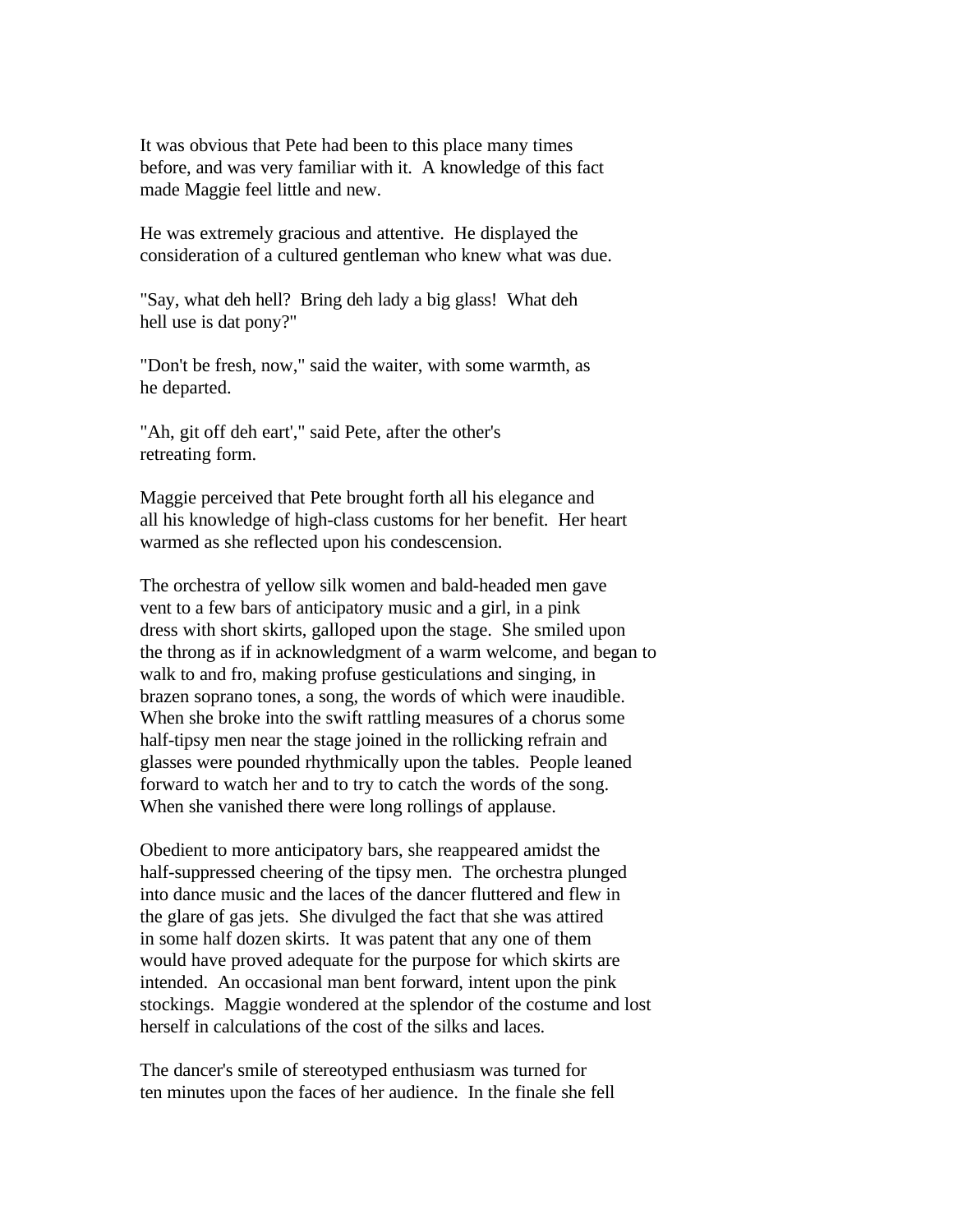It was obvious that Pete had been to this place many times before, and was very familiar with it. A knowledge of this fact made Maggie feel little and new.

He was extremely gracious and attentive. He displayed the consideration of a cultured gentleman who knew what was due.

"Say, what deh hell? Bring deh lady a big glass! What deh hell use is dat pony?"

"Don't be fresh, now," said the waiter, with some warmth, as he departed.

"Ah, git off deh eart'," said Pete, after the other's retreating form.

Maggie perceived that Pete brought forth all his elegance and all his knowledge of high-class customs for her benefit. Her heart warmed as she reflected upon his condescension.

The orchestra of yellow silk women and bald-headed men gave vent to a few bars of anticipatory music and a girl, in a pink dress with short skirts, galloped upon the stage. She smiled upon the throng as if in acknowledgment of a warm welcome, and began to walk to and fro, making profuse gesticulations and singing, in brazen soprano tones, a song, the words of which were inaudible. When she broke into the swift rattling measures of a chorus some half-tipsy men near the stage joined in the rollicking refrain and glasses were pounded rhythmically upon the tables. People leaned forward to watch her and to try to catch the words of the song. When she vanished there were long rollings of applause.

Obedient to more anticipatory bars, she reappeared amidst the half-suppressed cheering of the tipsy men. The orchestra plunged into dance music and the laces of the dancer fluttered and flew in the glare of gas jets. She divulged the fact that she was attired in some half dozen skirts. It was patent that any one of them would have proved adequate for the purpose for which skirts are intended. An occasional man bent forward, intent upon the pink stockings. Maggie wondered at the splendor of the costume and lost herself in calculations of the cost of the silks and laces.

The dancer's smile of stereotyped enthusiasm was turned for ten minutes upon the faces of her audience. In the finale she fell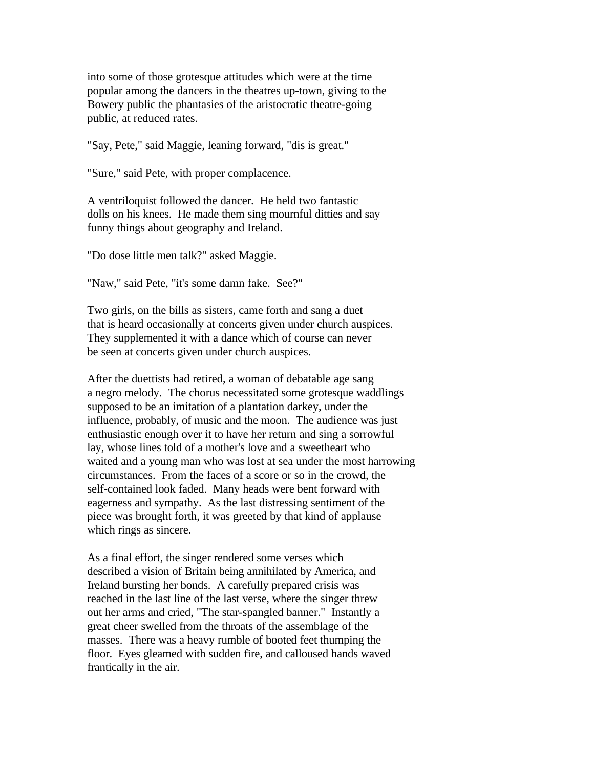into some of those grotesque attitudes which were at the time popular among the dancers in the theatres up-town, giving to the Bowery public the phantasies of the aristocratic theatre-going public, at reduced rates.

"Say, Pete," said Maggie, leaning forward, "dis is great."

"Sure," said Pete, with proper complacence.

A ventriloquist followed the dancer. He held two fantastic dolls on his knees. He made them sing mournful ditties and say funny things about geography and Ireland.

"Do dose little men talk?" asked Maggie.

"Naw," said Pete, "it's some damn fake. See?"

Two girls, on the bills as sisters, came forth and sang a duet that is heard occasionally at concerts given under church auspices. They supplemented it with a dance which of course can never be seen at concerts given under church auspices.

After the duettists had retired, a woman of debatable age sang a negro melody. The chorus necessitated some grotesque waddlings supposed to be an imitation of a plantation darkey, under the influence, probably, of music and the moon. The audience was just enthusiastic enough over it to have her return and sing a sorrowful lay, whose lines told of a mother's love and a sweetheart who waited and a young man who was lost at sea under the most harrowing circumstances. From the faces of a score or so in the crowd, the self-contained look faded. Many heads were bent forward with eagerness and sympathy. As the last distressing sentiment of the piece was brought forth, it was greeted by that kind of applause which rings as sincere.

As a final effort, the singer rendered some verses which described a vision of Britain being annihilated by America, and Ireland bursting her bonds. A carefully prepared crisis was reached in the last line of the last verse, where the singer threw out her arms and cried, "The star-spangled banner." Instantly a great cheer swelled from the throats of the assemblage of the masses. There was a heavy rumble of booted feet thumping the floor. Eyes gleamed with sudden fire, and calloused hands waved frantically in the air.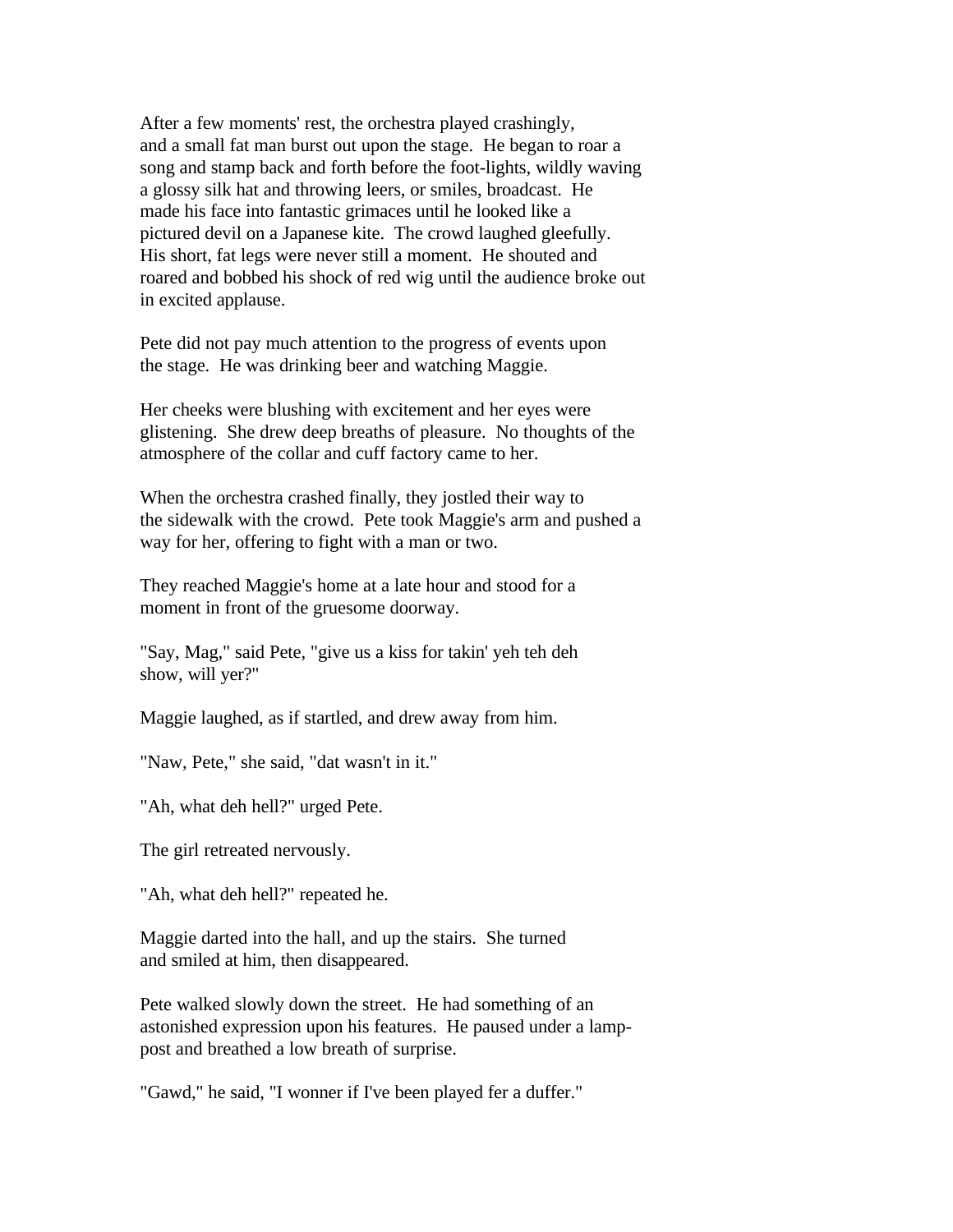After a few moments' rest, the orchestra played crashingly, and a small fat man burst out upon the stage. He began to roar a song and stamp back and forth before the foot-lights, wildly waving a glossy silk hat and throwing leers, or smiles, broadcast. He made his face into fantastic grimaces until he looked like a pictured devil on a Japanese kite. The crowd laughed gleefully. His short, fat legs were never still a moment. He shouted and roared and bobbed his shock of red wig until the audience broke out in excited applause.

Pete did not pay much attention to the progress of events upon the stage. He was drinking beer and watching Maggie.

Her cheeks were blushing with excitement and her eyes were glistening. She drew deep breaths of pleasure. No thoughts of the atmosphere of the collar and cuff factory came to her.

When the orchestra crashed finally, they jostled their way to the sidewalk with the crowd. Pete took Maggie's arm and pushed a way for her, offering to fight with a man or two.

They reached Maggie's home at a late hour and stood for a moment in front of the gruesome doorway.

"Say, Mag," said Pete, "give us a kiss for takin' yeh teh deh show, will yer?"

Maggie laughed, as if startled, and drew away from him.

"Naw, Pete," she said, "dat wasn't in it."

"Ah, what deh hell?" urged Pete.

The girl retreated nervously.

"Ah, what deh hell?" repeated he.

Maggie darted into the hall, and up the stairs. She turned and smiled at him, then disappeared.

Pete walked slowly down the street. He had something of an astonished expression upon his features. He paused under a lamp-post and breathed a low breath of surprise.

"Gawd," he said, "I wonner if I've been played fer a duffer."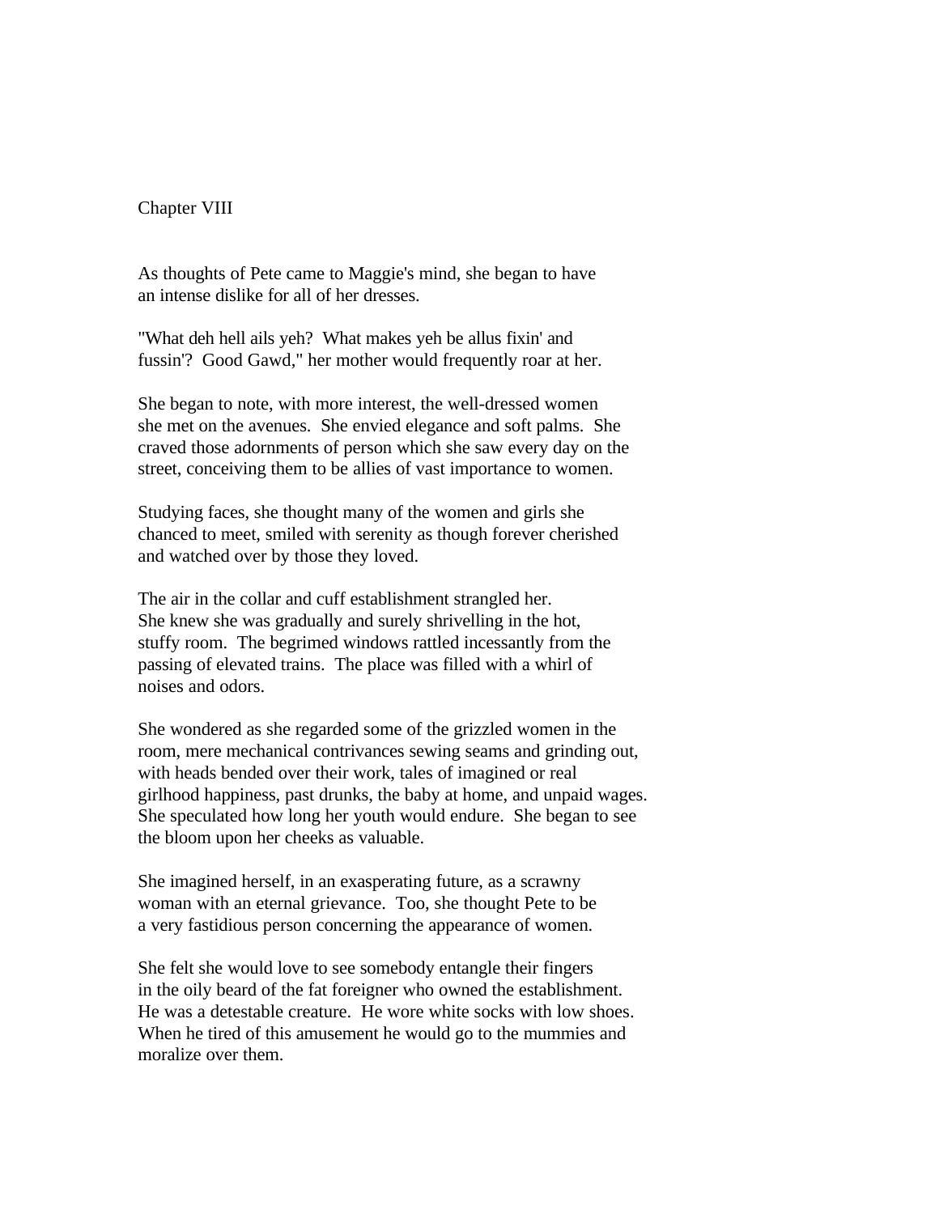## Chapter VIII

As thoughts of Pete came to Maggie's mind, she began to have an intense dislike for all of her dresses.

"What deh hell ails yeh? What makes yeh be allus fixin' and fussin'? Good Gawd," her mother would frequently roar at her.

She began to note, with more interest, the well-dressed women she met on the avenues. She envied elegance and soft palms. She craved those adornments of person which she saw every day on the street, conceiving them to be allies of vast importance to women.

Studying faces, she thought many of the women and girls she chanced to meet, smiled with serenity as though forever cherished and watched over by those they loved.

The air in the collar and cuff establishment strangled her. She knew she was gradually and surely shrivelling in the hot, stuffy room. The begrimed windows rattled incessantly from the passing of elevated trains. The place was filled with a whirl of noises and odors.

She wondered as she regarded some of the grizzled women in the room, mere mechanical contrivances sewing seams and grinding out, with heads bended over their work, tales of imagined or real girlhood happiness, past drunks, the baby at home, and unpaid wages. She speculated how long her youth would endure. She began to see the bloom upon her cheeks as valuable.

She imagined herself, in an exasperating future, as a scrawny woman with an eternal grievance. Too, she thought Pete to be a very fastidious person concerning the appearance of women.

She felt she would love to see somebody entangle their fingers in the oily beard of the fat foreigner who owned the establishment. He was a detestable creature. He wore white socks with low shoes. When he tired of this amusement he would go to the mummies and moralize over them.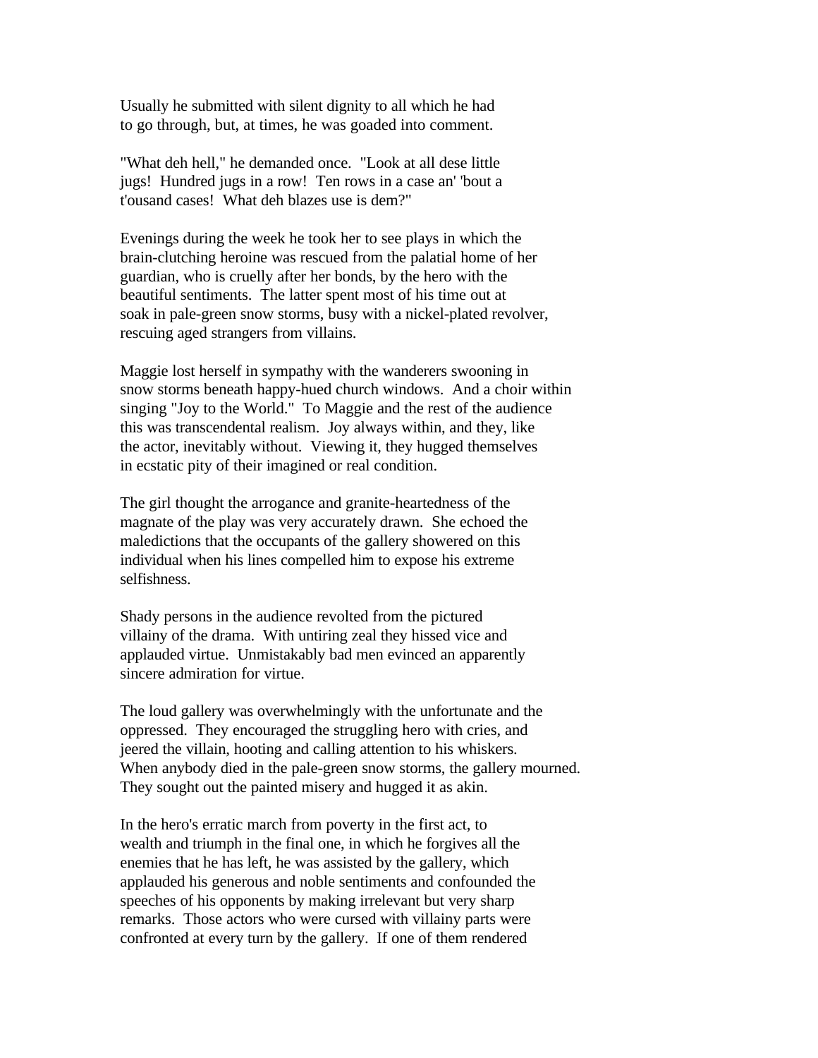Usually he submitted with silent dignity to all which he had to go through, but, at times, he was goaded into comment.

"What deh hell," he demanded once. "Look at all dese little jugs! Hundred jugs in a row! Ten rows in a case an' 'bout a t'ousand cases! What deh blazes use is dem?"

Evenings during the week he took her to see plays in which the brain-clutching heroine was rescued from the palatial home of her guardian, who is cruelly after her bonds, by the hero with the beautiful sentiments. The latter spent most of his time out at soak in pale-green snow storms, busy with a nickel-plated revolver, rescuing aged strangers from villains.

Maggie lost herself in sympathy with the wanderers swooning in snow storms beneath happy-hued church windows. And a choir within singing "Joy to the World." To Maggie and the rest of the audience this was transcendental realism. Joy always within, and they, like the actor, inevitably without. Viewing it, they hugged themselves in ecstatic pity of their imagined or real condition.

The girl thought the arrogance and granite-heartedness of the magnate of the play was very accurately drawn. She echoed the maledictions that the occupants of the gallery showered on this individual when his lines compelled him to expose his extreme selfishness.

Shady persons in the audience revolted from the pictured villainy of the drama. With untiring zeal they hissed vice and applauded virtue. Unmistakably bad men evinced an apparently sincere admiration for virtue.

The loud gallery was overwhelmingly with the unfortunate and the oppressed. They encouraged the struggling hero with cries, and jeered the villain, hooting and calling attention to his whiskers. When anybody died in the pale-green snow storms, the gallery mourned. They sought out the painted misery and hugged it as akin.

In the hero's erratic march from poverty in the first act, to wealth and triumph in the final one, in which he forgives all the enemies that he has left, he was assisted by the gallery, which applauded his generous and noble sentiments and confounded the speeches of his opponents by making irrelevant but very sharp remarks. Those actors who were cursed with villainy parts were confronted at every turn by the gallery. If one of them rendered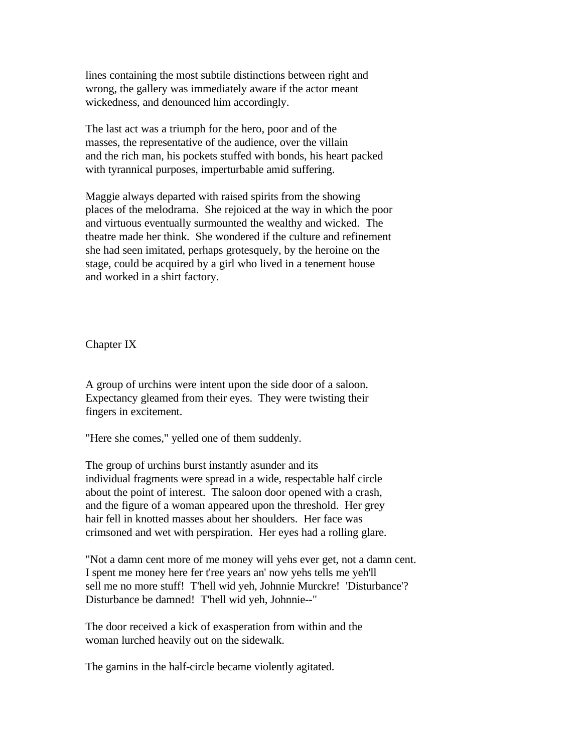lines containing the most subtile distinctions between right and wrong, the gallery was immediately aware if the actor meant wickedness, and denounced him accordingly.

The last act was a triumph for the hero, poor and of the masses, the representative of the audience, over the villain and the rich man, his pockets stuffed with bonds, his heart packed with tyrannical purposes, imperturbable amid suffering.

Maggie always departed with raised spirits from the showing places of the melodrama. She rejoiced at the way in which the poor and virtuous eventually surmounted the wealthy and wicked. The theatre made her think. She wondered if the culture and refinement she had seen imitated, perhaps grotesquely, by the heroine on the stage, could be acquired by a girl who lived in a tenement house and worked in a shirt factory.

## Chapter IX

A group of urchins were intent upon the side door of a saloon. Expectancy gleamed from their eyes. They were twisting their fingers in excitement.

"Here she comes," yelled one of them suddenly.

The group of urchins burst instantly asunder and its individual fragments were spread in a wide, respectable half circle about the point of interest. The saloon door opened with a crash, and the figure of a woman appeared upon the threshold. Her grey hair fell in knotted masses about her shoulders. Her face was crimsoned and wet with perspiration. Her eyes had a rolling glare.

"Not a damn cent more of me money will yehs ever get, not a damn cent. I spent me money here fer t'ree years an' now yehs tells me yeh'll sell me no more stuff! T'hell wid yeh, Johnnie Murckre! 'Disturbance'? Disturbance be damned! T'hell wid yeh, Johnnie--"

The door received a kick of exasperation from within and the woman lurched heavily out on the sidewalk.

The gamins in the half-circle became violently agitated.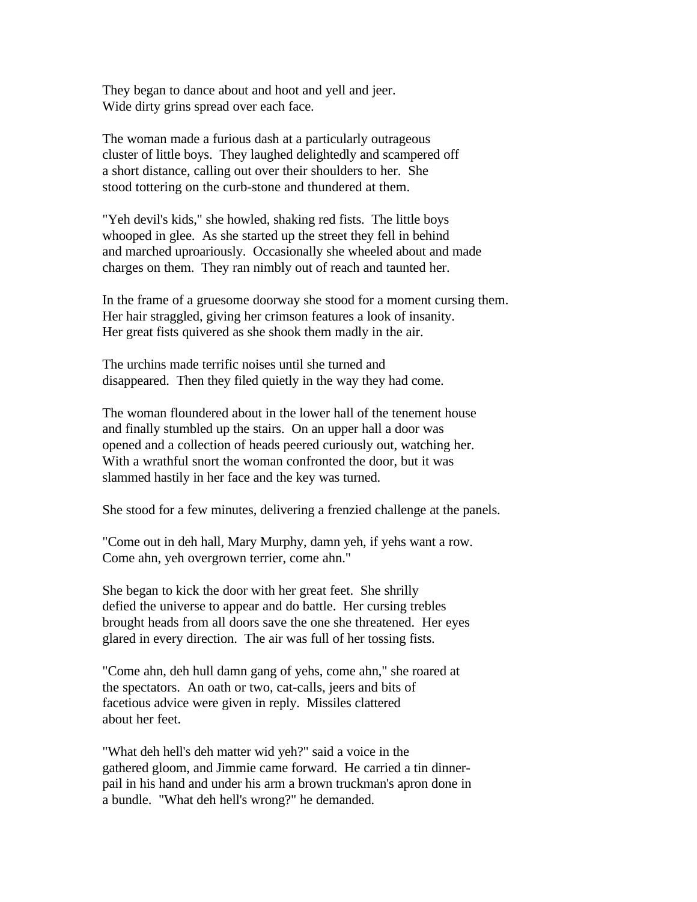They began to dance about and hoot and yell and jeer.
Wide dirty grins spread over each face.

The woman made a furious dash at a particularly outrageous cluster of little boys. They laughed delightedly and scampered off a short distance, calling out over their shoulders to her. She stood tottering on the curb-stone and thundered at them.

"Yeh devil's kids," she howled, shaking red fists. The little boys whooped in glee. As she started up the street they fell in behind and marched uproariously. Occasionally she wheeled about and made charges on them. They ran nimbly out of reach and taunted her.

In the frame of a gruesome doorway she stood for a moment cursing them. Her hair straggled, giving her crimson features a look of insanity. Her great fists quivered as she shook them madly in the air.

The urchins made terrific noises until she turned and disappeared. Then they filed quietly in the way they had come.

The woman floundered about in the lower hall of the tenement house and finally stumbled up the stairs. On an upper hall a door was opened and a collection of heads peered curiously out, watching her. With a wrathful snort the woman confronted the door, but it was slammed hastily in her face and the key was turned.

She stood for a few minutes, delivering a frenzied challenge at the panels.

"Come out in deh hall, Mary Murphy, damn yeh, if yehs want a row. Come ahn, yeh overgrown terrier, come ahn."

She began to kick the door with her great feet. She shrilly defied the universe to appear and do battle. Her cursing trebles brought heads from all doors save the one she threatened. Her eyes glared in every direction. The air was full of her tossing fists.

"Come ahn, deh hull damn gang of yehs, come ahn," she roared at the spectators. An oath or two, cat-calls, jeers and bits of facetious advice were given in reply. Missiles clattered about her feet.

"What deh hell's deh matter wid yeh?" said a voice in the gathered gloom, and Jimmie came forward. He carried a tin dinner-pail in his hand and under his arm a brown truckman's apron done in a bundle. "What deh hell's wrong?" he demanded.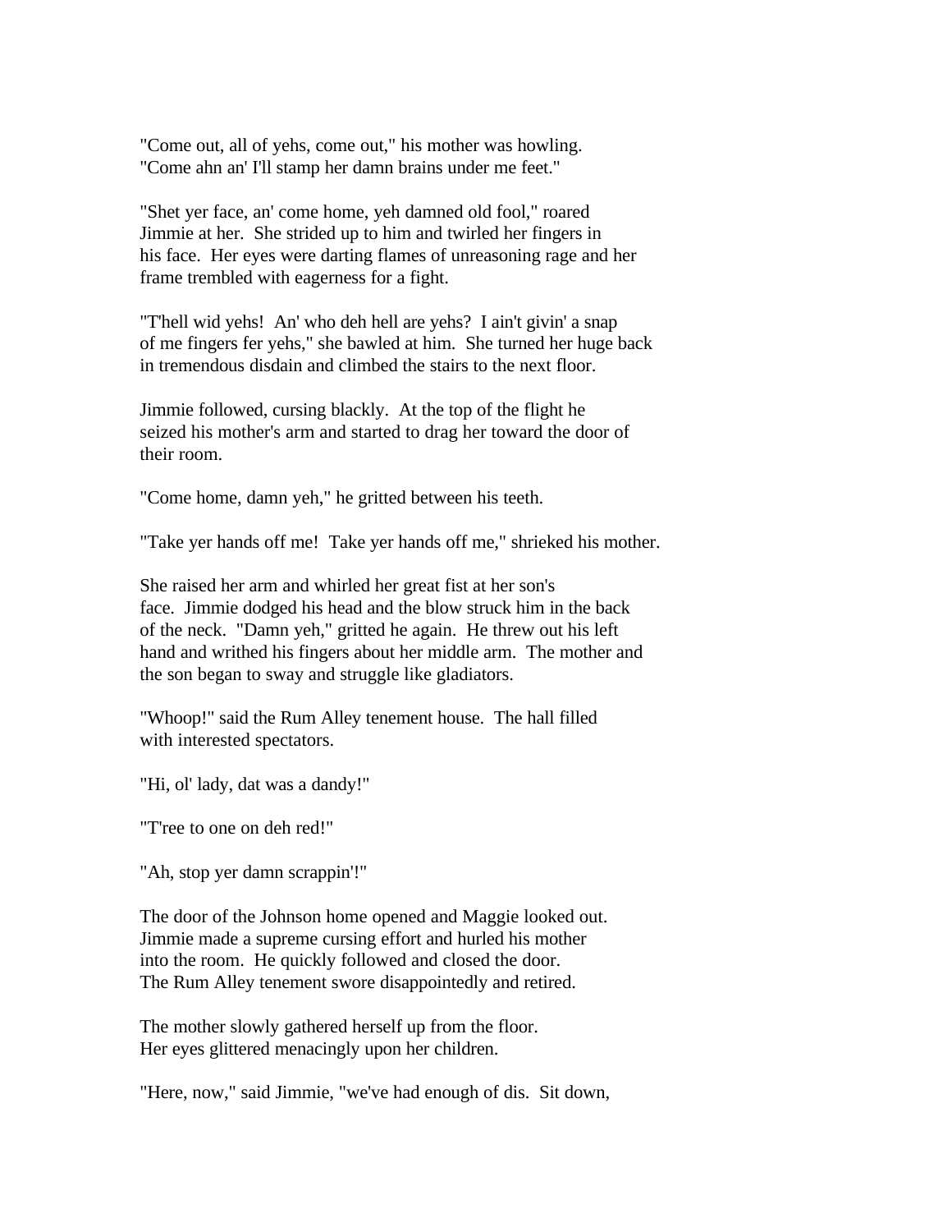"Come out, all of yehs, come out," his mother was howling. "Come ahn an' I'll stamp her damn brains under me feet."

"Shet yer face, an' come home, yeh damned old fool," roared Jimmie at her. She strided up to him and twirled her fingers in his face. Her eyes were darting flames of unreasoning rage and her frame trembled with eagerness for a fight.

"T'hell wid yehs! An' who deh hell are yehs? I ain't givin' a snap of me fingers fer yehs," she bawled at him. She turned her huge back in tremendous disdain and climbed the stairs to the next floor.

Jimmie followed, cursing blackly. At the top of the flight he seized his mother's arm and started to drag her toward the door of their room.

"Come home, damn yeh," he gritted between his teeth.

"Take yer hands off me! Take yer hands off me," shrieked his mother.

She raised her arm and whirled her great fist at her son's face. Jimmie dodged his head and the blow struck him in the back of the neck. "Damn yeh," gritted he again. He threw out his left hand and writhed his fingers about her middle arm. The mother and the son began to sway and struggle like gladiators.

"Whoop!" said the Rum Alley tenement house. The hall filled with interested spectators.

"Hi, ol' lady, dat was a dandy!"

"T'ree to one on deh red!"

"Ah, stop yer damn scrappin'!"

The door of the Johnson home opened and Maggie looked out. Jimmie made a supreme cursing effort and hurled his mother into the room. He quickly followed and closed the door. The Rum Alley tenement swore disappointedly and retired.

The mother slowly gathered herself up from the floor. Her eyes glittered menacingly upon her children.

"Here, now," said Jimmie, "we've had enough of dis. Sit down,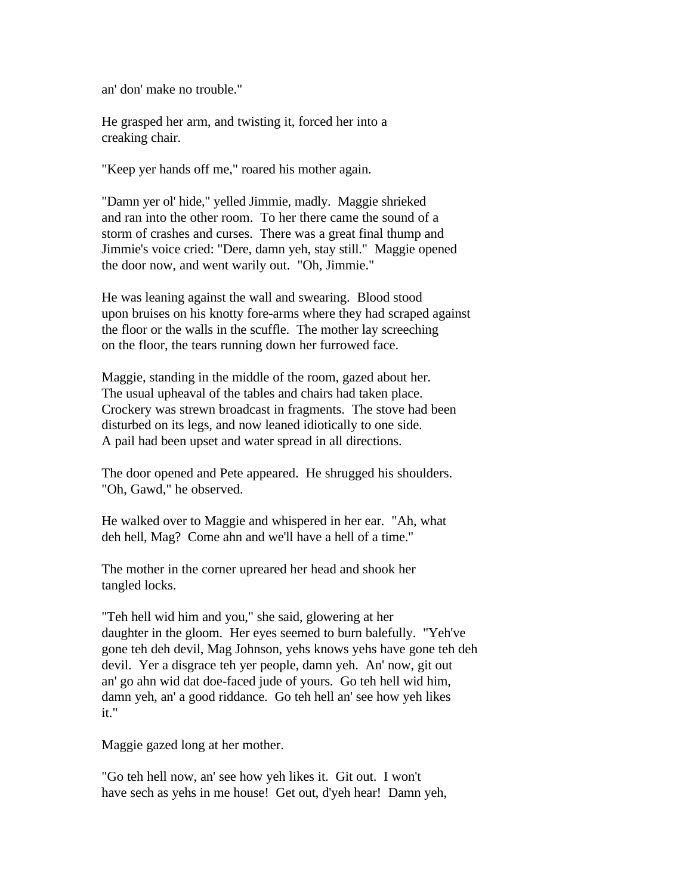an' don' make no trouble."

He grasped her arm, and twisting it, forced her into a creaking chair.

"Keep yer hands off me," roared his mother again.

"Damn yer ol' hide," yelled Jimmie, madly. Maggie shrieked and ran into the other room. To her there came the sound of a storm of crashes and curses. There was a great final thump and Jimmie's voice cried: "Dere, damn yeh, stay still." Maggie opened the door now, and went warily out. "Oh, Jimmie."

He was leaning against the wall and swearing. Blood stood upon bruises on his knotty fore-arms where they had scraped against the floor or the walls in the scuffle. The mother lay screeching on the floor, the tears running down her furrowed face.

Maggie, standing in the middle of the room, gazed about her. The usual upheaval of the tables and chairs had taken place. Crockery was strewn broadcast in fragments. The stove had been disturbed on its legs, and now leaned idiotically to one side. A pail had been upset and water spread in all directions.

The door opened and Pete appeared. He shrugged his shoulders. "Oh, Gawd," he observed.

He walked over to Maggie and whispered in her ear. "Ah, what deh hell, Mag? Come ahn and we'll have a hell of a time."

The mother in the corner upreared her head and shook her tangled locks.

"Teh hell wid him and you," she said, glowering at her daughter in the gloom. Her eyes seemed to burn balefully. "Yeh've gone teh deh devil, Mag Johnson, yehs knows yehs have gone teh deh devil. Yer a disgrace teh yer people, damn yeh. An' now, git out an' go ahn wid dat doe-faced jude of yours. Go teh hell wid him, damn yeh, an' a good riddance. Go teh hell an' see how yeh likes it."

Maggie gazed long at her mother.

"Go teh hell now, an' see how yeh likes it. Git out. I won't have sech as yehs in me house! Get out, d'yeh hear! Damn yeh,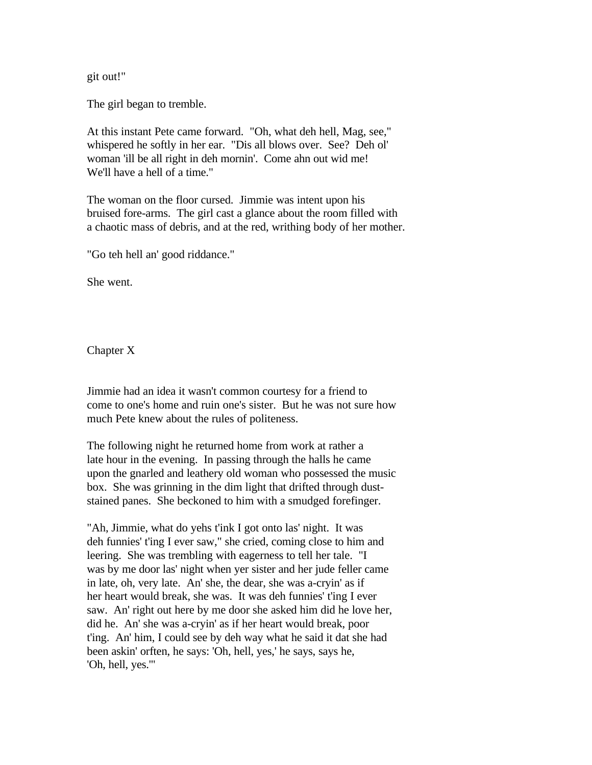git out!"

The girl began to tremble.

At this instant Pete came forward. "Oh, what deh hell, Mag, see," whispered he softly in her ear. "Dis all blows over. See? Deh ol' woman 'ill be all right in deh mornin'. Come ahn out wid me! We'll have a hell of a time."

The woman on the floor cursed. Jimmie was intent upon his bruised fore-arms. The girl cast a glance about the room filled with a chaotic mass of debris, and at the red, writhing body of her mother.

"Go teh hell an' good riddance."

She went.

## Chapter X

Jimmie had an idea it wasn't common courtesy for a friend to come to one's home and ruin one's sister. But he was not sure how much Pete knew about the rules of politeness.

The following night he returned home from work at rather a late hour in the evening. In passing through the halls he came upon the gnarled and leathery old woman who possessed the music box. She was grinning in the dim light that drifted through dust-stained panes. She beckoned to him with a smudged forefinger.

"Ah, Jimmie, what do yehs t'ink I got onto las' night. It was deh funnies' t'ing I ever saw," she cried, coming close to him and leering. She was trembling with eagerness to tell her tale. "I was by me door las' night when yer sister and her jude feller came in late, oh, very late. An' she, the dear, she was a-cryin' as if her heart would break, she was. It was deh funnies' t'ing I ever saw. An' right out here by me door she asked him did he love her, did he. An' she was a-cryin' as if her heart would break, poor t'ing. An' him, I could see by deh way what he said it dat she had been askin' orften, he says: 'Oh, hell, yes,' he says, says he, 'Oh, hell, yes.'"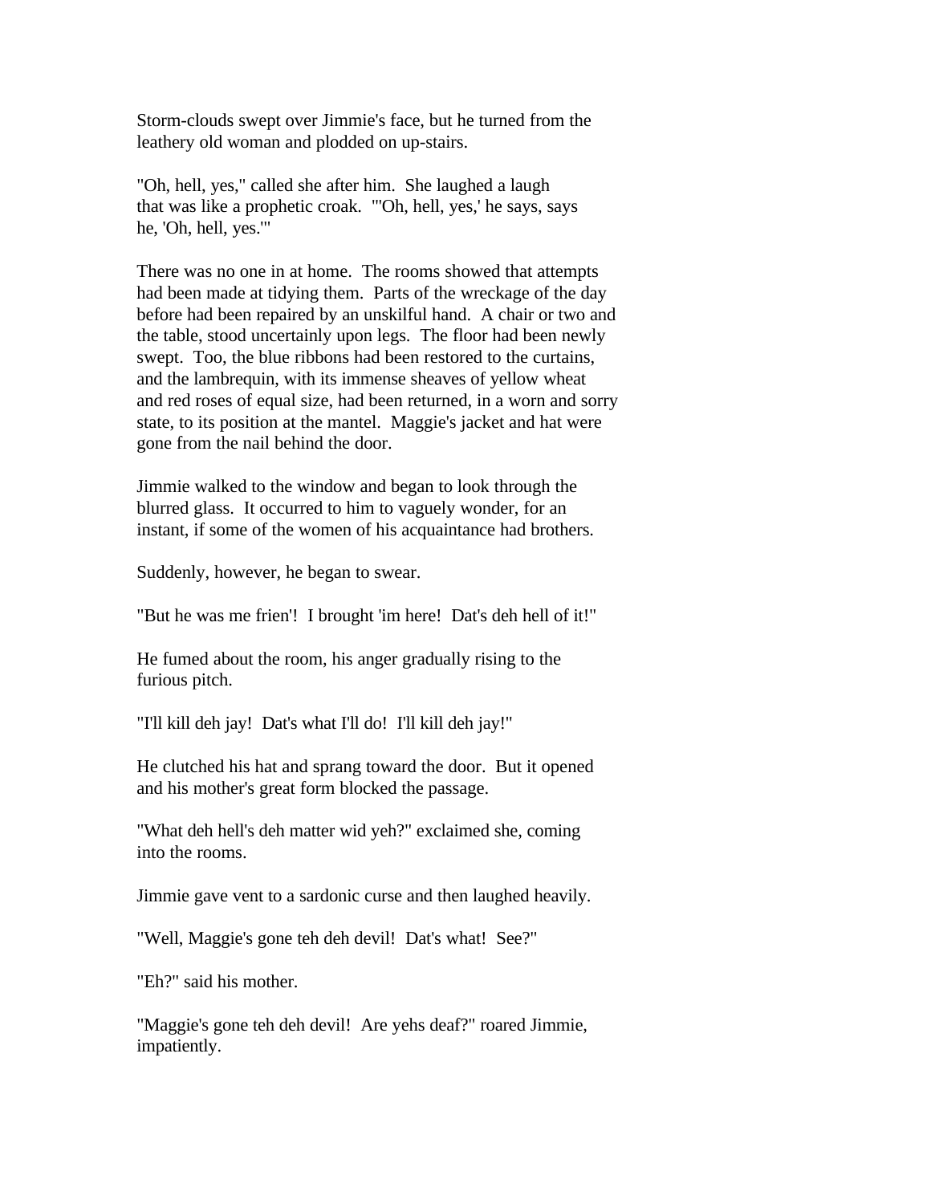Storm-clouds swept over Jimmie's face, but he turned from the leathery old woman and plodded on up-stairs.

"Oh, hell, yes," called she after him. She laughed a laugh that was like a prophetic croak. "'Oh, hell, yes,' he says, says he, 'Oh, hell, yes.'"

There was no one in at home. The rooms showed that attempts had been made at tidying them. Parts of the wreckage of the day before had been repaired by an unskilful hand. A chair or two and the table, stood uncertainly upon legs. The floor had been newly swept. Too, the blue ribbons had been restored to the curtains, and the lambrequin, with its immense sheaves of yellow wheat and red roses of equal size, had been returned, in a worn and sorry state, to its position at the mantel. Maggie's jacket and hat were gone from the nail behind the door.

Jimmie walked to the window and began to look through the blurred glass. It occurred to him to vaguely wonder, for an instant, if some of the women of his acquaintance had brothers.

Suddenly, however, he began to swear.

"But he was me frien'! I brought 'im here! Dat's deh hell of it!"

He fumed about the room, his anger gradually rising to the furious pitch.

"I'll kill deh jay! Dat's what I'll do! I'll kill deh jay!"

He clutched his hat and sprang toward the door. But it opened and his mother's great form blocked the passage.

"What deh hell's deh matter wid yeh?" exclaimed she, coming into the rooms.

Jimmie gave vent to a sardonic curse and then laughed heavily.

"Well, Maggie's gone teh deh devil! Dat's what! See?"

"Eh?" said his mother.

"Maggie's gone teh deh devil! Are yehs deaf?" roared Jimmie, impatiently.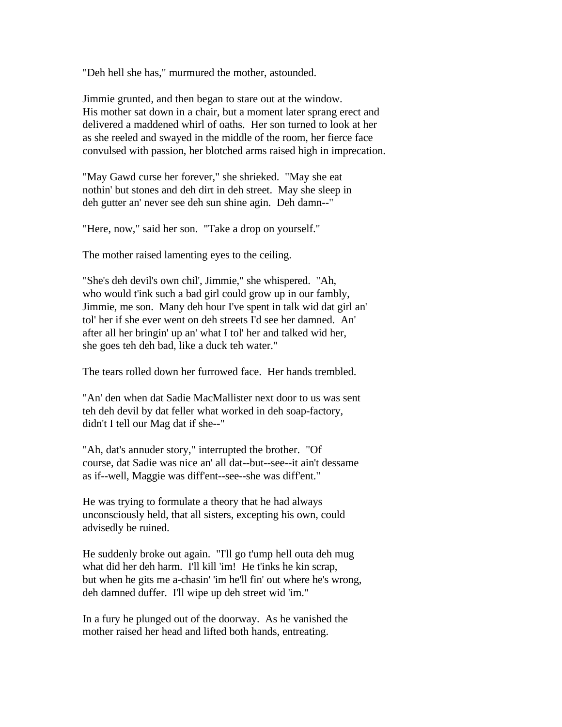"Deh hell she has," murmured the mother, astounded.

Jimmie grunted, and then began to stare out at the window. His mother sat down in a chair, but a moment later sprang erect and delivered a maddened whirl of oaths. Her son turned to look at her as she reeled and swayed in the middle of the room, her fierce face convulsed with passion, her blotched arms raised high in imprecation.

"May Gawd curse her forever," she shrieked. "May she eat nothin' but stones and deh dirt in deh street. May she sleep in deh gutter an' never see deh sun shine agin. Deh damn--"

"Here, now," said her son. "Take a drop on yourself."

The mother raised lamenting eyes to the ceiling.

"She's deh devil's own chil', Jimmie," she whispered. "Ah, who would t'ink such a bad girl could grow up in our fambly, Jimmie, me son. Many deh hour I've spent in talk wid dat girl an' tol' her if she ever went on deh streets I'd see her damned. An' after all her bringin' up an' what I tol' her and talked wid her, she goes teh deh bad, like a duck teh water."

The tears rolled down her furrowed face. Her hands trembled.

"An' den when dat Sadie MacMallister next door to us was sent teh deh devil by dat feller what worked in deh soap-factory, didn't I tell our Mag dat if she--"

"Ah, dat's annuder story," interrupted the brother. "Of course, dat Sadie was nice an' all dat--but--see--it ain't dessame as if--well, Maggie was diff'ent--see--she was diff'ent."

He was trying to formulate a theory that he had always unconsciously held, that all sisters, excepting his own, could advisedly be ruined.

He suddenly broke out again. "I'll go t'ump hell outa deh mug what did her deh harm. I'll kill 'im! He t'inks he kin scrap, but when he gits me a-chasin' 'im he'll fin' out where he's wrong, deh damned duffer. I'll wipe up deh street wid 'im."

In a fury he plunged out of the doorway. As he vanished the mother raised her head and lifted both hands, entreating.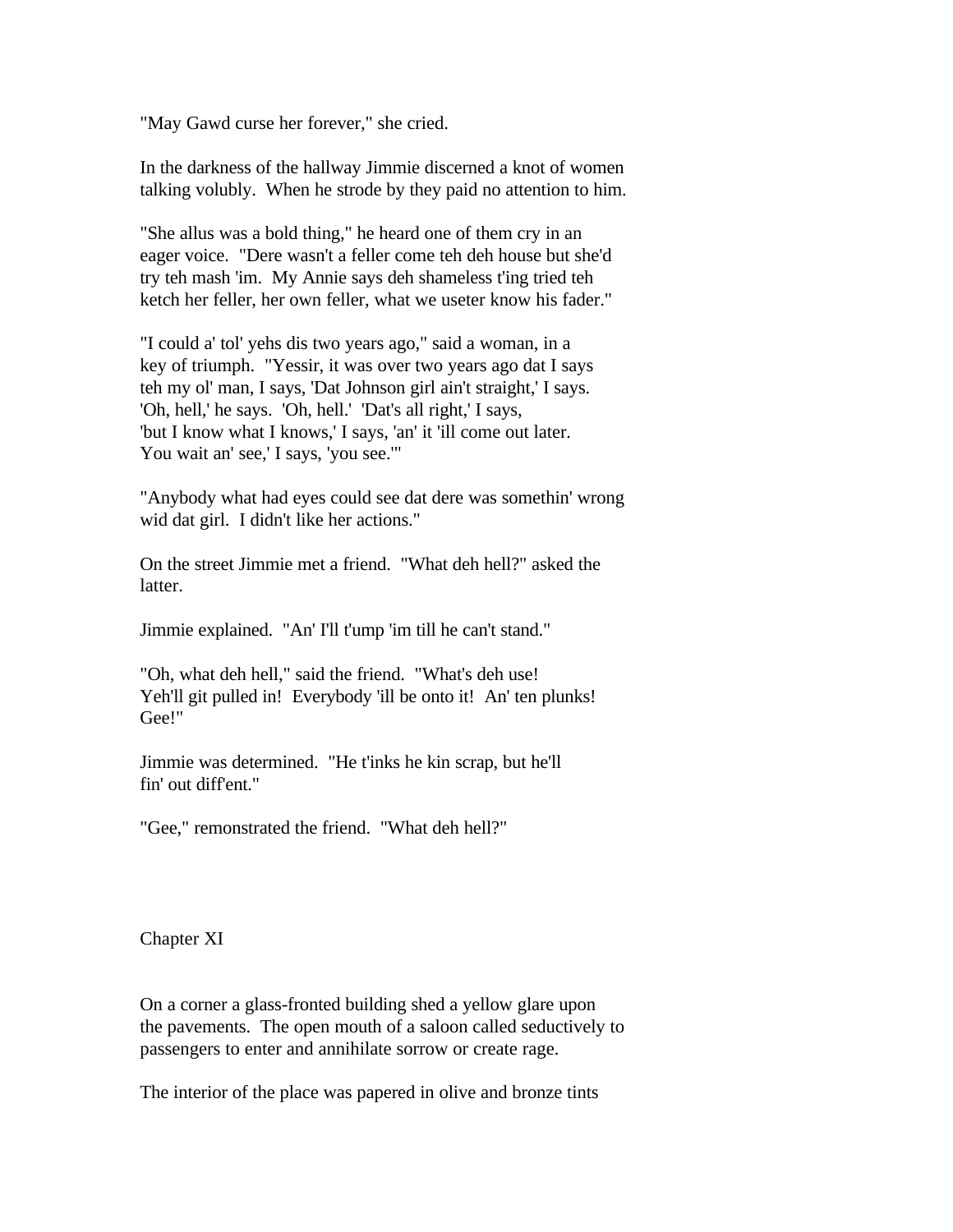"May Gawd curse her forever," she cried.

In the darkness of the hallway Jimmie discerned a knot of women talking volubly. When he strode by they paid no attention to him.

"She allus was a bold thing," he heard one of them cry in an eager voice. "Dere wasn't a feller come teh deh house but she'd try teh mash 'im. My Annie says deh shameless t'ing tried teh ketch her feller, her own feller, what we useter know his fader."

"I could a' tol' yehs dis two years ago," said a woman, in a key of triumph. "Yessir, it was over two years ago dat I says teh my ol' man, I says, 'Dat Johnson girl ain't straight,' I says. 'Oh, hell,' he says. 'Oh, hell.' 'Dat's all right,' I says, 'but I know what I knows,' I says, 'an' it 'ill come out later. You wait an' see,' I says, 'you see.'"

"Anybody what had eyes could see dat dere was somethin' wrong wid dat girl. I didn't like her actions."

On the street Jimmie met a friend. "What deh hell?" asked the latter.

Jimmie explained. "An' I'll t'ump 'im till he can't stand."

"Oh, what deh hell," said the friend. "What's deh use! Yeh'll git pulled in! Everybody 'ill be onto it! An' ten plunks! Gee!"

Jimmie was determined. "He t'inks he kin scrap, but he'll fin' out diff'ent."

"Gee," remonstrated the friend. "What deh hell?"

## Chapter XI

On a corner a glass-fronted building shed a yellow glare upon the pavements. The open mouth of a saloon called seductively to passengers to enter and annihilate sorrow or create rage.

The interior of the place was papered in olive and bronze tints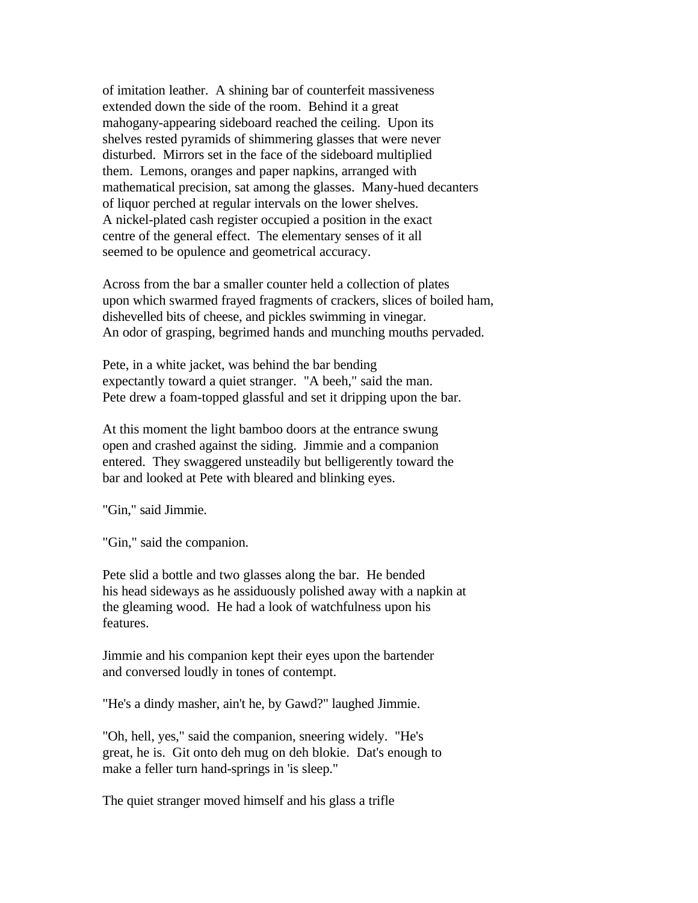of imitation leather. A shining bar of counterfeit massiveness extended down the side of the room. Behind it a great mahogany-appearing sideboard reached the ceiling. Upon its shelves rested pyramids of shimmering glasses that were never disturbed. Mirrors set in the face of the sideboard multiplied them. Lemons, oranges and paper napkins, arranged with mathematical precision, sat among the glasses. Many-hued decanters of liquor perched at regular intervals on the lower shelves. A nickel-plated cash register occupied a position in the exact centre of the general effect. The elementary senses of it all seemed to be opulence and geometrical accuracy.

Across from the bar a smaller counter held a collection of plates upon which swarmed frayed fragments of crackers, slices of boiled ham, dishevelled bits of cheese, and pickles swimming in vinegar. An odor of grasping, begrimed hands and munching mouths pervaded.

Pete, in a white jacket, was behind the bar bending expectantly toward a quiet stranger. "A beeh," said the man. Pete drew a foam-topped glassful and set it dripping upon the bar.

At this moment the light bamboo doors at the entrance swung open and crashed against the siding. Jimmie and a companion entered. They swaggered unsteadily but belligerently toward the bar and looked at Pete with bleared and blinking eyes.

"Gin," said Jimmie.

"Gin," said the companion.

Pete slid a bottle and two glasses along the bar. He bended his head sideways as he assiduously polished away with a napkin at the gleaming wood. He had a look of watchfulness upon his features.

Jimmie and his companion kept their eyes upon the bartender and conversed loudly in tones of contempt.

"He's a dindy masher, ain't he, by Gawd?" laughed Jimmie.

"Oh, hell, yes," said the companion, sneering widely. "He's great, he is. Git onto deh mug on deh blokie. Dat's enough to make a feller turn hand-springs in 'is sleep."

The quiet stranger moved himself and his glass a trifle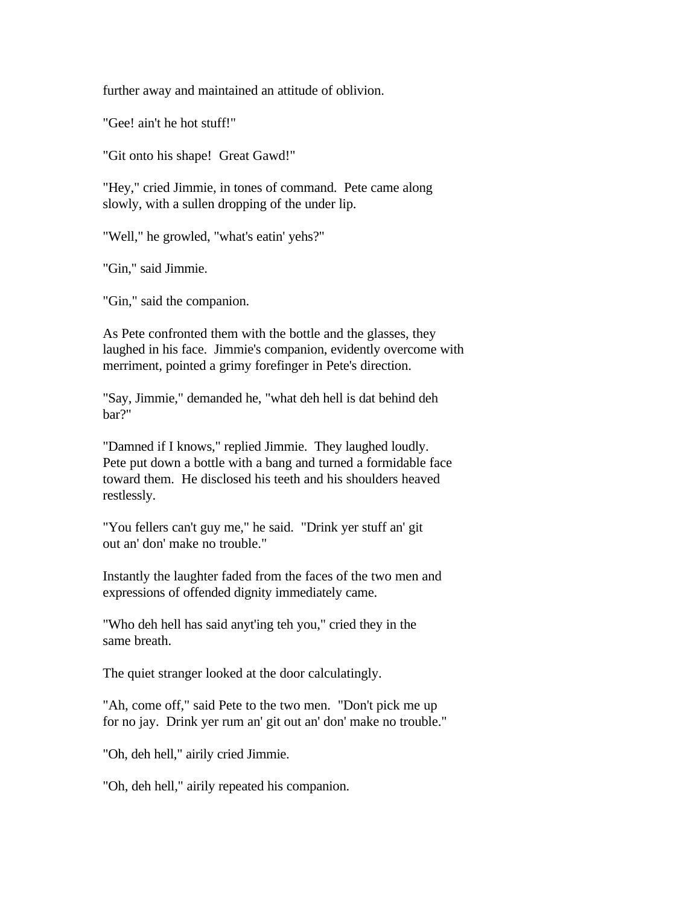further away and maintained an attitude of oblivion.

"Gee! ain't he hot stuff!"

"Git onto his shape! Great Gawd!"

"Hey," cried Jimmie, in tones of command. Pete came along slowly, with a sullen dropping of the under lip.

"Well," he growled, "what's eatin' yehs?"

"Gin," said Jimmie.

"Gin," said the companion.

As Pete confronted them with the bottle and the glasses, they laughed in his face. Jimmie's companion, evidently overcome with merriment, pointed a grimy forefinger in Pete's direction.

"Say, Jimmie," demanded he, "what deh hell is dat behind deh bar?"

"Damned if I knows," replied Jimmie. They laughed loudly. Pete put down a bottle with a bang and turned a formidable face toward them. He disclosed his teeth and his shoulders heaved restlessly.

"You fellers can't guy me," he said. "Drink yer stuff an' git out an' don' make no trouble."

Instantly the laughter faded from the faces of the two men and expressions of offended dignity immediately came.

"Who deh hell has said anyt'ing teh you," cried they in the same breath.

The quiet stranger looked at the door calculatingly.

"Ah, come off," said Pete to the two men. "Don't pick me up for no jay. Drink yer rum an' git out an' don' make no trouble."

"Oh, deh hell," airily cried Jimmie.

"Oh, deh hell," airily repeated his companion.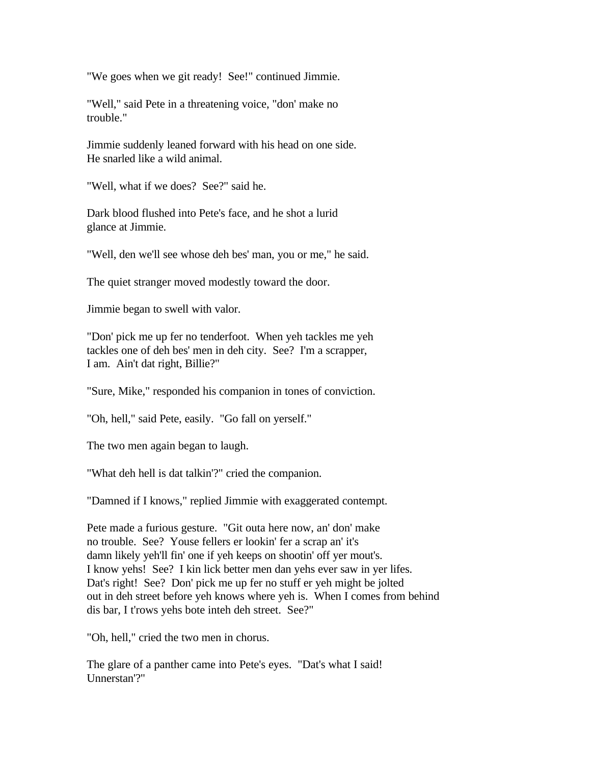"We goes when we git ready! See!" continued Jimmie.

"Well," said Pete in a threatening voice, "don' make no trouble."

Jimmie suddenly leaned forward with his head on one side. He snarled like a wild animal.

"Well, what if we does? See?" said he.

Dark blood flushed into Pete's face, and he shot a lurid glance at Jimmie.

"Well, den we'll see whose deh bes' man, you or me," he said.

The quiet stranger moved modestly toward the door.

Jimmie began to swell with valor.

"Don' pick me up fer no tenderfoot. When yeh tackles me yeh tackles one of deh bes' men in deh city. See? I'm a scrapper, I am. Ain't dat right, Billie?"

"Sure, Mike," responded his companion in tones of conviction.

"Oh, hell," said Pete, easily. "Go fall on yerself."

The two men again began to laugh.

"What deh hell is dat talkin'?" cried the companion.

"Damned if I knows," replied Jimmie with exaggerated contempt.

Pete made a furious gesture. "Git outa here now, an' don' make no trouble. See? Youse fellers er lookin' fer a scrap an' it's damn likely yeh'll fin' one if yeh keeps on shootin' off yer mout's. I know yehs! See? I kin lick better men dan yehs ever saw in yer lifes. Dat's right! See? Don' pick me up fer no stuff er yeh might be jolted out in deh street before yeh knows where yeh is. When I comes from behind dis bar, I t'rows yehs bote inteh deh street. See?"

"Oh, hell," cried the two men in chorus.

The glare of a panther came into Pete's eyes. "Dat's what I said! Unnerstan'?"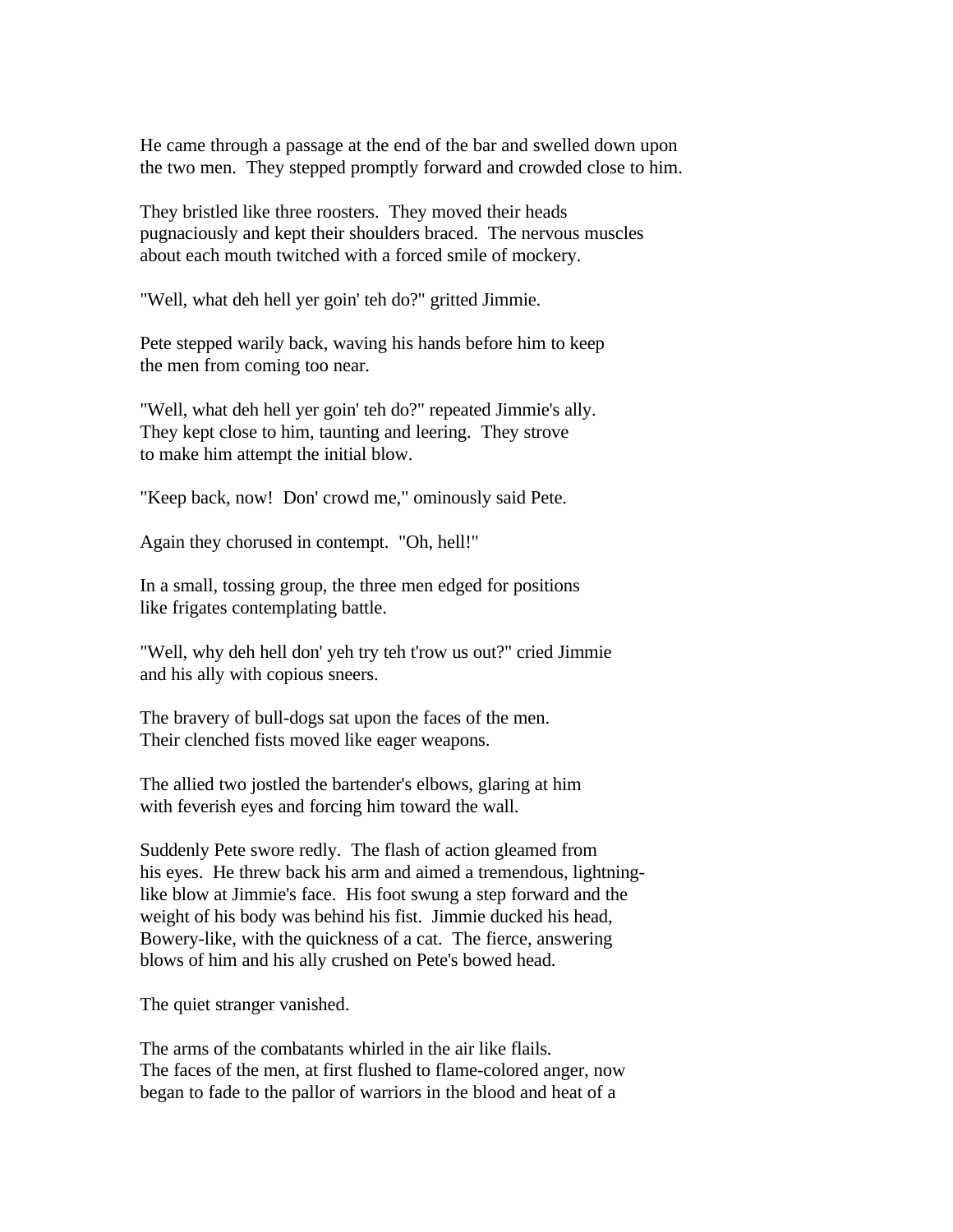He came through a passage at the end of the bar and swelled down upon the two men. They stepped promptly forward and crowded close to him.

They bristled like three roosters. They moved their heads pugnaciously and kept their shoulders braced. The nervous muscles about each mouth twitched with a forced smile of mockery.

"Well, what deh hell yer goin' teh do?" gritted Jimmie.

Pete stepped warily back, waving his hands before him to keep the men from coming too near.

"Well, what deh hell yer goin' teh do?" repeated Jimmie's ally. They kept close to him, taunting and leering. They strove to make him attempt the initial blow.

"Keep back, now! Don' crowd me," ominously said Pete.

Again they chorused in contempt. "Oh, hell!"

In a small, tossing group, the three men edged for positions like frigates contemplating battle.

"Well, why deh hell don' yeh try teh t'row us out?" cried Jimmie and his ally with copious sneers.

The bravery of bull-dogs sat upon the faces of the men. Their clenched fists moved like eager weapons.

The allied two jostled the bartender's elbows, glaring at him with feverish eyes and forcing him toward the wall.

Suddenly Pete swore redly. The flash of action gleamed from his eyes. He threw back his arm and aimed a tremendous, lightning-like blow at Jimmie's face. His foot swung a step forward and the weight of his body was behind his fist. Jimmie ducked his head, Bowery-like, with the quickness of a cat. The fierce, answering blows of him and his ally crushed on Pete's bowed head.

The quiet stranger vanished.

The arms of the combatants whirled in the air like flails. The faces of the men, at first flushed to flame-colored anger, now began to fade to the pallor of warriors in the blood and heat of a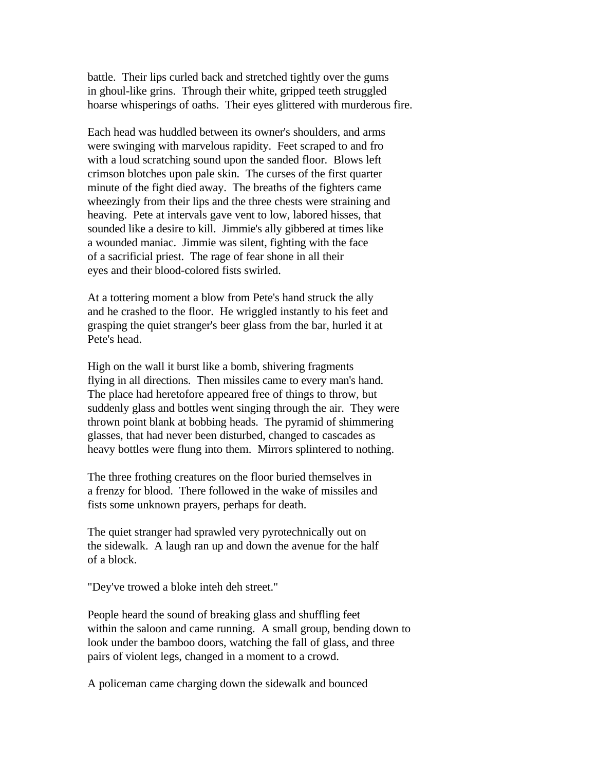battle. Their lips curled back and stretched tightly over the gums in ghoul-like grins. Through their white, gripped teeth struggled hoarse whisperings of oaths. Their eyes glittered with murderous fire.

Each head was huddled between its owner's shoulders, and arms were swinging with marvelous rapidity. Feet scraped to and fro with a loud scratching sound upon the sanded floor. Blows left crimson blotches upon pale skin. The curses of the first quarter minute of the fight died away. The breaths of the fighters came wheezingly from their lips and the three chests were straining and heaving. Pete at intervals gave vent to low, labored hisses, that sounded like a desire to kill. Jimmie's ally gibbered at times like a wounded maniac. Jimmie was silent, fighting with the face of a sacrificial priest. The rage of fear shone in all their eyes and their blood-colored fists swirled.

At a tottering moment a blow from Pete's hand struck the ally and he crashed to the floor. He wriggled instantly to his feet and grasping the quiet stranger's beer glass from the bar, hurled it at Pete's head.

High on the wall it burst like a bomb, shivering fragments flying in all directions. Then missiles came to every man's hand. The place had heretofore appeared free of things to throw, but suddenly glass and bottles went singing through the air. They were thrown point blank at bobbing heads. The pyramid of shimmering glasses, that had never been disturbed, changed to cascades as heavy bottles were flung into them. Mirrors splintered to nothing.

The three frothing creatures on the floor buried themselves in a frenzy for blood. There followed in the wake of missiles and fists some unknown prayers, perhaps for death.

The quiet stranger had sprawled very pyrotechnically out on the sidewalk. A laugh ran up and down the avenue for the half of a block.

"Dey've trowed a bloke inteh deh street."

People heard the sound of breaking glass and shuffling feet within the saloon and came running. A small group, bending down to look under the bamboo doors, watching the fall of glass, and three pairs of violent legs, changed in a moment to a crowd.

A policeman came charging down the sidewalk and bounced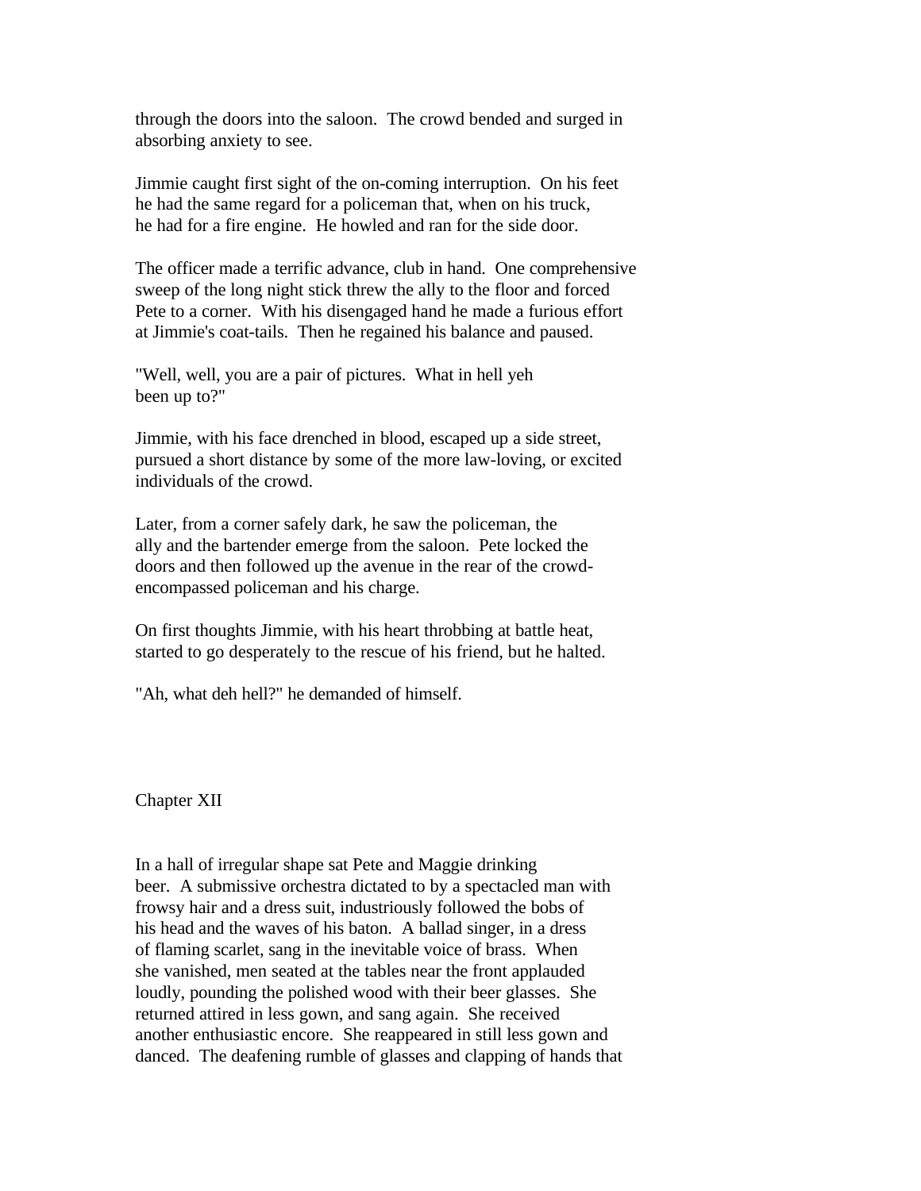through the doors into the saloon. The crowd bended and surged in absorbing anxiety to see.

Jimmie caught first sight of the on-coming interruption. On his feet he had the same regard for a policeman that, when on his truck, he had for a fire engine. He howled and ran for the side door.

The officer made a terrific advance, club in hand. One comprehensive sweep of the long night stick threw the ally to the floor and forced Pete to a corner. With his disengaged hand he made a furious effort at Jimmie's coat-tails. Then he regained his balance and paused.

"Well, well, you are a pair of pictures. What in hell yeh been up to?"

Jimmie, with his face drenched in blood, escaped up a side street, pursued a short distance by some of the more law-loving, or excited individuals of the crowd.

Later, from a corner safely dark, he saw the policeman, the ally and the bartender emerge from the saloon. Pete locked the doors and then followed up the avenue in the rear of the crowd-encompassed policeman and his charge.

On first thoughts Jimmie, with his heart throbbing at battle heat, started to go desperately to the rescue of his friend, but he halted.

"Ah, what deh hell?" he demanded of himself.

## Chapter XII

In a hall of irregular shape sat Pete and Maggie drinking beer. A submissive orchestra dictated to by a spectacled man with frowsy hair and a dress suit, industriously followed the bobs of his head and the waves of his baton. A ballad singer, in a dress of flaming scarlet, sang in the inevitable voice of brass. When she vanished, men seated at the tables near the front applauded loudly, pounding the polished wood with their beer glasses. She returned attired in less gown, and sang again. She received another enthusiastic encore. She reappeared in still less gown and danced. The deafening rumble of glasses and clapping of hands that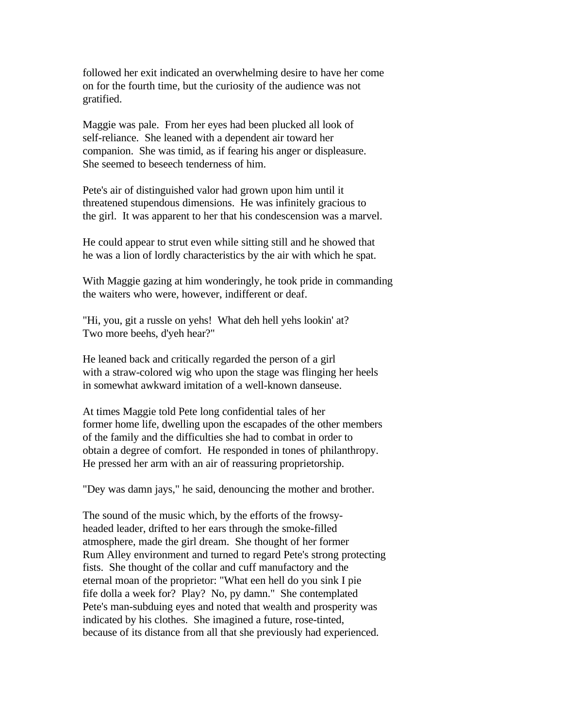followed her exit indicated an overwhelming desire to have her come on for the fourth time, but the curiosity of the audience was not gratified.

Maggie was pale. From her eyes had been plucked all look of self-reliance. She leaned with a dependent air toward her companion. She was timid, as if fearing his anger or displeasure. She seemed to beseech tenderness of him.

Pete's air of distinguished valor had grown upon him until it threatened stupendous dimensions. He was infinitely gracious to the girl. It was apparent to her that his condescension was a marvel.

He could appear to strut even while sitting still and he showed that he was a lion of lordly characteristics by the air with which he spat.

With Maggie gazing at him wonderingly, he took pride in commanding the waiters who were, however, indifferent or deaf.

"Hi, you, git a russle on yehs! What deh hell yehs lookin' at? Two more beehs, d'yeh hear?"

He leaned back and critically regarded the person of a girl with a straw-colored wig who upon the stage was flinging her heels in somewhat awkward imitation of a well-known danseuse.

At times Maggie told Pete long confidential tales of her former home life, dwelling upon the escapades of the other members of the family and the difficulties she had to combat in order to obtain a degree of comfort. He responded in tones of philanthropy. He pressed her arm with an air of reassuring proprietorship.

"Dey was damn jays," he said, denouncing the mother and brother.

The sound of the music which, by the efforts of the frowsy-headed leader, drifted to her ears through the smoke-filled atmosphere, made the girl dream. She thought of her former Rum Alley environment and turned to regard Pete's strong protecting fists. She thought of the collar and cuff manufactory and the eternal moan of the proprietor: "What een hell do you sink I pie fife dolla a week for? Play? No, py damn." She contemplated Pete's man-subduing eyes and noted that wealth and prosperity was indicated by his clothes. She imagined a future, rose-tinted, because of its distance from all that she previously had experienced.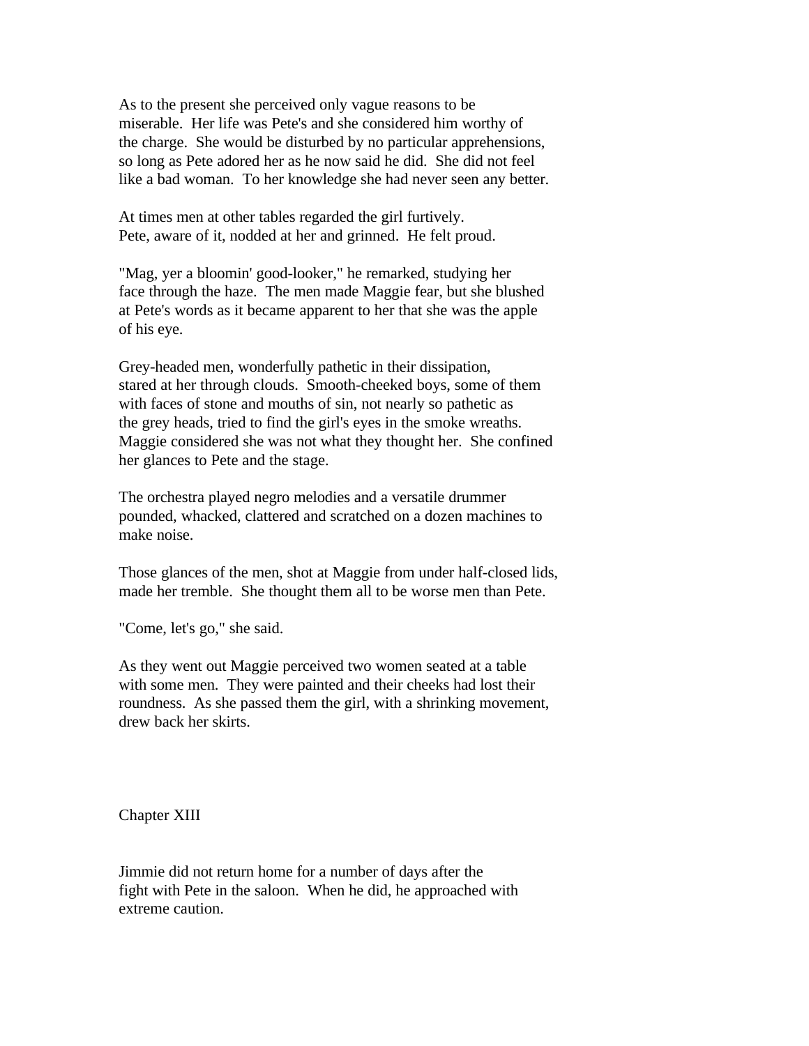As to the present she perceived only vague reasons to be miserable. Her life was Pete's and she considered him worthy of the charge. She would be disturbed by no particular apprehensions, so long as Pete adored her as he now said he did. She did not feel like a bad woman. To her knowledge she had never seen any better.

At times men at other tables regarded the girl furtively. Pete, aware of it, nodded at her and grinned. He felt proud.

"Mag, yer a bloomin' good-looker," he remarked, studying her face through the haze. The men made Maggie fear, but she blushed at Pete's words as it became apparent to her that she was the apple of his eye.

Grey-headed men, wonderfully pathetic in their dissipation, stared at her through clouds. Smooth-cheeked boys, some of them with faces of stone and mouths of sin, not nearly so pathetic as the grey heads, tried to find the girl's eyes in the smoke wreaths. Maggie considered she was not what they thought her. She confined her glances to Pete and the stage.

The orchestra played negro melodies and a versatile drummer pounded, whacked, clattered and scratched on a dozen machines to make noise.

Those glances of the men, shot at Maggie from under half-closed lids, made her tremble. She thought them all to be worse men than Pete.

"Come, let's go," she said.

As they went out Maggie perceived two women seated at a table with some men. They were painted and their cheeks had lost their roundness. As she passed them the girl, with a shrinking movement, drew back her skirts.

## Chapter XIII

Jimmie did not return home for a number of days after the fight with Pete in the saloon. When he did, he approached with extreme caution.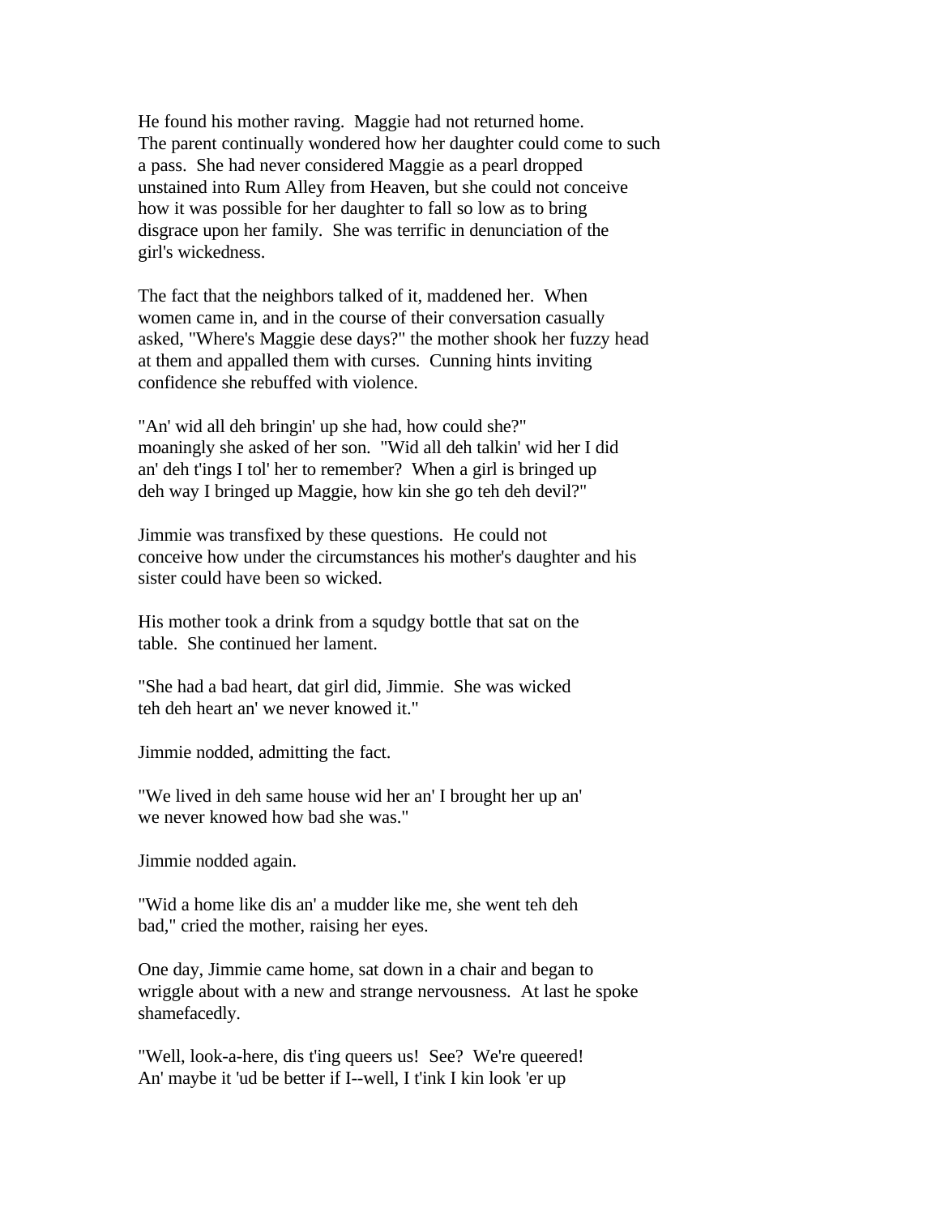He found his mother raving. Maggie had not returned home. The parent continually wondered how her daughter could come to such a pass. She had never considered Maggie as a pearl dropped unstained into Rum Alley from Heaven, but she could not conceive how it was possible for her daughter to fall so low as to bring disgrace upon her family. She was terrific in denunciation of the girl's wickedness.

The fact that the neighbors talked of it, maddened her. When women came in, and in the course of their conversation casually asked, "Where's Maggie dese days?" the mother shook her fuzzy head at them and appalled them with curses. Cunning hints inviting confidence she rebuffed with violence.

"An' wid all deh bringin' up she had, how could she?" moaningly she asked of her son. "Wid all deh talkin' wid her I did an' deh t'ings I tol' her to remember? When a girl is bringed up deh way I bringed up Maggie, how kin she go teh deh devil?"

Jimmie was transfixed by these questions. He could not conceive how under the circumstances his mother's daughter and his sister could have been so wicked.

His mother took a drink from a squdgy bottle that sat on the table. She continued her lament.

"She had a bad heart, dat girl did, Jimmie. She was wicked teh deh heart an' we never knowed it."

Jimmie nodded, admitting the fact.

"We lived in deh same house wid her an' I brought her up an' we never knowed how bad she was."

Jimmie nodded again.

"Wid a home like dis an' a mudder like me, she went teh deh bad," cried the mother, raising her eyes.

One day, Jimmie came home, sat down in a chair and began to wriggle about with a new and strange nervousness. At last he spoke shamefacedly.

"Well, look-a-here, dis t'ing queers us! See? We're queered! An' maybe it 'ud be better if I--well, I t'ink I kin look 'er up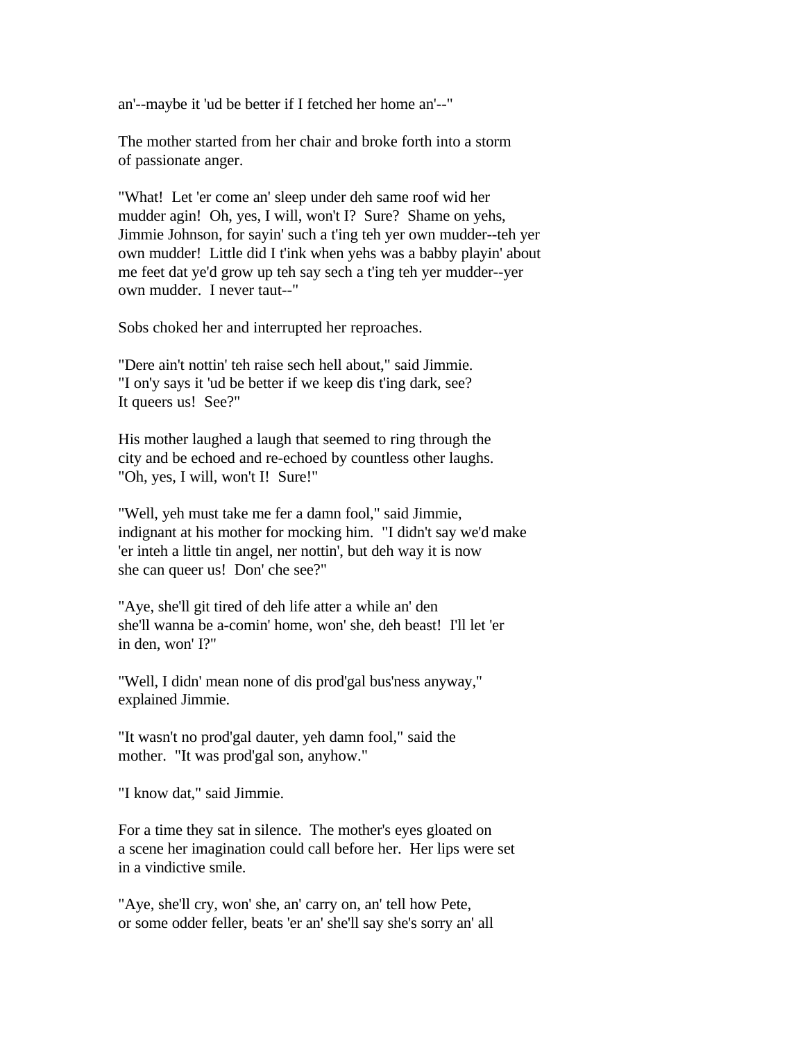an'--maybe it 'ud be better if I fetched her home an'--"

The mother started from her chair and broke forth into a storm of passionate anger.

"What! Let 'er come an' sleep under deh same roof wid her mudder agin! Oh, yes, I will, won't I? Sure? Shame on yehs, Jimmie Johnson, for sayin' such a t'ing teh yer own mudder--teh yer own mudder! Little did I t'ink when yehs was a babby playin' about me feet dat ye'd grow up teh say sech a t'ing teh yer mudder--yer own mudder. I never taut--"

Sobs choked her and interrupted her reproaches.

"Dere ain't nottin' teh raise sech hell about," said Jimmie. "I on'y says it 'ud be better if we keep dis t'ing dark, see? It queers us! See?"

His mother laughed a laugh that seemed to ring through the city and be echoed and re-echoed by countless other laughs. "Oh, yes, I will, won't I! Sure!"

"Well, yeh must take me fer a damn fool," said Jimmie, indignant at his mother for mocking him. "I didn't say we'd make 'er inteh a little tin angel, ner nottin', but deh way it is now she can queer us! Don' che see?"

"Aye, she'll git tired of deh life atter a while an' den she'll wanna be a-comin' home, won' she, deh beast! I'll let 'er in den, won' I?"

"Well, I didn' mean none of dis prod'gal bus'ness anyway," explained Jimmie.

"It wasn't no prod'gal dauter, yeh damn fool," said the mother. "It was prod'gal son, anyhow."

"I know dat," said Jimmie.

For a time they sat in silence. The mother's eyes gloated on a scene her imagination could call before her. Her lips were set in a vindictive smile.

"Aye, she'll cry, won' she, an' carry on, an' tell how Pete, or some odder feller, beats 'er an' she'll say she's sorry an' all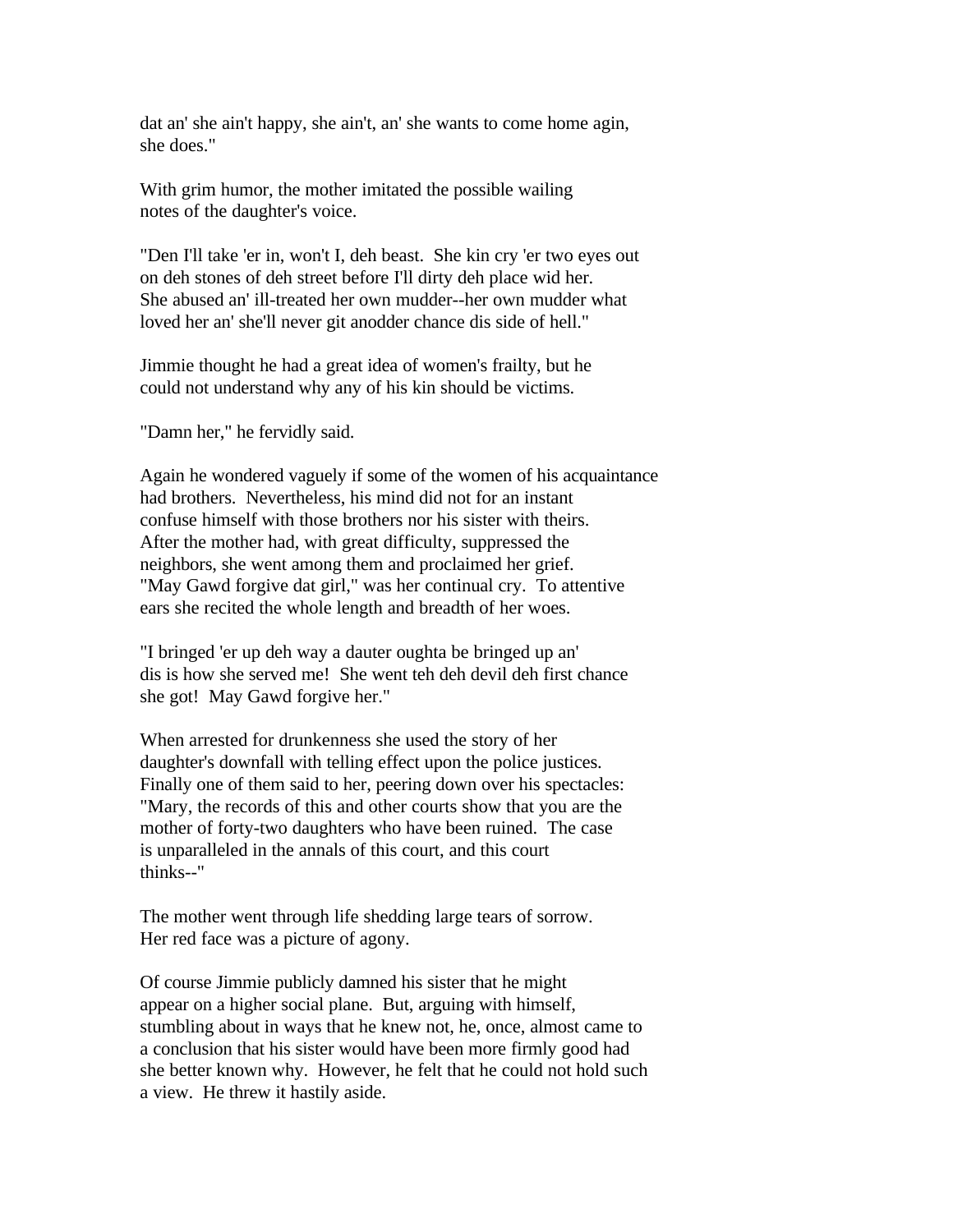dat an' she ain't happy, she ain't, an' she wants to come home agin, she does."

With grim humor, the mother imitated the possible wailing notes of the daughter's voice.

"Den I'll take 'er in, won't I, deh beast. She kin cry 'er two eyes out on deh stones of deh street before I'll dirty deh place wid her. She abused an' ill-treated her own mudder--her own mudder what loved her an' she'll never git anodder chance dis side of hell."

Jimmie thought he had a great idea of women's frailty, but he could not understand why any of his kin should be victims.

"Damn her," he fervidly said.

Again he wondered vaguely if some of the women of his acquaintance had brothers. Nevertheless, his mind did not for an instant confuse himself with those brothers nor his sister with theirs. After the mother had, with great difficulty, suppressed the neighbors, she went among them and proclaimed her grief. "May Gawd forgive dat girl," was her continual cry. To attentive ears she recited the whole length and breadth of her woes.

"I bringed 'er up deh way a dauter oughta be bringed up an' dis is how she served me! She went teh deh devil deh first chance she got! May Gawd forgive her."

When arrested for drunkenness she used the story of her daughter's downfall with telling effect upon the police justices. Finally one of them said to her, peering down over his spectacles: "Mary, the records of this and other courts show that you are the mother of forty-two daughters who have been ruined. The case is unparalleled in the annals of this court, and this court thinks--"

The mother went through life shedding large tears of sorrow. Her red face was a picture of agony.

Of course Jimmie publicly damned his sister that he might appear on a higher social plane. But, arguing with himself, stumbling about in ways that he knew not, he, once, almost came to a conclusion that his sister would have been more firmly good had she better known why. However, he felt that he could not hold such a view. He threw it hastily aside.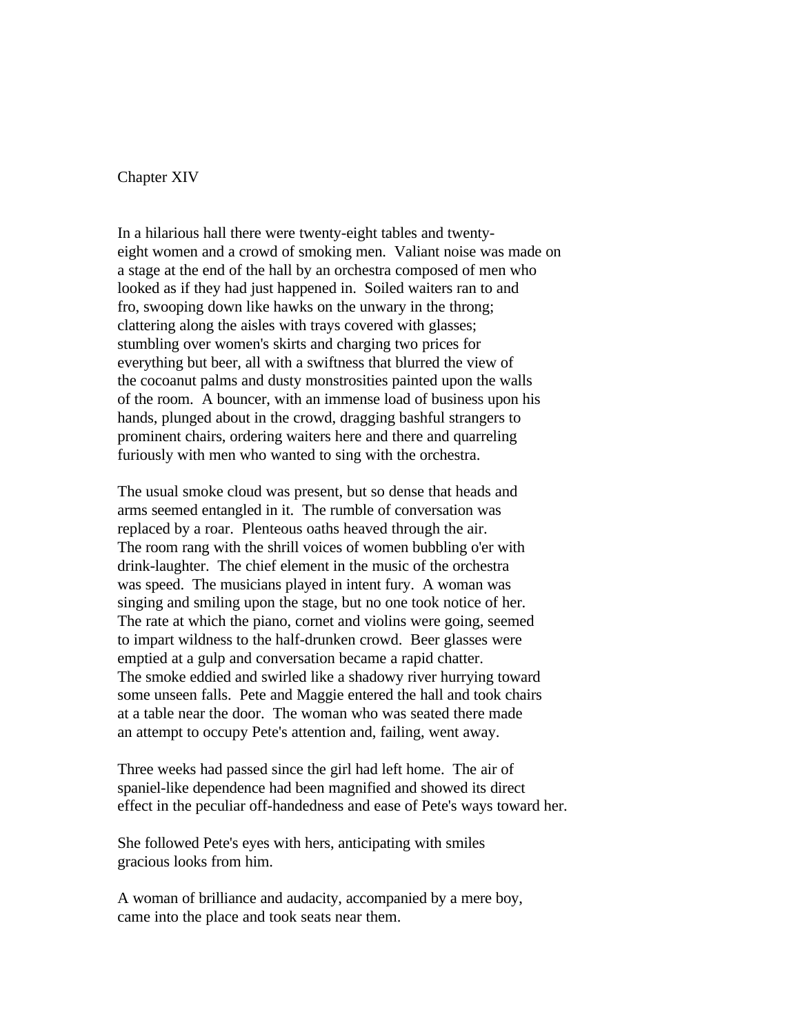## Chapter XIV

In a hilarious hall there were twenty-eight tables and twenty-eight women and a crowd of smoking men. Valiant noise was made on a stage at the end of the hall by an orchestra composed of men who looked as if they had just happened in. Soiled waiters ran to and fro, swooping down like hawks on the unwary in the throng; clattering along the aisles with trays covered with glasses; stumbling over women's skirts and charging two prices for everything but beer, all with a swiftness that blurred the view of the cocoanut palms and dusty monstrosities painted upon the walls of the room. A bouncer, with an immense load of business upon his hands, plunged about in the crowd, dragging bashful strangers to prominent chairs, ordering waiters here and there and quarreling furiously with men who wanted to sing with the orchestra.

The usual smoke cloud was present, but so dense that heads and arms seemed entangled in it. The rumble of conversation was replaced by a roar. Plenteous oaths heaved through the air. The room rang with the shrill voices of women bubbling o'er with drink-laughter. The chief element in the music of the orchestra was speed. The musicians played in intent fury. A woman was singing and smiling upon the stage, but no one took notice of her. The rate at which the piano, cornet and violins were going, seemed to impart wildness to the half-drunken crowd. Beer glasses were emptied at a gulp and conversation became a rapid chatter. The smoke eddied and swirled like a shadowy river hurrying toward some unseen falls. Pete and Maggie entered the hall and took chairs at a table near the door. The woman who was seated there made an attempt to occupy Pete's attention and, failing, went away.

Three weeks had passed since the girl had left home. The air of spaniel-like dependence had been magnified and showed its direct effect in the peculiar off-handedness and ease of Pete's ways toward her.

She followed Pete's eyes with hers, anticipating with smiles gracious looks from him.

A woman of brilliance and audacity, accompanied by a mere boy, came into the place and took seats near them.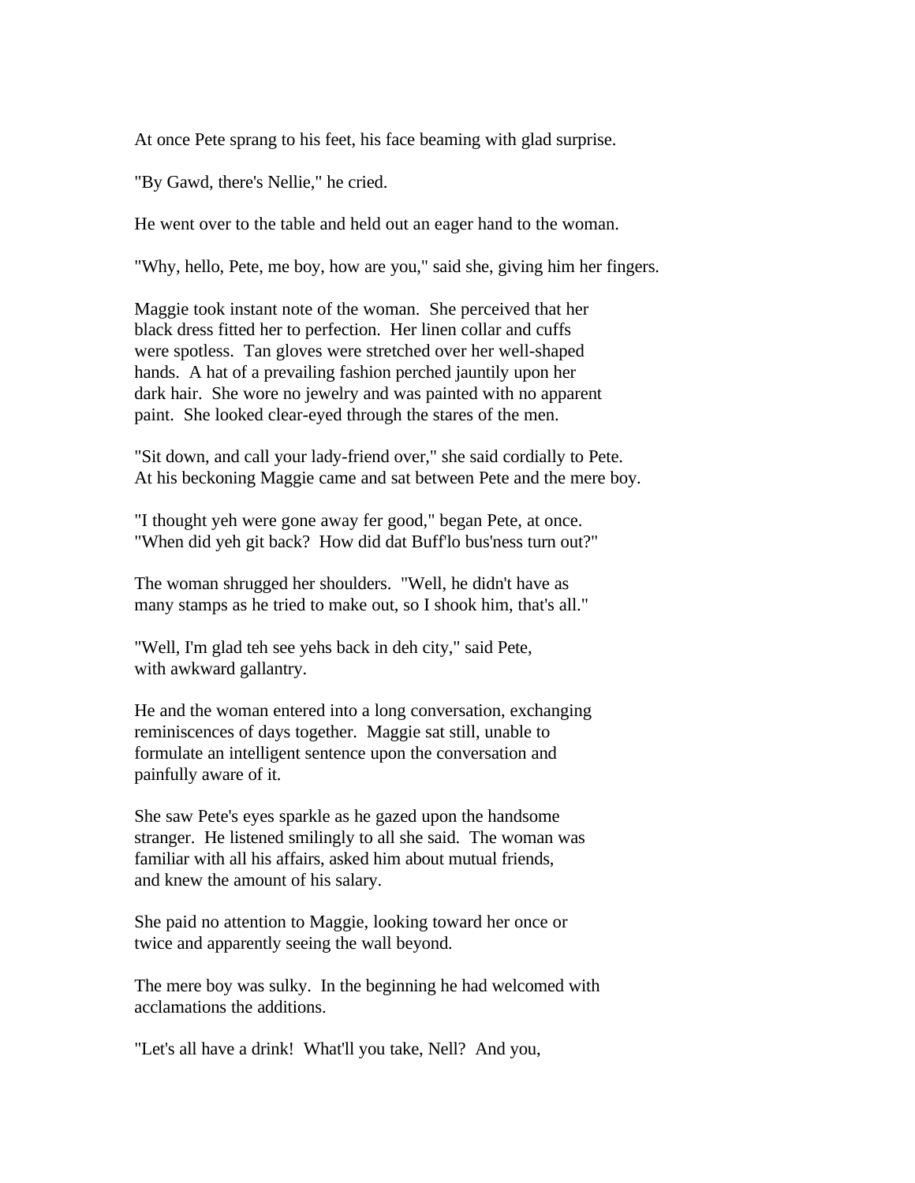At once Pete sprang to his feet, his face beaming with glad surprise.

"By Gawd, there's Nellie," he cried.

He went over to the table and held out an eager hand to the woman.

"Why, hello, Pete, me boy, how are you," said she, giving him her fingers.

Maggie took instant note of the woman. She perceived that her black dress fitted her to perfection. Her linen collar and cuffs were spotless. Tan gloves were stretched over her well-shaped hands. A hat of a prevailing fashion perched jauntily upon her dark hair. She wore no jewelry and was painted with no apparent paint. She looked clear-eyed through the stares of the men.

"Sit down, and call your lady-friend over," she said cordially to Pete. At his beckoning Maggie came and sat between Pete and the mere boy.

"I thought yeh were gone away fer good," began Pete, at once. "When did yeh git back? How did dat Buff'lo bus'ness turn out?"

The woman shrugged her shoulders. "Well, he didn't have as many stamps as he tried to make out, so I shook him, that's all."

"Well, I'm glad teh see yehs back in deh city," said Pete, with awkward gallantry.

He and the woman entered into a long conversation, exchanging reminiscences of days together. Maggie sat still, unable to formulate an intelligent sentence upon the conversation and painfully aware of it.

She saw Pete's eyes sparkle as he gazed upon the handsome stranger. He listened smilingly to all she said. The woman was familiar with all his affairs, asked him about mutual friends, and knew the amount of his salary.

She paid no attention to Maggie, looking toward her once or twice and apparently seeing the wall beyond.

The mere boy was sulky. In the beginning he had welcomed with acclamations the additions.

"Let's all have a drink! What'll you take, Nell? And you,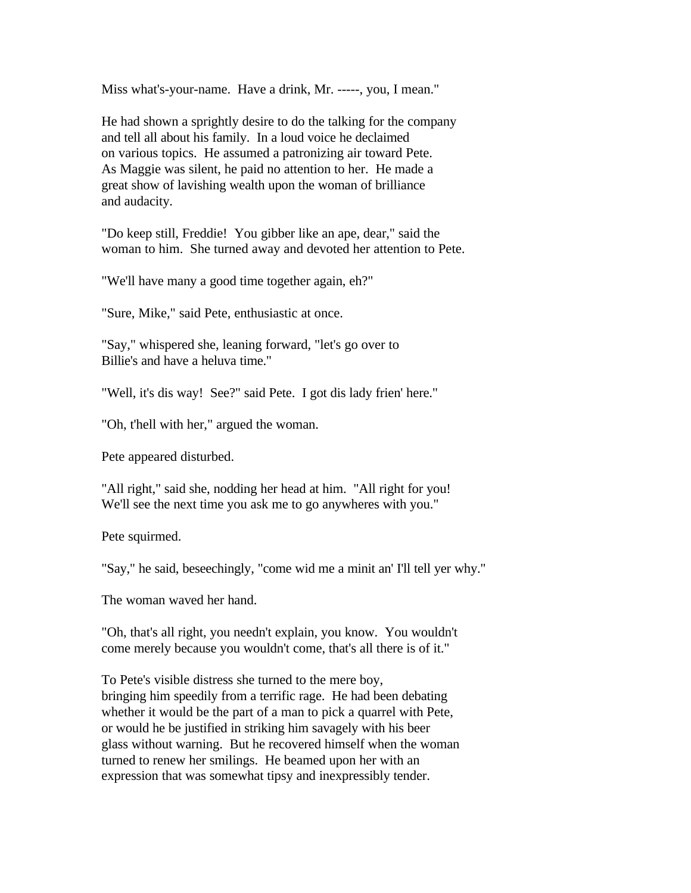Miss what's-your-name. Have a drink, Mr. -----, you, I mean."

He had shown a sprightly desire to do the talking for the company and tell all about his family. In a loud voice he declaimed on various topics. He assumed a patronizing air toward Pete. As Maggie was silent, he paid no attention to her. He made a great show of lavishing wealth upon the woman of brilliance and audacity.

"Do keep still, Freddie! You gibber like an ape, dear," said the woman to him. She turned away and devoted her attention to Pete.

"We'll have many a good time together again, eh?"

"Sure, Mike," said Pete, enthusiastic at once.

"Say," whispered she, leaning forward, "let's go over to Billie's and have a heluva time."

"Well, it's dis way! See?" said Pete. I got dis lady frien' here."

"Oh, t'hell with her," argued the woman.

Pete appeared disturbed.

"All right," said she, nodding her head at him. "All right for you! We'll see the next time you ask me to go anywheres with you."

Pete squirmed.

"Say," he said, beseechingly, "come wid me a minit an' I'll tell yer why."

The woman waved her hand.

"Oh, that's all right, you needn't explain, you know. You wouldn't come merely because you wouldn't come, that's all there is of it."

To Pete's visible distress she turned to the mere boy, bringing him speedily from a terrific rage. He had been debating whether it would be the part of a man to pick a quarrel with Pete, or would he be justified in striking him savagely with his beer glass without warning. But he recovered himself when the woman turned to renew her smilings. He beamed upon her with an expression that was somewhat tipsy and inexpressibly tender.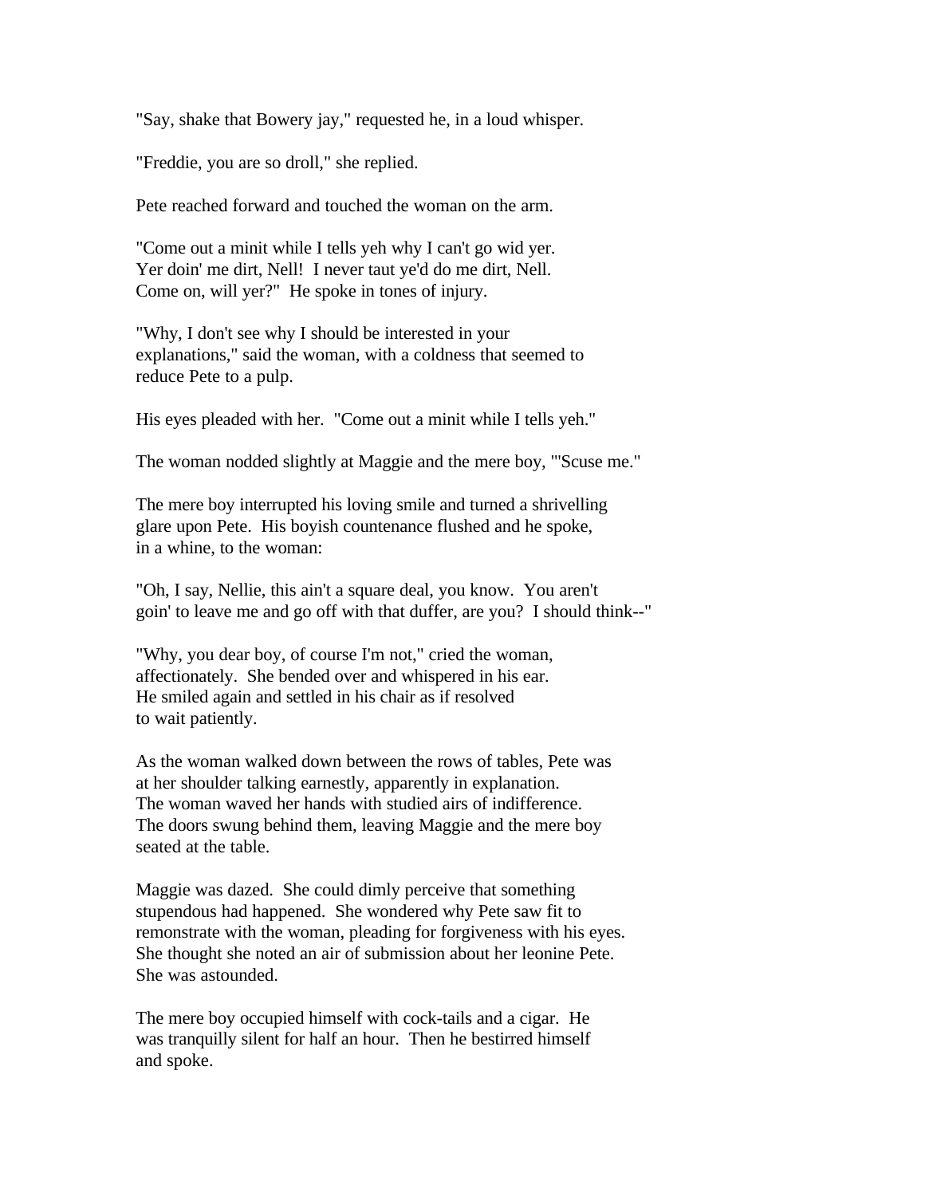"Say, shake that Bowery jay," requested he, in a loud whisper.

"Freddie, you are so droll," she replied.

Pete reached forward and touched the woman on the arm.

"Come out a minit while I tells yeh why I can't go wid yer. Yer doin' me dirt, Nell! I never taut ye'd do me dirt, Nell. Come on, will yer?" He spoke in tones of injury.

"Why, I don't see why I should be interested in your explanations," said the woman, with a coldness that seemed to reduce Pete to a pulp.

His eyes pleaded with her. "Come out a minit while I tells yeh."

The woman nodded slightly at Maggie and the mere boy, "'Scuse me."

The mere boy interrupted his loving smile and turned a shrivelling glare upon Pete. His boyish countenance flushed and he spoke, in a whine, to the woman:

"Oh, I say, Nellie, this ain't a square deal, you know. You aren't goin' to leave me and go off with that duffer, are you? I should think--"

"Why, you dear boy, of course I'm not," cried the woman, affectionately. She bended over and whispered in his ear. He smiled again and settled in his chair as if resolved to wait patiently.

As the woman walked down between the rows of tables, Pete was at her shoulder talking earnestly, apparently in explanation. The woman waved her hands with studied airs of indifference. The doors swung behind them, leaving Maggie and the mere boy seated at the table.

Maggie was dazed. She could dimly perceive that something stupendous had happened. She wondered why Pete saw fit to remonstrate with the woman, pleading for forgiveness with his eyes. She thought she noted an air of submission about her leonine Pete. She was astounded.

The mere boy occupied himself with cock-tails and a cigar. He was tranquilly silent for half an hour. Then he bestirred himself and spoke.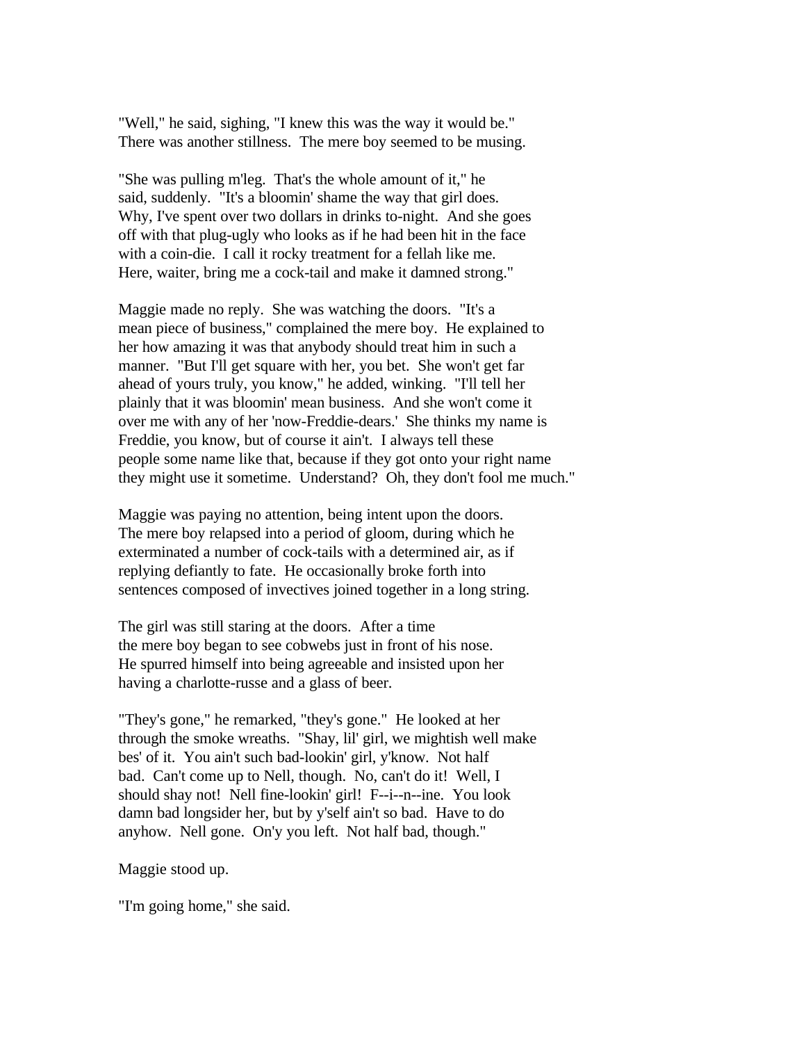"Well," he said, sighing, "I knew this was the way it would be." There was another stillness. The mere boy seemed to be musing.

"She was pulling m'leg. That's the whole amount of it," he said, suddenly. "It's a bloomin' shame the way that girl does. Why, I've spent over two dollars in drinks to-night. And she goes off with that plug-ugly who looks as if he had been hit in the face with a coin-die. I call it rocky treatment for a fellah like me. Here, waiter, bring me a cock-tail and make it damned strong."

Maggie made no reply. She was watching the doors. "It's a mean piece of business," complained the mere boy. He explained to her how amazing it was that anybody should treat him in such a manner. "But I'll get square with her, you bet. She won't get far ahead of yours truly, you know," he added, winking. "I'll tell her plainly that it was bloomin' mean business. And she won't come it over me with any of her 'now-Freddie-dears.' She thinks my name is Freddie, you know, but of course it ain't. I always tell these people some name like that, because if they got onto your right name they might use it sometime. Understand? Oh, they don't fool me much."

Maggie was paying no attention, being intent upon the doors. The mere boy relapsed into a period of gloom, during which he exterminated a number of cock-tails with a determined air, as if replying defiantly to fate. He occasionally broke forth into sentences composed of invectives joined together in a long string.

The girl was still staring at the doors. After a time the mere boy began to see cobwebs just in front of his nose. He spurred himself into being agreeable and insisted upon her having a charlotte-russe and a glass of beer.

"They's gone," he remarked, "they's gone." He looked at her through the smoke wreaths. "Shay, lil' girl, we mightish well make bes' of it. You ain't such bad-lookin' girl, y'know. Not half bad. Can't come up to Nell, though. No, can't do it! Well, I should shay not! Nell fine-lookin' girl! F--i--n--ine. You look damn bad longsider her, but by y'self ain't so bad. Have to do anyhow. Nell gone. On'y you left. Not half bad, though."

Maggie stood up.

"I'm going home," she said.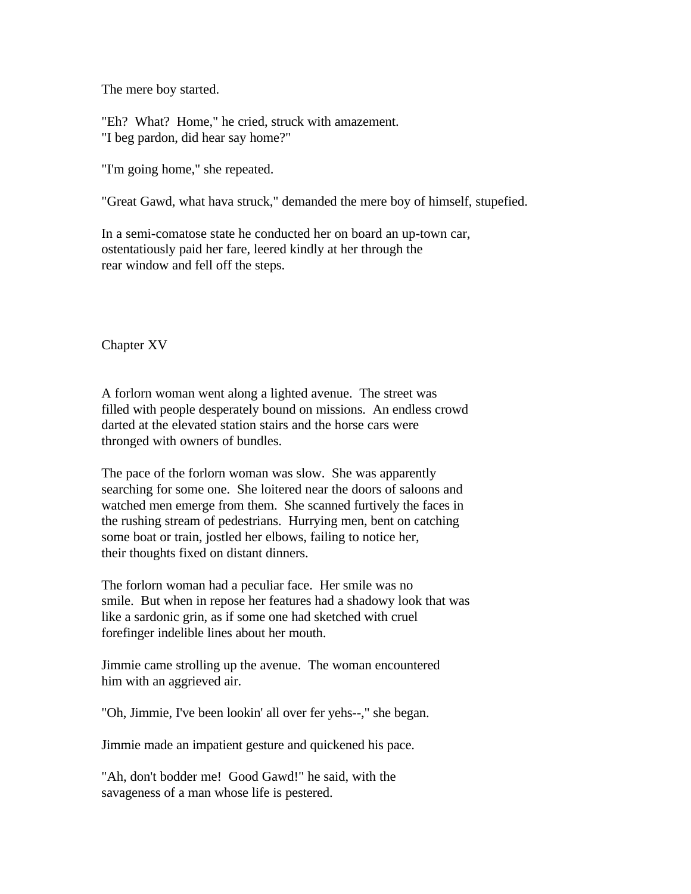The mere boy started.

"Eh? What? Home," he cried, struck with amazement.
"I beg pardon, did hear say home?"

"I'm going home," she repeated.

"Great Gawd, what hava struck," demanded the mere boy of himself, stupefied.

In a semi-comatose state he conducted her on board an up-town car, ostentatiously paid her fare, leered kindly at her through the rear window and fell off the steps.

## Chapter XV

A forlorn woman went along a lighted avenue. The street was filled with people desperately bound on missions. An endless crowd darted at the elevated station stairs and the horse cars were thronged with owners of bundles.

The pace of the forlorn woman was slow. She was apparently searching for some one. She loitered near the doors of saloons and watched men emerge from them. She scanned furtively the faces in the rushing stream of pedestrians. Hurrying men, bent on catching some boat or train, jostled her elbows, failing to notice her, their thoughts fixed on distant dinners.

The forlorn woman had a peculiar face. Her smile was no smile. But when in repose her features had a shadowy look that was like a sardonic grin, as if some one had sketched with cruel forefinger indelible lines about her mouth.

Jimmie came strolling up the avenue. The woman encountered him with an aggrieved air.

"Oh, Jimmie, I've been lookin' all over fer yehs--," she began.

Jimmie made an impatient gesture and quickened his pace.

"Ah, don't bodder me! Good Gawd!" he said, with the savageness of a man whose life is pestered.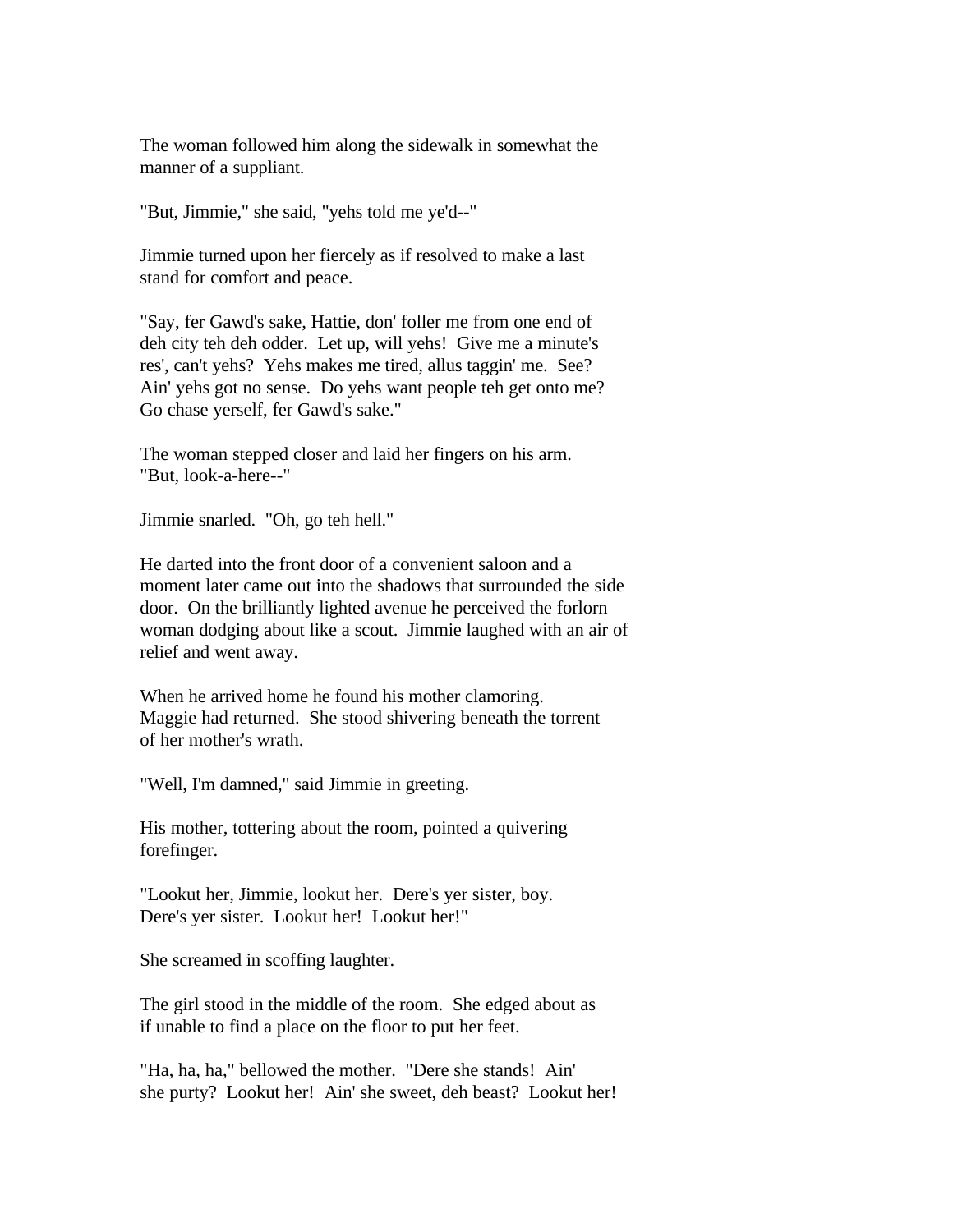The woman followed him along the sidewalk in somewhat the manner of a suppliant.

"But, Jimmie," she said, "yehs told me ye'd--"

Jimmie turned upon her fiercely as if resolved to make a last stand for comfort and peace.

"Say, fer Gawd's sake, Hattie, don' foller me from one end of deh city teh deh odder. Let up, will yehs! Give me a minute's res', can't yehs? Yehs makes me tired, allus taggin' me. See? Ain' yehs got no sense. Do yehs want people teh get onto me? Go chase yerself, fer Gawd's sake."

The woman stepped closer and laid her fingers on his arm. "But, look-a-here--"

Jimmie snarled. "Oh, go teh hell."

He darted into the front door of a convenient saloon and a moment later came out into the shadows that surrounded the side door. On the brilliantly lighted avenue he perceived the forlorn woman dodging about like a scout. Jimmie laughed with an air of relief and went away.

When he arrived home he found his mother clamoring. Maggie had returned. She stood shivering beneath the torrent of her mother's wrath.

"Well, I'm damned," said Jimmie in greeting.

His mother, tottering about the room, pointed a quivering forefinger.

"Lookut her, Jimmie, lookut her. Dere's yer sister, boy. Dere's yer sister. Lookut her! Lookut her!"

She screamed in scoffing laughter.

The girl stood in the middle of the room. She edged about as if unable to find a place on the floor to put her feet.

"Ha, ha, ha," bellowed the mother. "Dere she stands! Ain' she purty? Lookut her! Ain' she sweet, deh beast? Lookut her!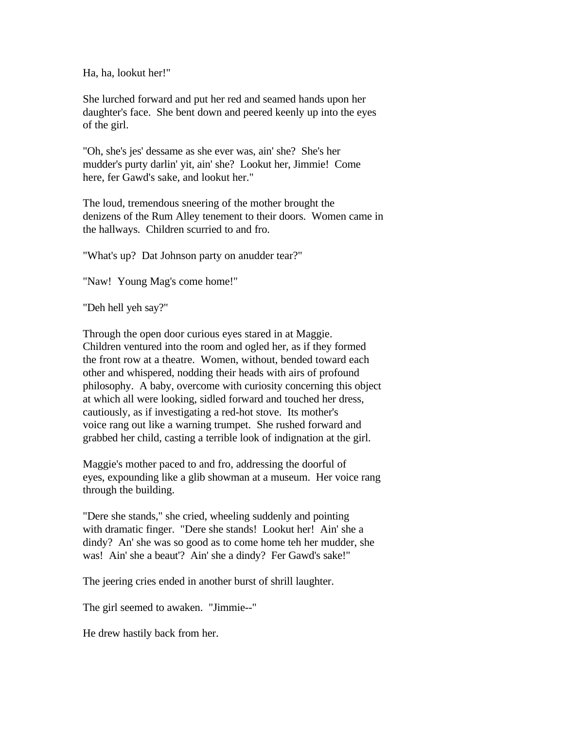Ha, ha, lookut her!"

She lurched forward and put her red and seamed hands upon her daughter's face. She bent down and peered keenly up into the eyes of the girl.

"Oh, she's jes' dessame as she ever was, ain' she? She's her mudder's purty darlin' yit, ain' she? Lookut her, Jimmie! Come here, fer Gawd's sake, and lookut her."

The loud, tremendous sneering of the mother brought the denizens of the Rum Alley tenement to their doors. Women came in the hallways. Children scurried to and fro.

"What's up? Dat Johnson party on anudder tear?"

"Naw! Young Mag's come home!"

"Deh hell yeh say?"

Through the open door curious eyes stared in at Maggie. Children ventured into the room and ogled her, as if they formed the front row at a theatre. Women, without, bended toward each other and whispered, nodding their heads with airs of profound philosophy. A baby, overcome with curiosity concerning this object at which all were looking, sidled forward and touched her dress, cautiously, as if investigating a red-hot stove. Its mother's voice rang out like a warning trumpet. She rushed forward and grabbed her child, casting a terrible look of indignation at the girl.

Maggie's mother paced to and fro, addressing the doorful of eyes, expounding like a glib showman at a museum. Her voice rang through the building.

"Dere she stands," she cried, wheeling suddenly and pointing with dramatic finger. "Dere she stands! Lookut her! Ain' she a dindy? An' she was so good as to come home teh her mudder, she was! Ain' she a beaut'? Ain' she a dindy? Fer Gawd's sake!"

The jeering cries ended in another burst of shrill laughter.

The girl seemed to awaken. "Jimmie--"

He drew hastily back from her.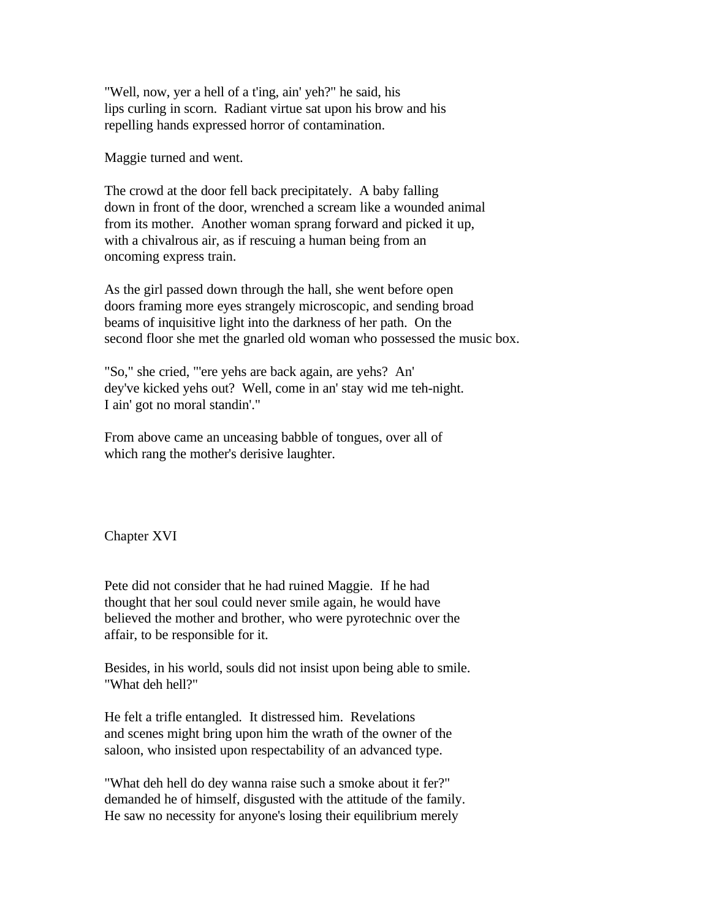"Well, now, yer a hell of a t'ing, ain' yeh?" he said, his lips curling in scorn. Radiant virtue sat upon his brow and his repelling hands expressed horror of contamination.

Maggie turned and went.

The crowd at the door fell back precipitately. A baby falling down in front of the door, wrenched a scream like a wounded animal from its mother. Another woman sprang forward and picked it up, with a chivalrous air, as if rescuing a human being from an oncoming express train.

As the girl passed down through the hall, she went before open doors framing more eyes strangely microscopic, and sending broad beams of inquisitive light into the darkness of her path. On the second floor she met the gnarled old woman who possessed the music box.

"So," she cried, "'ere yehs are back again, are yehs? An' dey've kicked yehs out? Well, come in an' stay wid me teh-night. I ain' got no moral standin'."

From above came an unceasing babble of tongues, over all of which rang the mother's derisive laughter.

## Chapter XVI

Pete did not consider that he had ruined Maggie. If he had thought that her soul could never smile again, he would have believed the mother and brother, who were pyrotechnic over the affair, to be responsible for it.

Besides, in his world, souls did not insist upon being able to smile. "What deh hell?"

He felt a trifle entangled. It distressed him. Revelations and scenes might bring upon him the wrath of the owner of the saloon, who insisted upon respectability of an advanced type.

"What deh hell do dey wanna raise such a smoke about it fer?" demanded he of himself, disgusted with the attitude of the family. He saw no necessity for anyone's losing their equilibrium merely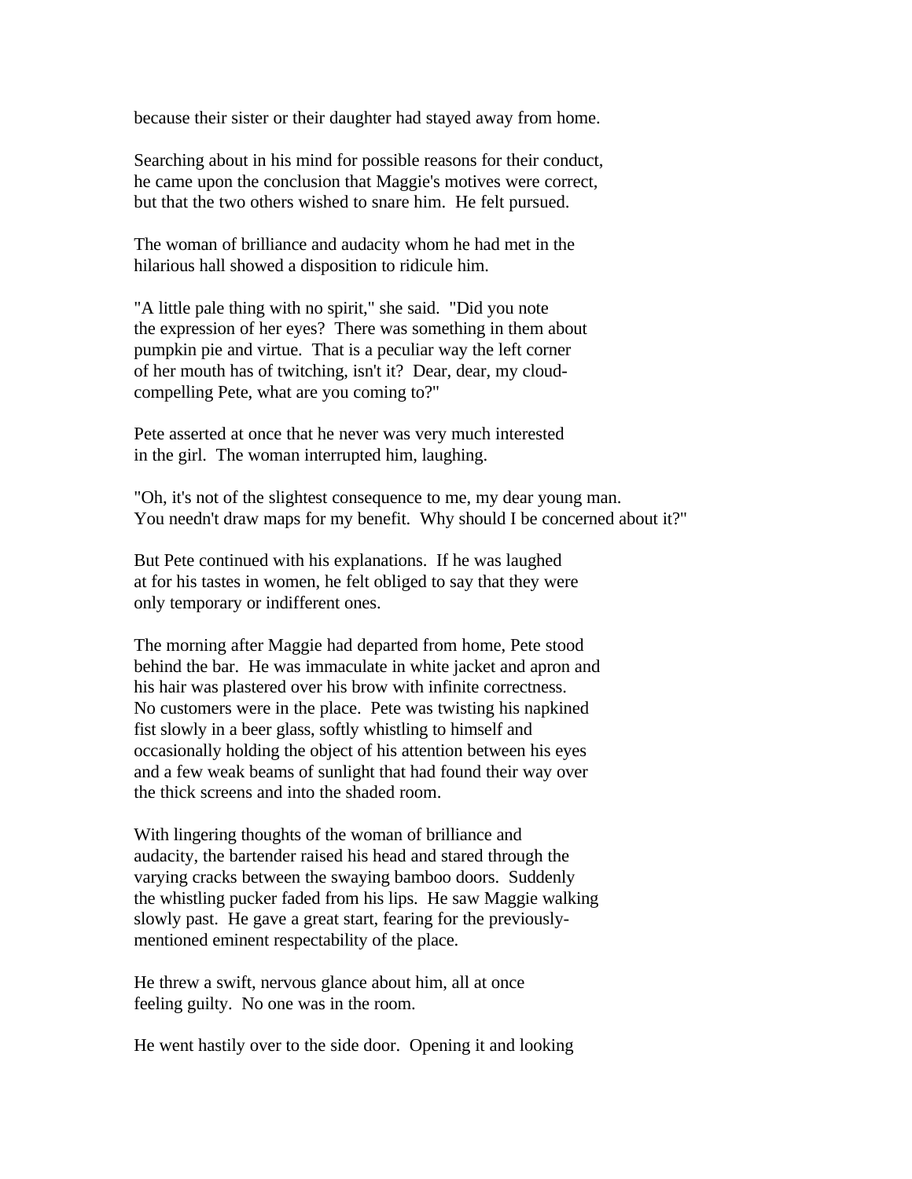because their sister or their daughter had stayed away from home.

Searching about in his mind for possible reasons for their conduct, he came upon the conclusion that Maggie's motives were correct, but that the two others wished to snare him. He felt pursued.

The woman of brilliance and audacity whom he had met in the hilarious hall showed a disposition to ridicule him.

"A little pale thing with no spirit," she said. "Did you note the expression of her eyes? There was something in them about pumpkin pie and virtue. That is a peculiar way the left corner of her mouth has of twitching, isn't it? Dear, dear, my cloud-compelling Pete, what are you coming to?"

Pete asserted at once that he never was very much interested in the girl. The woman interrupted him, laughing.

"Oh, it's not of the slightest consequence to me, my dear young man. You needn't draw maps for my benefit. Why should I be concerned about it?"

But Pete continued with his explanations. If he was laughed at for his tastes in women, he felt obliged to say that they were only temporary or indifferent ones.

The morning after Maggie had departed from home, Pete stood behind the bar. He was immaculate in white jacket and apron and his hair was plastered over his brow with infinite correctness. No customers were in the place. Pete was twisting his napkined fist slowly in a beer glass, softly whistling to himself and occasionally holding the object of his attention between his eyes and a few weak beams of sunlight that had found their way over the thick screens and into the shaded room.

With lingering thoughts of the woman of brilliance and audacity, the bartender raised his head and stared through the varying cracks between the swaying bamboo doors. Suddenly the whistling pucker faded from his lips. He saw Maggie walking slowly past. He gave a great start, fearing for the previously-mentioned eminent respectability of the place.

He threw a swift, nervous glance about him, all at once feeling guilty. No one was in the room.

He went hastily over to the side door. Opening it and looking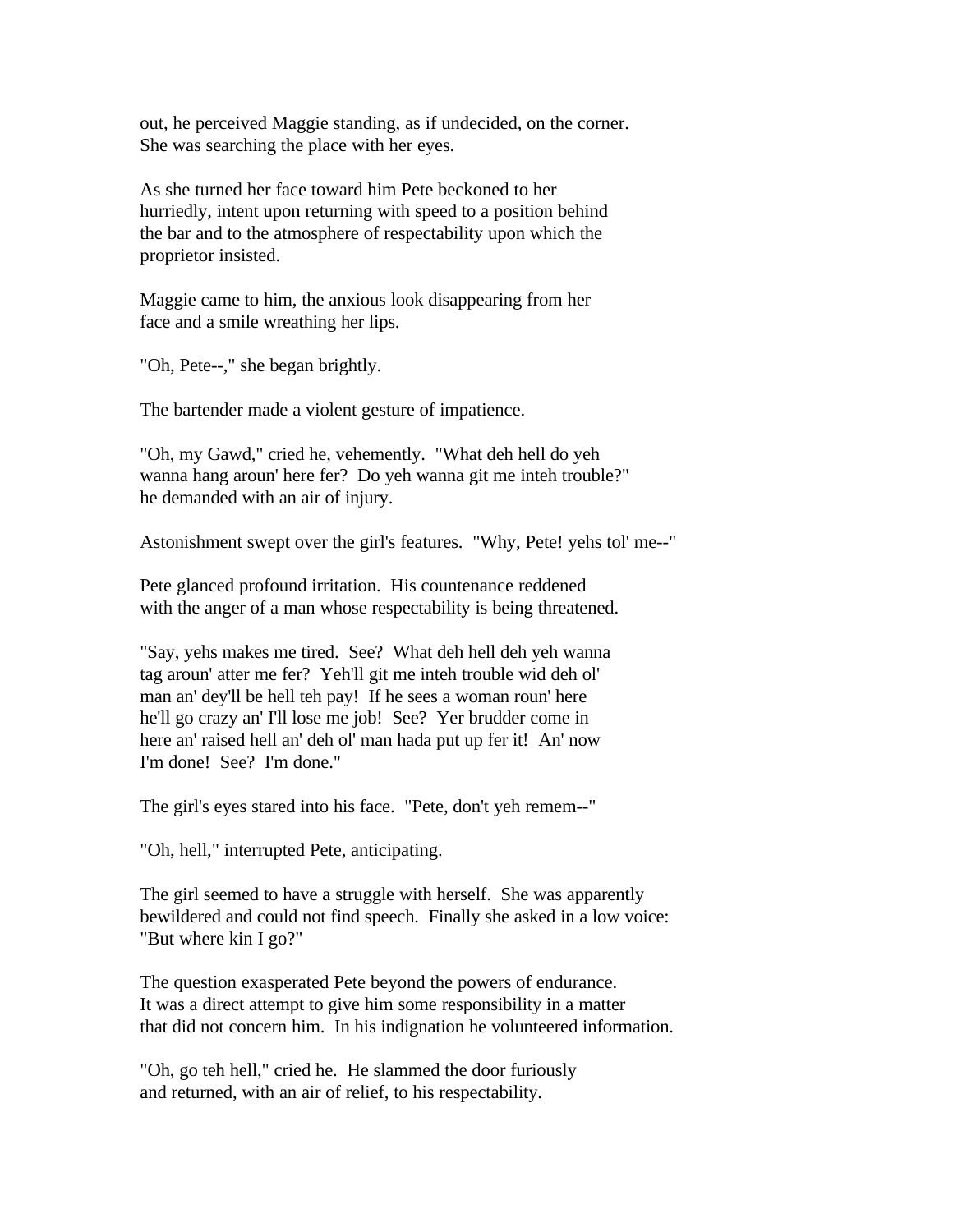out, he perceived Maggie standing, as if undecided, on the corner. She was searching the place with her eyes.

As she turned her face toward him Pete beckoned to her hurriedly, intent upon returning with speed to a position behind the bar and to the atmosphere of respectability upon which the proprietor insisted.

Maggie came to him, the anxious look disappearing from her face and a smile wreathing her lips.

"Oh, Pete--," she began brightly.

The bartender made a violent gesture of impatience.

"Oh, my Gawd," cried he, vehemently. "What deh hell do yeh wanna hang aroun' here fer? Do yeh wanna git me inteh trouble?" he demanded with an air of injury.

Astonishment swept over the girl's features. "Why, Pete! yehs tol' me--"

Pete glanced profound irritation. His countenance reddened with the anger of a man whose respectability is being threatened.

"Say, yehs makes me tired. See? What deh hell deh yeh wanna tag aroun' atter me fer? Yeh'll git me inteh trouble wid deh ol' man an' dey'll be hell teh pay! If he sees a woman roun' here he'll go crazy an' I'll lose me job! See? Yer brudder come in here an' raised hell an' deh ol' man hada put up fer it! An' now I'm done! See? I'm done."

The girl's eyes stared into his face. "Pete, don't yeh remem--"

"Oh, hell," interrupted Pete, anticipating.

The girl seemed to have a struggle with herself. She was apparently bewildered and could not find speech. Finally she asked in a low voice: "But where kin I go?"

The question exasperated Pete beyond the powers of endurance. It was a direct attempt to give him some responsibility in a matter that did not concern him. In his indignation he volunteered information.

"Oh, go teh hell," cried he. He slammed the door furiously and returned, with an air of relief, to his respectability.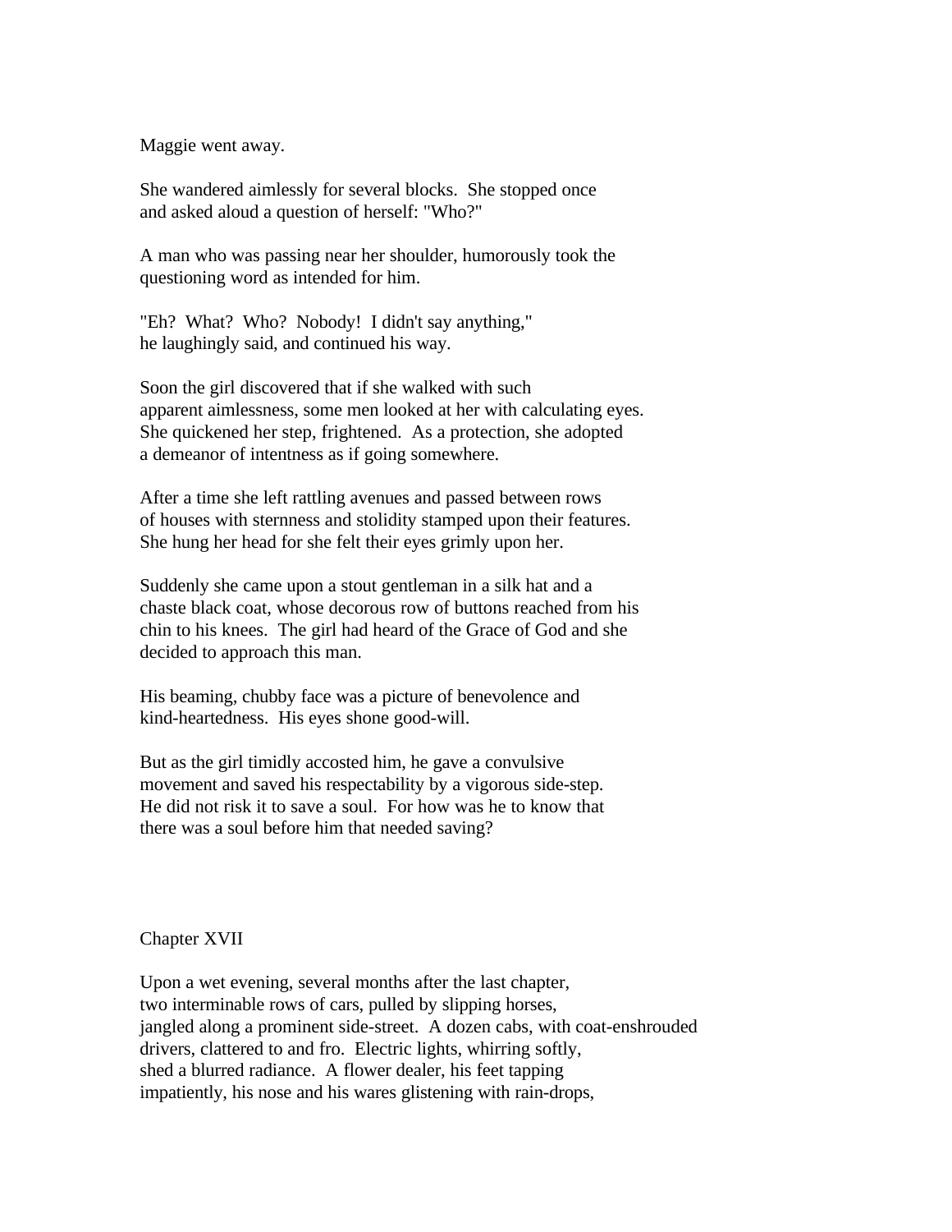Maggie went away.

She wandered aimlessly for several blocks. She stopped once and asked aloud a question of herself: "Who?"

A man who was passing near her shoulder, humorously took the questioning word as intended for him.

"Eh? What? Who? Nobody! I didn't say anything," he laughingly said, and continued his way.

Soon the girl discovered that if she walked with such apparent aimlessness, some men looked at her with calculating eyes. She quickened her step, frightened. As a protection, she adopted a demeanor of intentness as if going somewhere.

After a time she left rattling avenues and passed between rows of houses with sternness and stolidity stamped upon their features. She hung her head for she felt their eyes grimly upon her.

Suddenly she came upon a stout gentleman in a silk hat and a chaste black coat, whose decorous row of buttons reached from his chin to his knees. The girl had heard of the Grace of God and she decided to approach this man.

His beaming, chubby face was a picture of benevolence and kind-heartedness. His eyes shone good-will.

But as the girl timidly accosted him, he gave a convulsive movement and saved his respectability by a vigorous side-step. He did not risk it to save a soul. For how was he to know that there was a soul before him that needed saving?

## Chapter XVII

Upon a wet evening, several months after the last chapter, two interminable rows of cars, pulled by slipping horses, jangled along a prominent side-street. A dozen cabs, with coat-enshrouded drivers, clattered to and fro. Electric lights, whirring softly, shed a blurred radiance. A flower dealer, his feet tapping impatiently, his nose and his wares glistening with rain-drops,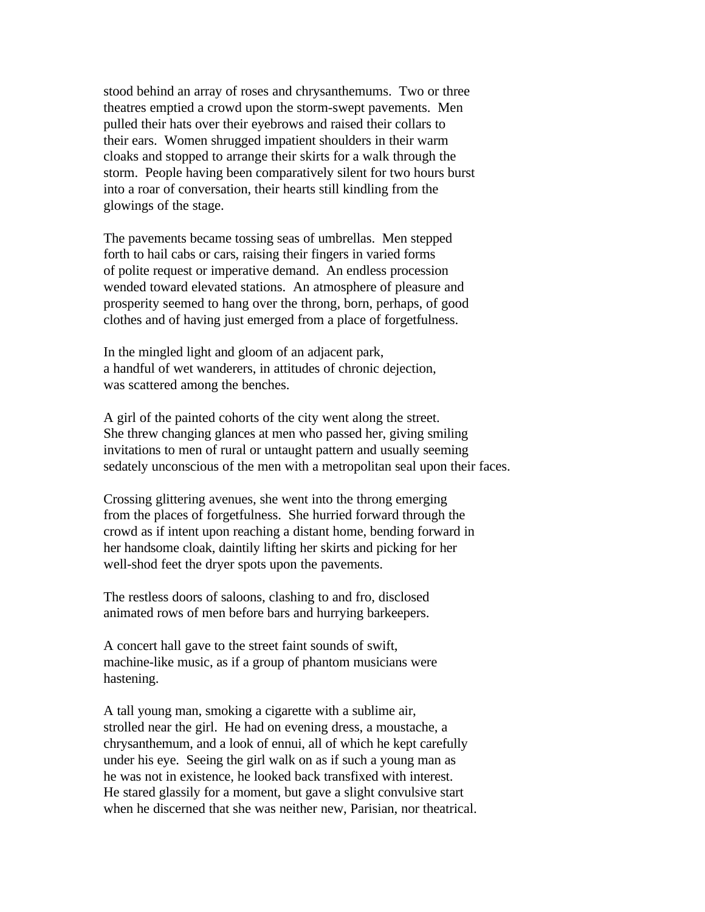stood behind an array of roses and chrysanthemums. Two or three theatres emptied a crowd upon the storm-swept pavements. Men pulled their hats over their eyebrows and raised their collars to their ears. Women shrugged impatient shoulders in their warm cloaks and stopped to arrange their skirts for a walk through the storm. People having been comparatively silent for two hours burst into a roar of conversation, their hearts still kindling from the glowings of the stage.

The pavements became tossing seas of umbrellas. Men stepped forth to hail cabs or cars, raising their fingers in varied forms of polite request or imperative demand. An endless procession wended toward elevated stations. An atmosphere of pleasure and prosperity seemed to hang over the throng, born, perhaps, of good clothes and of having just emerged from a place of forgetfulness.

In the mingled light and gloom of an adjacent park, a handful of wet wanderers, in attitudes of chronic dejection, was scattered among the benches.

A girl of the painted cohorts of the city went along the street. She threw changing glances at men who passed her, giving smiling invitations to men of rural or untaught pattern and usually seeming sedately unconscious of the men with a metropolitan seal upon their faces.

Crossing glittering avenues, she went into the throng emerging from the places of forgetfulness. She hurried forward through the crowd as if intent upon reaching a distant home, bending forward in her handsome cloak, daintily lifting her skirts and picking for her well-shod feet the dryer spots upon the pavements.

The restless doors of saloons, clashing to and fro, disclosed animated rows of men before bars and hurrying barkeepers.

A concert hall gave to the street faint sounds of swift, machine-like music, as if a group of phantom musicians were hastening.

A tall young man, smoking a cigarette with a sublime air, strolled near the girl. He had on evening dress, a moustache, a chrysanthemum, and a look of ennui, all of which he kept carefully under his eye. Seeing the girl walk on as if such a young man as he was not in existence, he looked back transfixed with interest. He stared glassily for a moment, but gave a slight convulsive start when he discerned that she was neither new, Parisian, nor theatrical.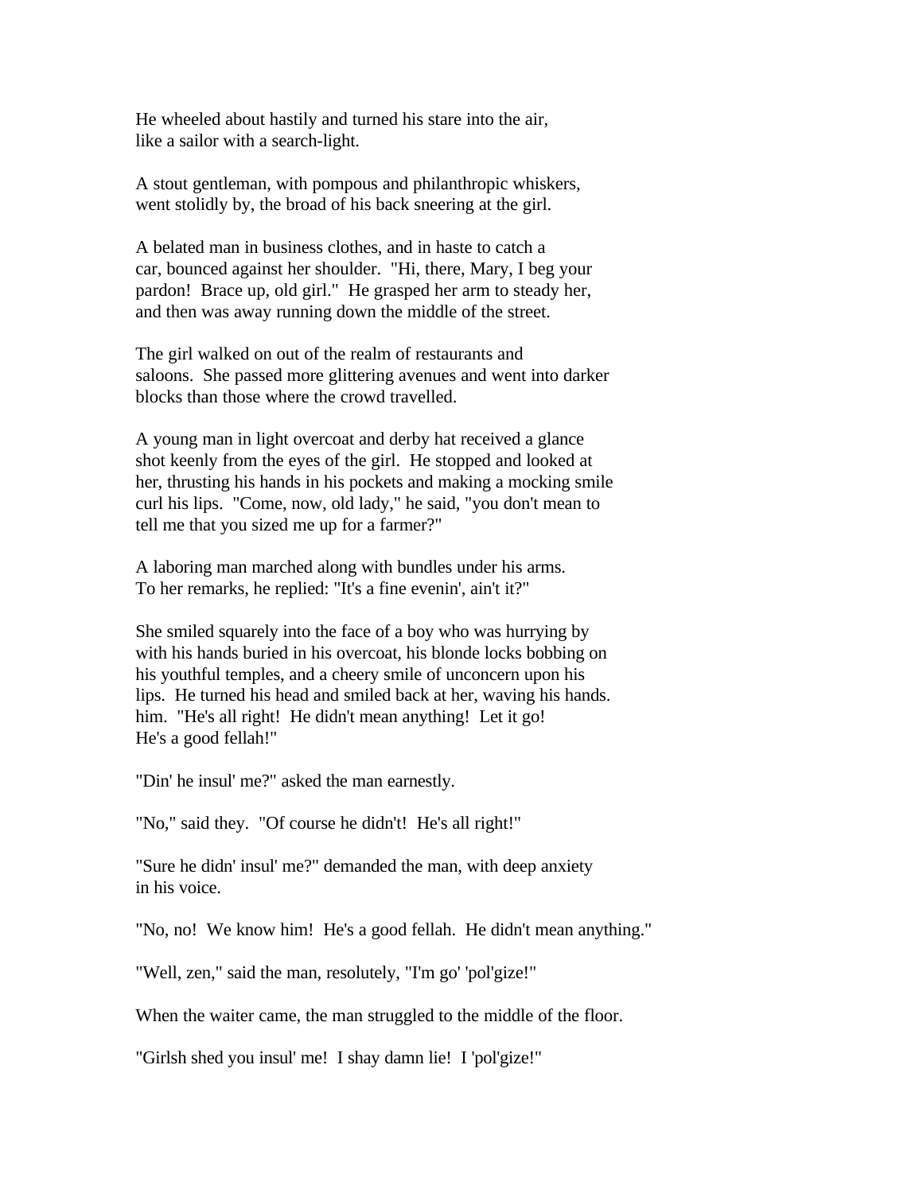He wheeled about hastily and turned his stare into the air, like a sailor with a search-light.

A stout gentleman, with pompous and philanthropic whiskers, went stolidly by, the broad of his back sneering at the girl.

A belated man in business clothes, and in haste to catch a car, bounced against her shoulder. "Hi, there, Mary, I beg your pardon! Brace up, old girl." He grasped her arm to steady her, and then was away running down the middle of the street.

The girl walked on out of the realm of restaurants and saloons. She passed more glittering avenues and went into darker blocks than those where the crowd travelled.

A young man in light overcoat and derby hat received a glance shot keenly from the eyes of the girl. He stopped and looked at her, thrusting his hands in his pockets and making a mocking smile curl his lips. "Come, now, old lady," he said, "you don't mean to tell me that you sized me up for a farmer?"

A laboring man marched along with bundles under his arms. To her remarks, he replied: "It's a fine evenin', ain't it?"

She smiled squarely into the face of a boy who was hurrying by with his hands buried in his overcoat, his blonde locks bobbing on his youthful temples, and a cheery smile of unconcern upon his lips. He turned his head and smiled back at her, waving his hands. him. "He's all right! He didn't mean anything! Let it go! He's a good fellah!"

"Din' he insul' me?" asked the man earnestly.

"No," said they. "Of course he didn't! He's all right!"

"Sure he didn' insul' me?" demanded the man, with deep anxiety in his voice.

"No, no! We know him! He's a good fellah. He didn't mean anything."

"Well, zen," said the man, resolutely, "I'm go' 'pol'gize!"

When the waiter came, the man struggled to the middle of the floor.

"Girlsh shed you insul' me! I shay damn lie! I 'pol'gize!"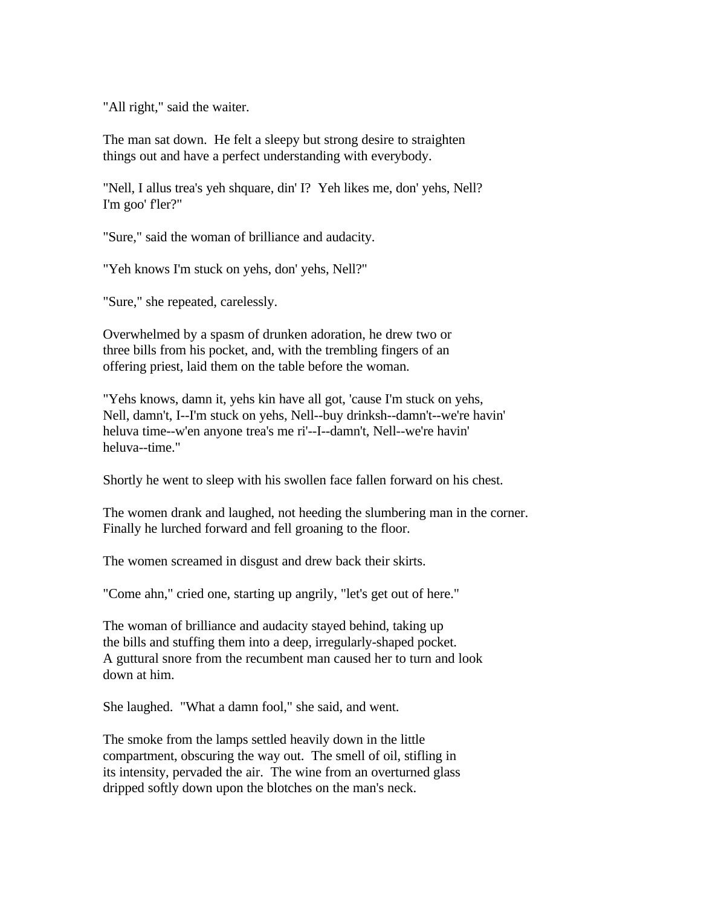"All right," said the waiter.

The man sat down. He felt a sleepy but strong desire to straighten things out and have a perfect understanding with everybody.

"Nell, I allus trea's yeh shquare, din' I? Yeh likes me, don' yehs, Nell? I'm goo' f'ler?"

"Sure," said the woman of brilliance and audacity.

"Yeh knows I'm stuck on yehs, don' yehs, Nell?"

"Sure," she repeated, carelessly.

Overwhelmed by a spasm of drunken adoration, he drew two or three bills from his pocket, and, with the trembling fingers of an offering priest, laid them on the table before the woman.

"Yehs knows, damn it, yehs kin have all got, 'cause I'm stuck on yehs, Nell, damn't, I--I'm stuck on yehs, Nell--buy drinksh--damn't--we're havin' heluva time--w'en anyone trea's me ri'--I--damn't, Nell--we're havin' heluva--time."

Shortly he went to sleep with his swollen face fallen forward on his chest.

The women drank and laughed, not heeding the slumbering man in the corner. Finally he lurched forward and fell groaning to the floor.

The women screamed in disgust and drew back their skirts.

"Come ahn," cried one, starting up angrily, "let's get out of here."

The woman of brilliance and audacity stayed behind, taking up the bills and stuffing them into a deep, irregularly-shaped pocket. A guttural snore from the recumbent man caused her to turn and look down at him.

She laughed. "What a damn fool," she said, and went.

The smoke from the lamps settled heavily down in the little compartment, obscuring the way out. The smell of oil, stifling in its intensity, pervaded the air. The wine from an overturned glass dripped softly down upon the blotches on the man's neck.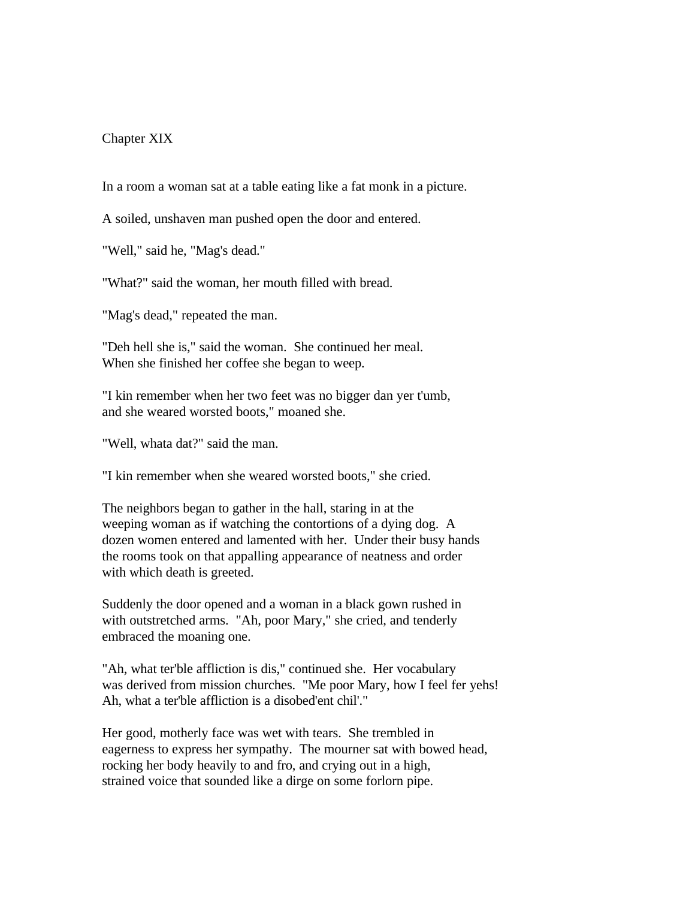## Chapter XIX

In a room a woman sat at a table eating like a fat monk in a picture.

A soiled, unshaven man pushed open the door and entered.

"Well," said he, "Mag's dead."

"What?" said the woman, her mouth filled with bread.

"Mag's dead," repeated the man.

"Deh hell she is," said the woman. She continued her meal. When she finished her coffee she began to weep.

"I kin remember when her two feet was no bigger dan yer t'umb, and she weared worsted boots," moaned she.

"Well, whata dat?" said the man.

"I kin remember when she weared worsted boots," she cried.

The neighbors began to gather in the hall, staring in at the weeping woman as if watching the contortions of a dying dog. A dozen women entered and lamented with her. Under their busy hands the rooms took on that appalling appearance of neatness and order with which death is greeted.

Suddenly the door opened and a woman in a black gown rushed in with outstretched arms. "Ah, poor Mary," she cried, and tenderly embraced the moaning one.

"Ah, what ter'ble affliction is dis," continued she. Her vocabulary was derived from mission churches. "Me poor Mary, how I feel fer yehs! Ah, what a ter'ble affliction is a disobed'ent chil'."

Her good, motherly face was wet with tears. She trembled in eagerness to express her sympathy. The mourner sat with bowed head, rocking her body heavily to and fro, and crying out in a high, strained voice that sounded like a dirge on some forlorn pipe.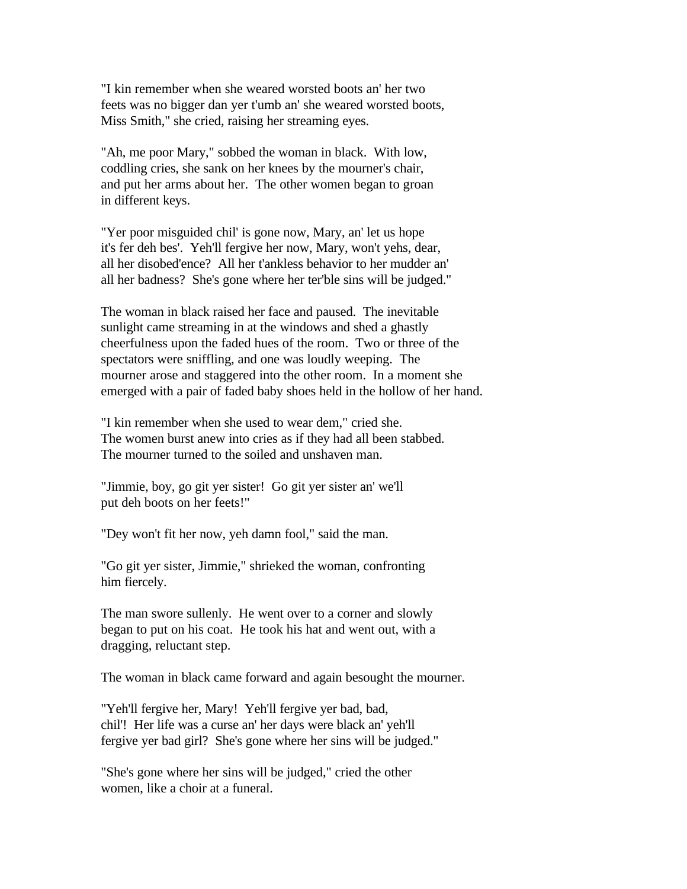"I kin remember when she weared worsted boots an' her two feets was no bigger dan yer t'umb an' she weared worsted boots, Miss Smith," she cried, raising her streaming eyes.

"Ah, me poor Mary," sobbed the woman in black. With low, coddling cries, she sank on her knees by the mourner's chair, and put her arms about her. The other women began to groan in different keys.

"Yer poor misguided chil' is gone now, Mary, an' let us hope it's fer deh bes'. Yeh'll fergive her now, Mary, won't yehs, dear, all her disobed'ence? All her t'ankless behavior to her mudder an' all her badness? She's gone where her ter'ble sins will be judged."

The woman in black raised her face and paused. The inevitable sunlight came streaming in at the windows and shed a ghastly cheerfulness upon the faded hues of the room. Two or three of the spectators were sniffling, and one was loudly weeping. The mourner arose and staggered into the other room. In a moment she emerged with a pair of faded baby shoes held in the hollow of her hand.

"I kin remember when she used to wear dem," cried she. The women burst anew into cries as if they had all been stabbed. The mourner turned to the soiled and unshaven man.

"Jimmie, boy, go git yer sister! Go git yer sister an' we'll put deh boots on her feets!"

"Dey won't fit her now, yeh damn fool," said the man.

"Go git yer sister, Jimmie," shrieked the woman, confronting him fiercely.

The man swore sullenly. He went over to a corner and slowly began to put on his coat. He took his hat and went out, with a dragging, reluctant step.

The woman in black came forward and again besought the mourner.

"Yeh'll fergive her, Mary! Yeh'll fergive yer bad, bad, chil'! Her life was a curse an' her days were black an' yeh'll fergive yer bad girl? She's gone where her sins will be judged."

"She's gone where her sins will be judged," cried the other women, like a choir at a funeral.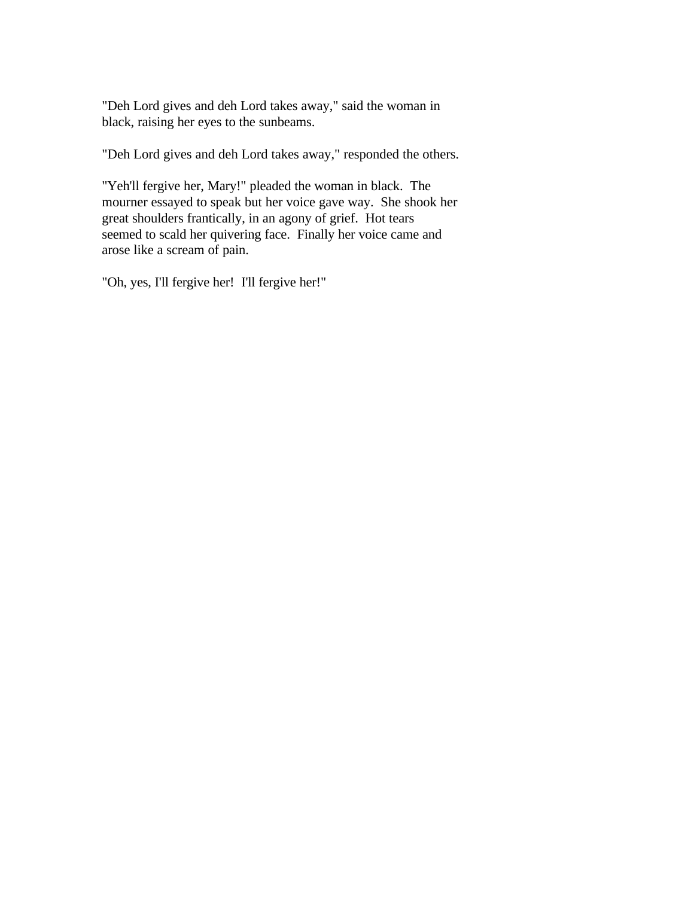"Deh Lord gives and deh Lord takes away," said the woman in black, raising her eyes to the sunbeams.

"Deh Lord gives and deh Lord takes away," responded the others.

"Yeh'll fergive her, Mary!" pleaded the woman in black. The mourner essayed to speak but her voice gave way. She shook her great shoulders frantically, in an agony of grief. Hot tears seemed to scald her quivering face. Finally her voice came and arose like a scream of pain.

"Oh, yes, I'll fergive her! I'll fergive her!"